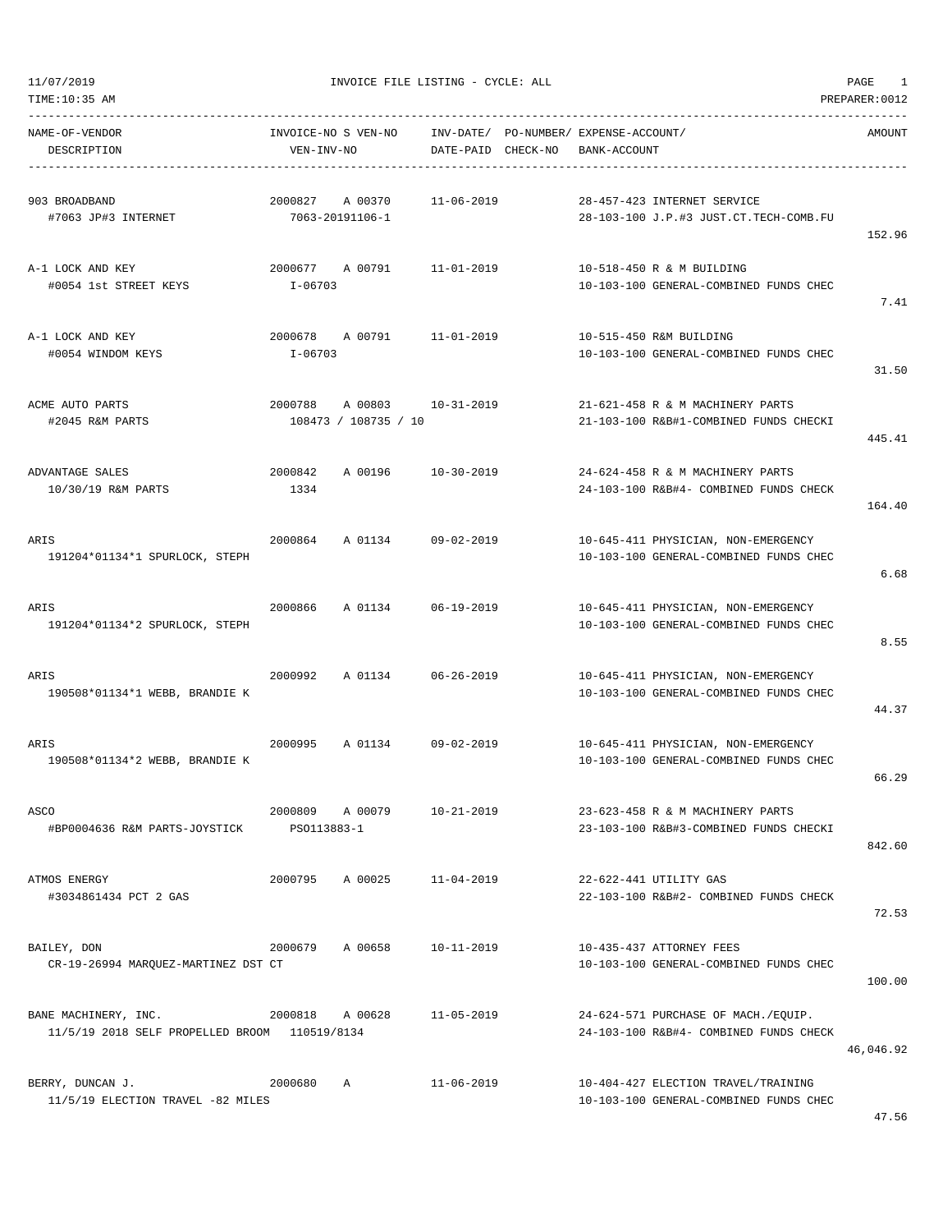11/07/2019 INVOICE FILE LISTING - CYCLE: ALL

TIME:10:35 AM PREPARER:0012

| NAME-OF-VENDOR<br>DESCRIPTION | INVOICE-NO S VEN-NO<br>VEN-INV-NO | INV-DATE/<br>DATE-PAID | PO-NUMBER/<br>CHECK-NO | EXPENSE-ACCOUNT/<br>BANK-ACCOUNT | AMOUNT |
|---|---|---|---|---|---|
| 903 BROADBAND<br>#7063 JP#3 INTERNET | 2000827 A 00370<br>7063-20191106-1 | 11-06-2019 | | 28-457-423 INTERNET SERVICE<br>28-103-100 J.P.#3 JUST.CT.TECH-COMB.FU | 152.96 |
| A-1 LOCK AND KEY<br>#0054 1st STREET KEYS | 2000677 A 00791<br>I-06703 | 11-01-2019 | | 10-518-450 R & M BUILDING<br>10-103-100 GENERAL-COMBINED FUNDS CHEC | 7.41 |
| A-1 LOCK AND KEY<br>#0054 WINDOM KEYS | 2000678 A 00791<br>I-06703 | 11-01-2019 | | 10-515-450 R&M BUILDING<br>10-103-100 GENERAL-COMBINED FUNDS CHEC | 31.50 |
| ACME AUTO PARTS<br>#2045 R&M PARTS | 2000788 A 00803<br>108473 / 108735 / 10 | 10-31-2019 | | 21-621-458 R & M MACHINERY PARTS<br>21-103-100 R&B#1-COMBINED FUNDS CHECKI | 445.41 |
| ADVANTAGE SALES<br>10/30/19 R&M PARTS | 2000842 A 00196<br>1334 | 10-30-2019 | | 24-624-458 R & M MACHINERY PARTS<br>24-103-100 R&B#4- COMBINED FUNDS CHECK | 164.40 |
| ARIS<br>191204*01134*1 SPURLOCK, STEPH | 2000864 A 01134 | 09-02-2019 | | 10-645-411 PHYSICIAN, NON-EMERGENCY<br>10-103-100 GENERAL-COMBINED FUNDS CHEC | 6.68 |
| ARIS<br>191204*01134*2 SPURLOCK, STEPH | 2000866 A 01134 | 06-19-2019 | | 10-645-411 PHYSICIAN, NON-EMERGENCY<br>10-103-100 GENERAL-COMBINED FUNDS CHEC | 8.55 |
| ARIS<br>190508*01134*1 WEBB, BRANDIE K | 2000992 A 01134 | 06-26-2019 | | 10-645-411 PHYSICIAN, NON-EMERGENCY<br>10-103-100 GENERAL-COMBINED FUNDS CHEC | 44.37 |
| ARIS<br>190508*01134*2 WEBB, BRANDIE K | 2000995 A 01134 | 09-02-2019 | | 10-645-411 PHYSICIAN, NON-EMERGENCY<br>10-103-100 GENERAL-COMBINED FUNDS CHEC | 66.29 |
| ASCO<br>#BP0004636 R&M PARTS-JOYSTICK | 2000809 A 00079<br>PSO113883-1 | 10-21-2019 | | 23-623-458 R & M MACHINERY PARTS<br>23-103-100 R&B#3-COMBINED FUNDS CHECKI | 842.60 |
| ATMOS ENERGY<br>#3034861434 PCT 2 GAS | 2000795 A 00025 | 11-04-2019 | | 22-622-441 UTILITY GAS<br>22-103-100 R&B#2- COMBINED FUNDS CHECK | 72.53 |
| BAILEY, DON<br>CR-19-26994 MARQUEZ-MARTINEZ DST CT | 2000679 A 00658 | 10-11-2019 | | 10-435-437 ATTORNEY FEES<br>10-103-100 GENERAL-COMBINED FUNDS CHEC | 100.00 |
| BANE MACHINERY, INC.<br>11/5/19 2018 SELF PROPELLED BROOM | 2000818 A 00628<br>110519/8134 | 11-05-2019 | | 24-624-571 PURCHASE OF MACH./EQUIP.<br>24-103-100 R&B#4- COMBINED FUNDS CHECK | 46,046.92 |
| BERRY, DUNCAN J.<br>11/5/19 ELECTION TRAVEL -82 MILES | 2000680 A | 11-06-2019 | | 10-404-427 ELECTION TRAVEL/TRAINING<br>10-103-100 GENERAL-COMBINED FUNDS CHEC | 47.56 |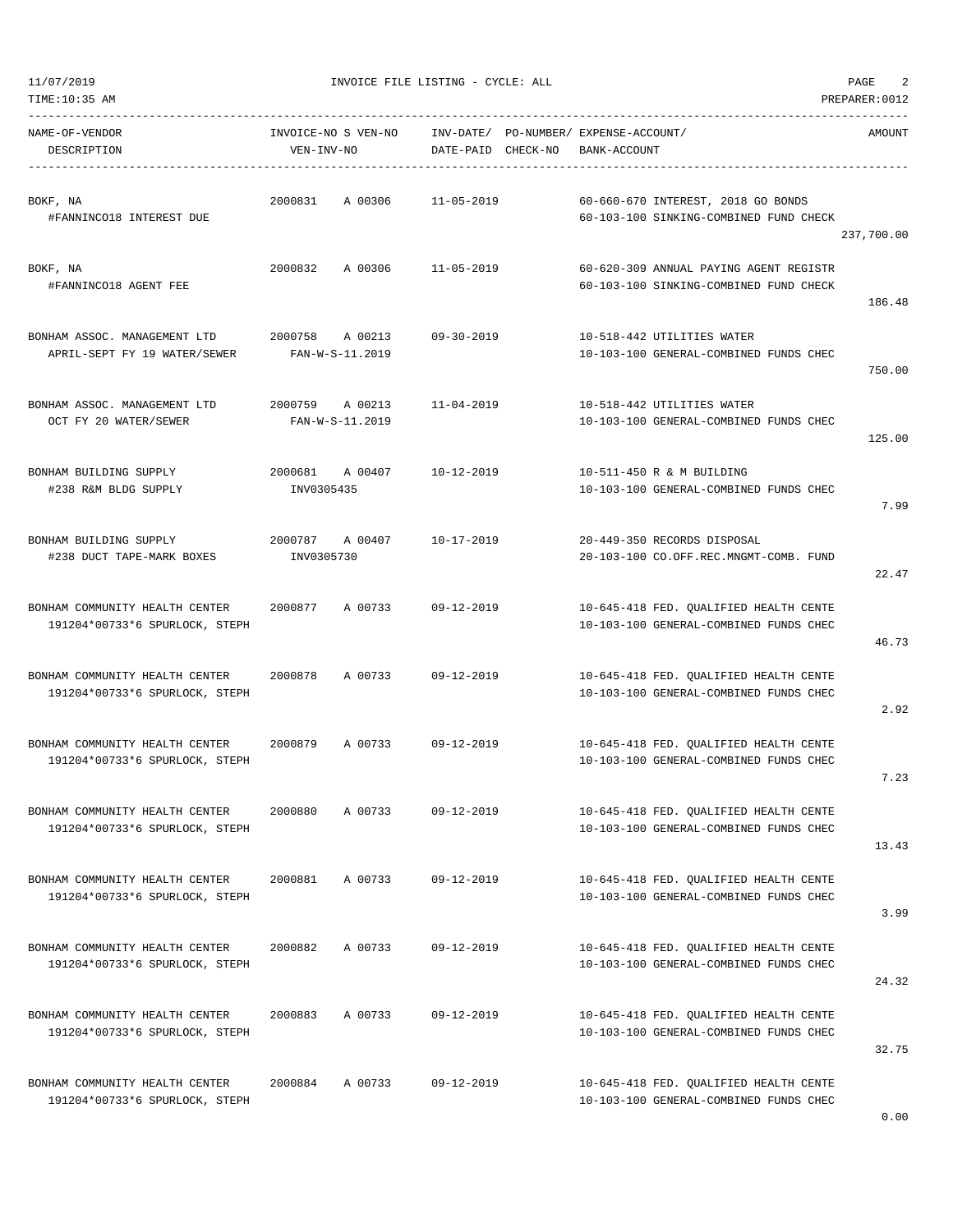11/07/2019 INVOICE FILE LISTING - CYCLE: ALL

TIME:10:35 AM PREPARER:0012

| NAME-OF-VENDOR / DESCRIPTION | INVOICE-NO S VEN-NO / VEN-INV-NO | INV-DATE/ DATE-PAID | PO-NUMBER/ CHECK-NO | EXPENSE-ACCOUNT/ BANK-ACCOUNT | AMOUNT |
|---|---|---|---|---|---|
| BOKF, NA<br>#FANNINCO18 INTEREST DUE | 2000831 A 00306 | 11-05-2019 | | 60-660-670 INTEREST, 2018 GO BONDS<br>60-103-100 SINKING-COMBINED FUND CHECK | 237,700.00 |
| BOKF, NA<br>#FANNINCO18 AGENT FEE | 2000832 A 00306 | 11-05-2019 | | 60-620-309 ANNUAL PAYING AGENT REGISTR<br>60-103-100 SINKING-COMBINED FUND CHECK | 186.48 |
| BONHAM ASSOC. MANAGEMENT LTD<br>APRIL-SEPT FY 19 WATER/SEWER | 2000758 A 00213<br>FAN-W-S-11.2019 | 09-30-2019 | | 10-518-442 UTILITIES WATER<br>10-103-100 GENERAL-COMBINED FUNDS CHEC | 750.00 |
| BONHAM ASSOC. MANAGEMENT LTD<br>OCT FY 20 WATER/SEWER | 2000759 A 00213<br>FAN-W-S-11.2019 | 11-04-2019 | | 10-518-442 UTILITIES WATER<br>10-103-100 GENERAL-COMBINED FUNDS CHEC | 125.00 |
| BONHAM BUILDING SUPPLY<br>#238 R&M BLDG SUPPLY | 2000681 A 00407<br>INV0305435 | 10-12-2019 | | 10-511-450 R & M BUILDING<br>10-103-100 GENERAL-COMBINED FUNDS CHEC | 7.99 |
| BONHAM BUILDING SUPPLY<br>#238 DUCT TAPE-MARK BOXES | 2000787 A 00407<br>INV0305730 | 10-17-2019 | | 20-449-350 RECORDS DISPOSAL<br>20-103-100 CO.OFF.REC.MNGMT-COMB. FUND | 22.47 |
| BONHAM COMMUNITY HEALTH CENTER<br>191204*00733*6 SPURLOCK, STEPH | 2000877 A 00733 | 09-12-2019 | | 10-645-418 FED. QUALIFIED HEALTH CENTE<br>10-103-100 GENERAL-COMBINED FUNDS CHEC | 46.73 |
| BONHAM COMMUNITY HEALTH CENTER<br>191204*00733*6 SPURLOCK, STEPH | 2000878 A 00733 | 09-12-2019 | | 10-645-418 FED. QUALIFIED HEALTH CENTE<br>10-103-100 GENERAL-COMBINED FUNDS CHEC | 2.92 |
| BONHAM COMMUNITY HEALTH CENTER<br>191204*00733*6 SPURLOCK, STEPH | 2000879 A 00733 | 09-12-2019 | | 10-645-418 FED. QUALIFIED HEALTH CENTE<br>10-103-100 GENERAL-COMBINED FUNDS CHEC | 7.23 |
| BONHAM COMMUNITY HEALTH CENTER<br>191204*00733*6 SPURLOCK, STEPH | 2000880 A 00733 | 09-12-2019 | | 10-645-418 FED. QUALIFIED HEALTH CENTE<br>10-103-100 GENERAL-COMBINED FUNDS CHEC | 13.43 |
| BONHAM COMMUNITY HEALTH CENTER<br>191204*00733*6 SPURLOCK, STEPH | 2000881 A 00733 | 09-12-2019 | | 10-645-418 FED. QUALIFIED HEALTH CENTE<br>10-103-100 GENERAL-COMBINED FUNDS CHEC | 3.99 |
| BONHAM COMMUNITY HEALTH CENTER<br>191204*00733*6 SPURLOCK, STEPH | 2000882 A 00733 | 09-12-2019 | | 10-645-418 FED. QUALIFIED HEALTH CENTE<br>10-103-100 GENERAL-COMBINED FUNDS CHEC | 24.32 |
| BONHAM COMMUNITY HEALTH CENTER<br>191204*00733*6 SPURLOCK, STEPH | 2000883 A 00733 | 09-12-2019 | | 10-645-418 FED. QUALIFIED HEALTH CENTE<br>10-103-100 GENERAL-COMBINED FUNDS CHEC | 32.75 |
| BONHAM COMMUNITY HEALTH CENTER<br>191204*00733*6 SPURLOCK, STEPH | 2000884 A 00733 | 09-12-2019 | | 10-645-418 FED. QUALIFIED HEALTH CENTE<br>10-103-100 GENERAL-COMBINED FUNDS CHEC | 0.00 |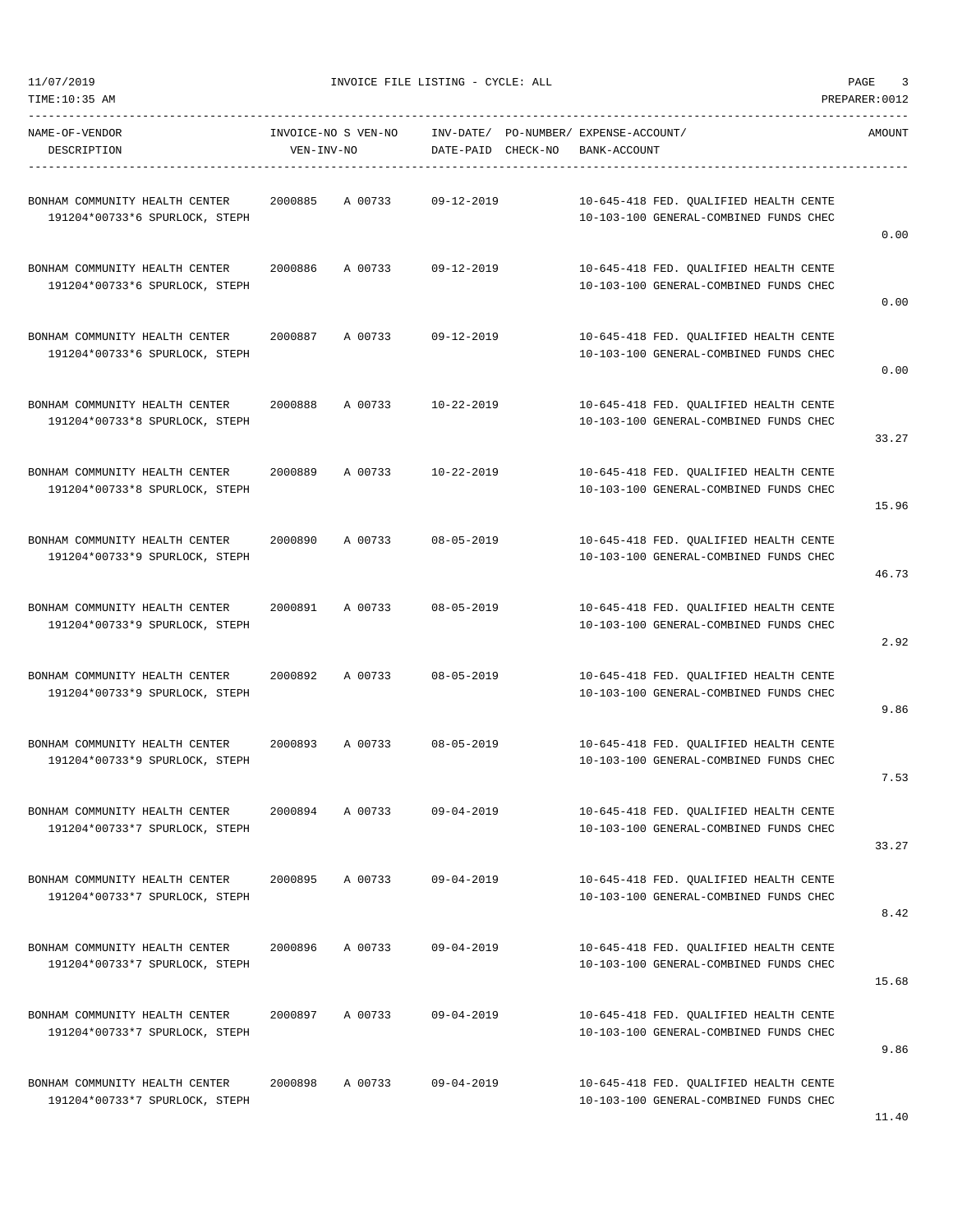INVOICE FILE LISTING - CYCLE: ALL

| NAME-OF-VENDOR / DESCRIPTION | INVOICE-NO | S VEN-NO / VEN-INV-NO | INV-DATE/ DATE-PAID | PO-NUMBER/ CHECK-NO | EXPENSE-ACCOUNT/ BANK-ACCOUNT | AMOUNT |
|---|---|---|---|---|---|---|
| BONHAM COMMUNITY HEALTH CENTER<br>191204*00733*6 SPURLOCK, STEPH | 2000885 | A 00733 | 09-12-2019 | | 10-645-418 FED. QUALIFIED HEALTH CENTE<br>10-103-100 GENERAL-COMBINED FUNDS CHEC | 0.00 |
| BONHAM COMMUNITY HEALTH CENTER<br>191204*00733*6 SPURLOCK, STEPH | 2000886 | A 00733 | 09-12-2019 | | 10-645-418 FED. QUALIFIED HEALTH CENTE<br>10-103-100 GENERAL-COMBINED FUNDS CHEC | 0.00 |
| BONHAM COMMUNITY HEALTH CENTER<br>191204*00733*6 SPURLOCK, STEPH | 2000887 | A 00733 | 09-12-2019 | | 10-645-418 FED. QUALIFIED HEALTH CENTE<br>10-103-100 GENERAL-COMBINED FUNDS CHEC | 0.00 |
| BONHAM COMMUNITY HEALTH CENTER<br>191204*00733*8 SPURLOCK, STEPH | 2000888 | A 00733 | 10-22-2019 | | 10-645-418 FED. QUALIFIED HEALTH CENTE<br>10-103-100 GENERAL-COMBINED FUNDS CHEC | 33.27 |
| BONHAM COMMUNITY HEALTH CENTER<br>191204*00733*8 SPURLOCK, STEPH | 2000889 | A 00733 | 10-22-2019 | | 10-645-418 FED. QUALIFIED HEALTH CENTE<br>10-103-100 GENERAL-COMBINED FUNDS CHEC | 15.96 |
| BONHAM COMMUNITY HEALTH CENTER<br>191204*00733*9 SPURLOCK, STEPH | 2000890 | A 00733 | 08-05-2019 | | 10-645-418 FED. QUALIFIED HEALTH CENTE<br>10-103-100 GENERAL-COMBINED FUNDS CHEC | 46.73 |
| BONHAM COMMUNITY HEALTH CENTER<br>191204*00733*9 SPURLOCK, STEPH | 2000891 | A 00733 | 08-05-2019 | | 10-645-418 FED. QUALIFIED HEALTH CENTE<br>10-103-100 GENERAL-COMBINED FUNDS CHEC | 2.92 |
| BONHAM COMMUNITY HEALTH CENTER<br>191204*00733*9 SPURLOCK, STEPH | 2000892 | A 00733 | 08-05-2019 | | 10-645-418 FED. QUALIFIED HEALTH CENTE<br>10-103-100 GENERAL-COMBINED FUNDS CHEC | 9.86 |
| BONHAM COMMUNITY HEALTH CENTER<br>191204*00733*9 SPURLOCK, STEPH | 2000893 | A 00733 | 08-05-2019 | | 10-645-418 FED. QUALIFIED HEALTH CENTE<br>10-103-100 GENERAL-COMBINED FUNDS CHEC | 7.53 |
| BONHAM COMMUNITY HEALTH CENTER<br>191204*00733*7 SPURLOCK, STEPH | 2000894 | A 00733 | 09-04-2019 | | 10-645-418 FED. QUALIFIED HEALTH CENTE<br>10-103-100 GENERAL-COMBINED FUNDS CHEC | 33.27 |
| BONHAM COMMUNITY HEALTH CENTER<br>191204*00733*7 SPURLOCK, STEPH | 2000895 | A 00733 | 09-04-2019 | | 10-645-418 FED. QUALIFIED HEALTH CENTE<br>10-103-100 GENERAL-COMBINED FUNDS CHEC | 8.42 |
| BONHAM COMMUNITY HEALTH CENTER<br>191204*00733*7 SPURLOCK, STEPH | 2000896 | A 00733 | 09-04-2019 | | 10-645-418 FED. QUALIFIED HEALTH CENTE<br>10-103-100 GENERAL-COMBINED FUNDS CHEC | 15.68 |
| BONHAM COMMUNITY HEALTH CENTER<br>191204*00733*7 SPURLOCK, STEPH | 2000897 | A 00733 | 09-04-2019 | | 10-645-418 FED. QUALIFIED HEALTH CENTE<br>10-103-100 GENERAL-COMBINED FUNDS CHEC | 9.86 |
| BONHAM COMMUNITY HEALTH CENTER<br>191204*00733*7 SPURLOCK, STEPH | 2000898 | A 00733 | 09-04-2019 | | 10-645-418 FED. QUALIFIED HEALTH CENTE<br>10-103-100 GENERAL-COMBINED FUNDS CHEC | 11.40 |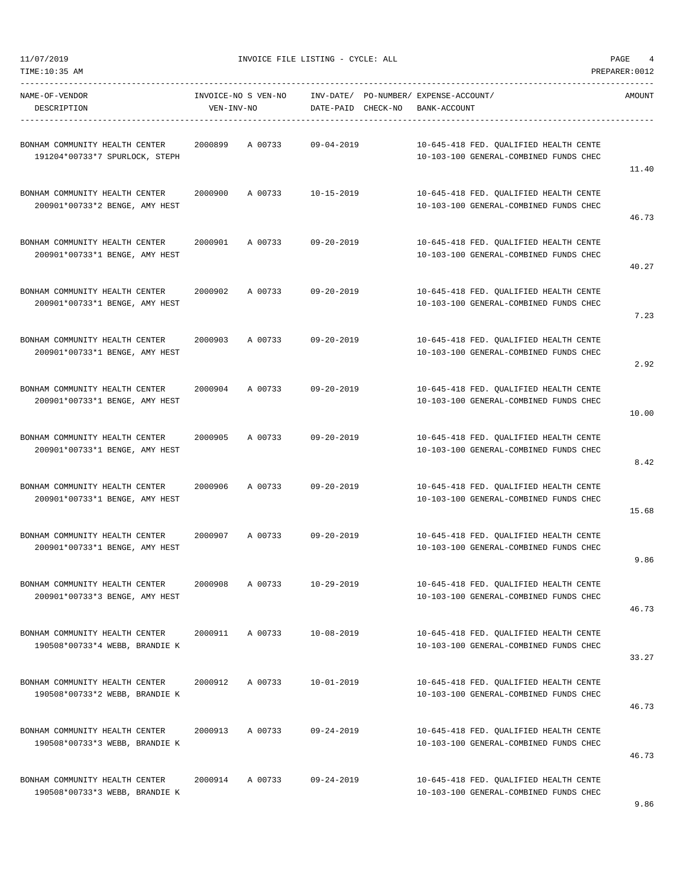| NAME-OF-VENDOR DESCRIPTION | INVOICE-NO S VEN-NO VEN-INV-NO | INV-DATE/ DATE-PAID | PO-NUMBER/ CHECK-NO | EXPENSE-ACCOUNT/ BANK-ACCOUNT | AMOUNT |
|---|---|---|---|---|---|
| BONHAM COMMUNITY HEALTH CENTER 191204*00733*7 SPURLOCK, STEPH | 2000899 A 00733 | 09-04-2019 | | 10-645-418 FED. QUALIFIED HEALTH CENTE 10-103-100 GENERAL-COMBINED FUNDS CHEC | 11.40 |
| BONHAM COMMUNITY HEALTH CENTER 200901*00733*2 BENGE, AMY HEST | 2000900 A 00733 | 10-15-2019 | | 10-645-418 FED. QUALIFIED HEALTH CENTE 10-103-100 GENERAL-COMBINED FUNDS CHEC | 46.73 |
| BONHAM COMMUNITY HEALTH CENTER 200901*00733*1 BENGE, AMY HEST | 2000901 A 00733 | 09-20-2019 | | 10-645-418 FED. QUALIFIED HEALTH CENTE 10-103-100 GENERAL-COMBINED FUNDS CHEC | 40.27 |
| BONHAM COMMUNITY HEALTH CENTER 200901*00733*1 BENGE, AMY HEST | 2000902 A 00733 | 09-20-2019 | | 10-645-418 FED. QUALIFIED HEALTH CENTE 10-103-100 GENERAL-COMBINED FUNDS CHEC | 7.23 |
| BONHAM COMMUNITY HEALTH CENTER 200901*00733*1 BENGE, AMY HEST | 2000903 A 00733 | 09-20-2019 | | 10-645-418 FED. QUALIFIED HEALTH CENTE 10-103-100 GENERAL-COMBINED FUNDS CHEC | 2.92 |
| BONHAM COMMUNITY HEALTH CENTER 200901*00733*1 BENGE, AMY HEST | 2000904 A 00733 | 09-20-2019 | | 10-645-418 FED. QUALIFIED HEALTH CENTE 10-103-100 GENERAL-COMBINED FUNDS CHEC | 10.00 |
| BONHAM COMMUNITY HEALTH CENTER 200901*00733*1 BENGE, AMY HEST | 2000905 A 00733 | 09-20-2019 | | 10-645-418 FED. QUALIFIED HEALTH CENTE 10-103-100 GENERAL-COMBINED FUNDS CHEC | 8.42 |
| BONHAM COMMUNITY HEALTH CENTER 200901*00733*1 BENGE, AMY HEST | 2000906 A 00733 | 09-20-2019 | | 10-645-418 FED. QUALIFIED HEALTH CENTE 10-103-100 GENERAL-COMBINED FUNDS CHEC | 15.68 |
| BONHAM COMMUNITY HEALTH CENTER 200901*00733*1 BENGE, AMY HEST | 2000907 A 00733 | 09-20-2019 | | 10-645-418 FED. QUALIFIED HEALTH CENTE 10-103-100 GENERAL-COMBINED FUNDS CHEC | 9.86 |
| BONHAM COMMUNITY HEALTH CENTER 200901*00733*3 BENGE, AMY HEST | 2000908 A 00733 | 10-29-2019 | | 10-645-418 FED. QUALIFIED HEALTH CENTE 10-103-100 GENERAL-COMBINED FUNDS CHEC | 46.73 |
| BONHAM COMMUNITY HEALTH CENTER 190508*00733*4 WEBB, BRANDIE K | 2000911 A 00733 | 10-08-2019 | | 10-645-418 FED. QUALIFIED HEALTH CENTE 10-103-100 GENERAL-COMBINED FUNDS CHEC | 33.27 |
| BONHAM COMMUNITY HEALTH CENTER 190508*00733*2 WEBB, BRANDIE K | 2000912 A 00733 | 10-01-2019 | | 10-645-418 FED. QUALIFIED HEALTH CENTE 10-103-100 GENERAL-COMBINED FUNDS CHEC | 46.73 |
| BONHAM COMMUNITY HEALTH CENTER 190508*00733*3 WEBB, BRANDIE K | 2000913 A 00733 | 09-24-2019 | | 10-645-418 FED. QUALIFIED HEALTH CENTE 10-103-100 GENERAL-COMBINED FUNDS CHEC | 46.73 |
| BONHAM COMMUNITY HEALTH CENTER 190508*00733*3 WEBB, BRANDIE K | 2000914 A 00733 | 09-24-2019 | | 10-645-418 FED. QUALIFIED HEALTH CENTE 10-103-100 GENERAL-COMBINED FUNDS CHEC | 9.86 |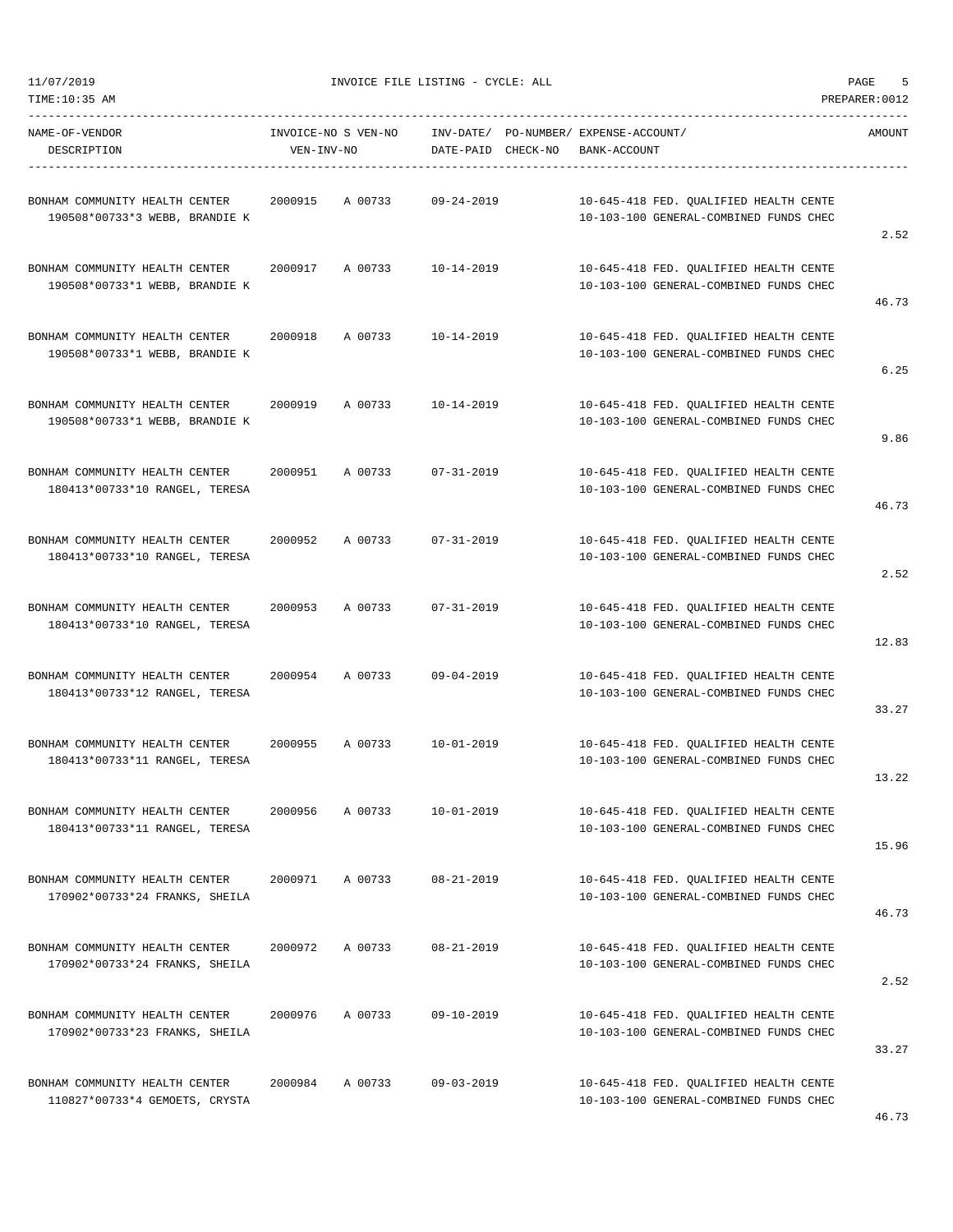INVOICE FILE LISTING - CYCLE: ALL

| NAME-OF-VENDOR / DESCRIPTION | INVOICE-NO | S VEN-NO / VEN-INV-NO | INV-DATE/ DATE-PAID | PO-NUMBER/ CHECK-NO | EXPENSE-ACCOUNT/ BANK-ACCOUNT | AMOUNT |
|---|---|---|---|---|---|---|
| BONHAM COMMUNITY HEALTH CENTER<br>190508*00733*3 WEBB, BRANDIE K | 2000915 | A 00733 | 09-24-2019 | | 10-645-418 FED. QUALIFIED HEALTH CENTE<br>10-103-100 GENERAL-COMBINED FUNDS CHEC | 2.52 |
| BONHAM COMMUNITY HEALTH CENTER<br>190508*00733*1 WEBB, BRANDIE K | 2000917 | A 00733 | 10-14-2019 | | 10-645-418 FED. QUALIFIED HEALTH CENTE<br>10-103-100 GENERAL-COMBINED FUNDS CHEC | 46.73 |
| BONHAM COMMUNITY HEALTH CENTER<br>190508*00733*1 WEBB, BRANDIE K | 2000918 | A 00733 | 10-14-2019 | | 10-645-418 FED. QUALIFIED HEALTH CENTE<br>10-103-100 GENERAL-COMBINED FUNDS CHEC | 6.25 |
| BONHAM COMMUNITY HEALTH CENTER<br>190508*00733*1 WEBB, BRANDIE K | 2000919 | A 00733 | 10-14-2019 | | 10-645-418 FED. QUALIFIED HEALTH CENTE<br>10-103-100 GENERAL-COMBINED FUNDS CHEC | 9.86 |
| BONHAM COMMUNITY HEALTH CENTER<br>180413*00733*10 RANGEL, TERESA | 2000951 | A 00733 | 07-31-2019 | | 10-645-418 FED. QUALIFIED HEALTH CENTE<br>10-103-100 GENERAL-COMBINED FUNDS CHEC | 46.73 |
| BONHAM COMMUNITY HEALTH CENTER<br>180413*00733*10 RANGEL, TERESA | 2000952 | A 00733 | 07-31-2019 | | 10-645-418 FED. QUALIFIED HEALTH CENTE<br>10-103-100 GENERAL-COMBINED FUNDS CHEC | 2.52 |
| BONHAM COMMUNITY HEALTH CENTER<br>180413*00733*10 RANGEL, TERESA | 2000953 | A 00733 | 07-31-2019 | | 10-645-418 FED. QUALIFIED HEALTH CENTE<br>10-103-100 GENERAL-COMBINED FUNDS CHEC | 12.83 |
| BONHAM COMMUNITY HEALTH CENTER<br>180413*00733*12 RANGEL, TERESA | 2000954 | A 00733 | 09-04-2019 | | 10-645-418 FED. QUALIFIED HEALTH CENTE<br>10-103-100 GENERAL-COMBINED FUNDS CHEC | 33.27 |
| BONHAM COMMUNITY HEALTH CENTER<br>180413*00733*11 RANGEL, TERESA | 2000955 | A 00733 | 10-01-2019 | | 10-645-418 FED. QUALIFIED HEALTH CENTE<br>10-103-100 GENERAL-COMBINED FUNDS CHEC | 13.22 |
| BONHAM COMMUNITY HEALTH CENTER<br>180413*00733*11 RANGEL, TERESA | 2000956 | A 00733 | 10-01-2019 | | 10-645-418 FED. QUALIFIED HEALTH CENTE<br>10-103-100 GENERAL-COMBINED FUNDS CHEC | 15.96 |
| BONHAM COMMUNITY HEALTH CENTER<br>170902*00733*24 FRANKS, SHEILA | 2000971 | A 00733 | 08-21-2019 | | 10-645-418 FED. QUALIFIED HEALTH CENTE<br>10-103-100 GENERAL-COMBINED FUNDS CHEC | 46.73 |
| BONHAM COMMUNITY HEALTH CENTER<br>170902*00733*24 FRANKS, SHEILA | 2000972 | A 00733 | 08-21-2019 | | 10-645-418 FED. QUALIFIED HEALTH CENTE<br>10-103-100 GENERAL-COMBINED FUNDS CHEC | 2.52 |
| BONHAM COMMUNITY HEALTH CENTER<br>170902*00733*23 FRANKS, SHEILA | 2000976 | A 00733 | 09-10-2019 | | 10-645-418 FED. QUALIFIED HEALTH CENTE<br>10-103-100 GENERAL-COMBINED FUNDS CHEC | 33.27 |
| BONHAM COMMUNITY HEALTH CENTER<br>110827*00733*4 GEMOETS, CRYSTA | 2000984 | A 00733 | 09-03-2019 | | 10-645-418 FED. QUALIFIED HEALTH CENTE<br>10-103-100 GENERAL-COMBINED FUNDS CHEC | 46.73 |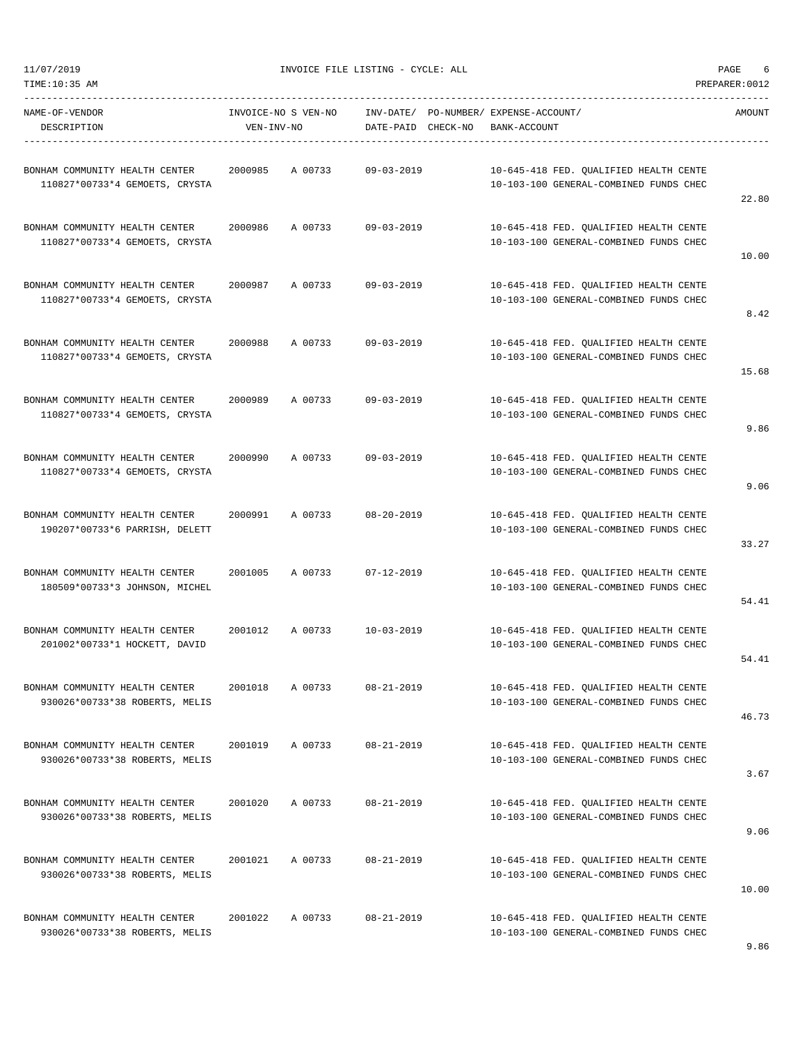11/07/2019 INVOICE FILE LISTING - CYCLE: ALL

TIME:10:35 AM PREPARER:0012

| NAME-OF-VENDOR<br>DESCRIPTION | INVOICE-NO S VEN-NO<br>VEN-INV-NO | INV-DATE/<br>DATE-PAID | PO-NUMBER/<br>CHECK-NO | EXPENSE-ACCOUNT/<br>BANK-ACCOUNT | AMOUNT |
|---|---|---|---|---|---|
| BONHAM COMMUNITY HEALTH CENTER<br>110827*00733*4 GEMOETS, CRYSTA | 2000985 A 00733 | 09-03-2019 | | 10-645-418 FED. QUALIFIED HEALTH CENTE<br>10-103-100 GENERAL-COMBINED FUNDS CHEC | 22.80 |
| BONHAM COMMUNITY HEALTH CENTER<br>110827*00733*4 GEMOETS, CRYSTA | 2000986 A 00733 | 09-03-2019 | | 10-645-418 FED. QUALIFIED HEALTH CENTE<br>10-103-100 GENERAL-COMBINED FUNDS CHEC | 10.00 |
| BONHAM COMMUNITY HEALTH CENTER<br>110827*00733*4 GEMOETS, CRYSTA | 2000987 A 00733 | 09-03-2019 | | 10-645-418 FED. QUALIFIED HEALTH CENTE<br>10-103-100 GENERAL-COMBINED FUNDS CHEC | 8.42 |
| BONHAM COMMUNITY HEALTH CENTER<br>110827*00733*4 GEMOETS, CRYSTA | 2000988 A 00733 | 09-03-2019 | | 10-645-418 FED. QUALIFIED HEALTH CENTE<br>10-103-100 GENERAL-COMBINED FUNDS CHEC | 15.68 |
| BONHAM COMMUNITY HEALTH CENTER<br>110827*00733*4 GEMOETS, CRYSTA | 2000989 A 00733 | 09-03-2019 | | 10-645-418 FED. QUALIFIED HEALTH CENTE<br>10-103-100 GENERAL-COMBINED FUNDS CHEC | 9.86 |
| BONHAM COMMUNITY HEALTH CENTER<br>110827*00733*4 GEMOETS, CRYSTA | 2000990 A 00733 | 09-03-2019 | | 10-645-418 FED. QUALIFIED HEALTH CENTE<br>10-103-100 GENERAL-COMBINED FUNDS CHEC | 9.06 |
| BONHAM COMMUNITY HEALTH CENTER<br>190207*00733*6 PARRISH, DELETT | 2000991 A 00733 | 08-20-2019 | | 10-645-418 FED. QUALIFIED HEALTH CENTE<br>10-103-100 GENERAL-COMBINED FUNDS CHEC | 33.27 |
| BONHAM COMMUNITY HEALTH CENTER<br>180509*00733*3 JOHNSON, MICHEL | 2001005 A 00733 | 07-12-2019 | | 10-645-418 FED. QUALIFIED HEALTH CENTE<br>10-103-100 GENERAL-COMBINED FUNDS CHEC | 54.41 |
| BONHAM COMMUNITY HEALTH CENTER<br>201002*00733*1 HOCKETT, DAVID | 2001012 A 00733 | 10-03-2019 | | 10-645-418 FED. QUALIFIED HEALTH CENTE<br>10-103-100 GENERAL-COMBINED FUNDS CHEC | 54.41 |
| BONHAM COMMUNITY HEALTH CENTER<br>930026*00733*38 ROBERTS, MELIS | 2001018 A 00733 | 08-21-2019 | | 10-645-418 FED. QUALIFIED HEALTH CENTE<br>10-103-100 GENERAL-COMBINED FUNDS CHEC | 46.73 |
| BONHAM COMMUNITY HEALTH CENTER<br>930026*00733*38 ROBERTS, MELIS | 2001019 A 00733 | 08-21-2019 | | 10-645-418 FED. QUALIFIED HEALTH CENTE<br>10-103-100 GENERAL-COMBINED FUNDS CHEC | 3.67 |
| BONHAM COMMUNITY HEALTH CENTER<br>930026*00733*38 ROBERTS, MELIS | 2001020 A 00733 | 08-21-2019 | | 10-645-418 FED. QUALIFIED HEALTH CENTE<br>10-103-100 GENERAL-COMBINED FUNDS CHEC | 9.06 |
| BONHAM COMMUNITY HEALTH CENTER<br>930026*00733*38 ROBERTS, MELIS | 2001021 A 00733 | 08-21-2019 | | 10-645-418 FED. QUALIFIED HEALTH CENTE<br>10-103-100 GENERAL-COMBINED FUNDS CHEC | 10.00 |
| BONHAM COMMUNITY HEALTH CENTER<br>930026*00733*38 ROBERTS, MELIS | 2001022 A 00733 | 08-21-2019 | | 10-645-418 FED. QUALIFIED HEALTH CENTE<br>10-103-100 GENERAL-COMBINED FUNDS CHEC | 9.86 |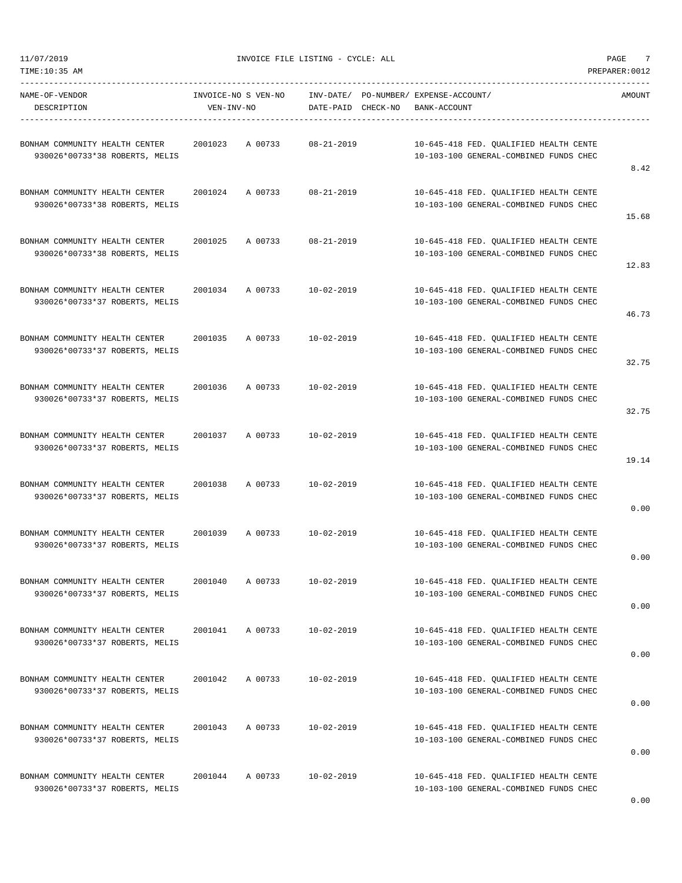INVOICE FILE LISTING - CYCLE: ALL

| NAME-OF-VENDOR / DESCRIPTION | INVOICE-NO | S VEN-NO / VEN-INV-NO | INV-DATE / DATE-PAID | PO-NUMBER / CHECK-NO | EXPENSE-ACCOUNT / BANK-ACCOUNT | AMOUNT |
|---|---|---|---|---|---|---|
| BONHAM COMMUNITY HEALTH CENTER<br>930026*00733*38 ROBERTS, MELIS | 2001023 | A 00733 | 08-21-2019 | | 10-645-418 FED. QUALIFIED HEALTH CENTE<br>10-103-100 GENERAL-COMBINED FUNDS CHEC | 8.42 |
| BONHAM COMMUNITY HEALTH CENTER<br>930026*00733*38 ROBERTS, MELIS | 2001024 | A 00733 | 08-21-2019 | | 10-645-418 FED. QUALIFIED HEALTH CENTE<br>10-103-100 GENERAL-COMBINED FUNDS CHEC | 15.68 |
| BONHAM COMMUNITY HEALTH CENTER<br>930026*00733*38 ROBERTS, MELIS | 2001025 | A 00733 | 08-21-2019 | | 10-645-418 FED. QUALIFIED HEALTH CENTE<br>10-103-100 GENERAL-COMBINED FUNDS CHEC | 12.83 |
| BONHAM COMMUNITY HEALTH CENTER<br>930026*00733*37 ROBERTS, MELIS | 2001034 | A 00733 | 10-02-2019 | | 10-645-418 FED. QUALIFIED HEALTH CENTE<br>10-103-100 GENERAL-COMBINED FUNDS CHEC | 46.73 |
| BONHAM COMMUNITY HEALTH CENTER<br>930026*00733*37 ROBERTS, MELIS | 2001035 | A 00733 | 10-02-2019 | | 10-645-418 FED. QUALIFIED HEALTH CENTE<br>10-103-100 GENERAL-COMBINED FUNDS CHEC | 32.75 |
| BONHAM COMMUNITY HEALTH CENTER<br>930026*00733*37 ROBERTS, MELIS | 2001036 | A 00733 | 10-02-2019 | | 10-645-418 FED. QUALIFIED HEALTH CENTE<br>10-103-100 GENERAL-COMBINED FUNDS CHEC | 32.75 |
| BONHAM COMMUNITY HEALTH CENTER<br>930026*00733*37 ROBERTS, MELIS | 2001037 | A 00733 | 10-02-2019 | | 10-645-418 FED. QUALIFIED HEALTH CENTE<br>10-103-100 GENERAL-COMBINED FUNDS CHEC | 19.14 |
| BONHAM COMMUNITY HEALTH CENTER<br>930026*00733*37 ROBERTS, MELIS | 2001038 | A 00733 | 10-02-2019 | | 10-645-418 FED. QUALIFIED HEALTH CENTE<br>10-103-100 GENERAL-COMBINED FUNDS CHEC | 0.00 |
| BONHAM COMMUNITY HEALTH CENTER<br>930026*00733*37 ROBERTS, MELIS | 2001039 | A 00733 | 10-02-2019 | | 10-645-418 FED. QUALIFIED HEALTH CENTE<br>10-103-100 GENERAL-COMBINED FUNDS CHEC | 0.00 |
| BONHAM COMMUNITY HEALTH CENTER<br>930026*00733*37 ROBERTS, MELIS | 2001040 | A 00733 | 10-02-2019 | | 10-645-418 FED. QUALIFIED HEALTH CENTE<br>10-103-100 GENERAL-COMBINED FUNDS CHEC | 0.00 |
| BONHAM COMMUNITY HEALTH CENTER<br>930026*00733*37 ROBERTS, MELIS | 2001041 | A 00733 | 10-02-2019 | | 10-645-418 FED. QUALIFIED HEALTH CENTE<br>10-103-100 GENERAL-COMBINED FUNDS CHEC | 0.00 |
| BONHAM COMMUNITY HEALTH CENTER<br>930026*00733*37 ROBERTS, MELIS | 2001042 | A 00733 | 10-02-2019 | | 10-645-418 FED. QUALIFIED HEALTH CENTE<br>10-103-100 GENERAL-COMBINED FUNDS CHEC | 0.00 |
| BONHAM COMMUNITY HEALTH CENTER<br>930026*00733*37 ROBERTS, MELIS | 2001043 | A 00733 | 10-02-2019 | | 10-645-418 FED. QUALIFIED HEALTH CENTE<br>10-103-100 GENERAL-COMBINED FUNDS CHEC | 0.00 |
| BONHAM COMMUNITY HEALTH CENTER<br>930026*00733*37 ROBERTS, MELIS | 2001044 | A 00733 | 10-02-2019 | | 10-645-418 FED. QUALIFIED HEALTH CENTE<br>10-103-100 GENERAL-COMBINED FUNDS CHEC | 0.00 |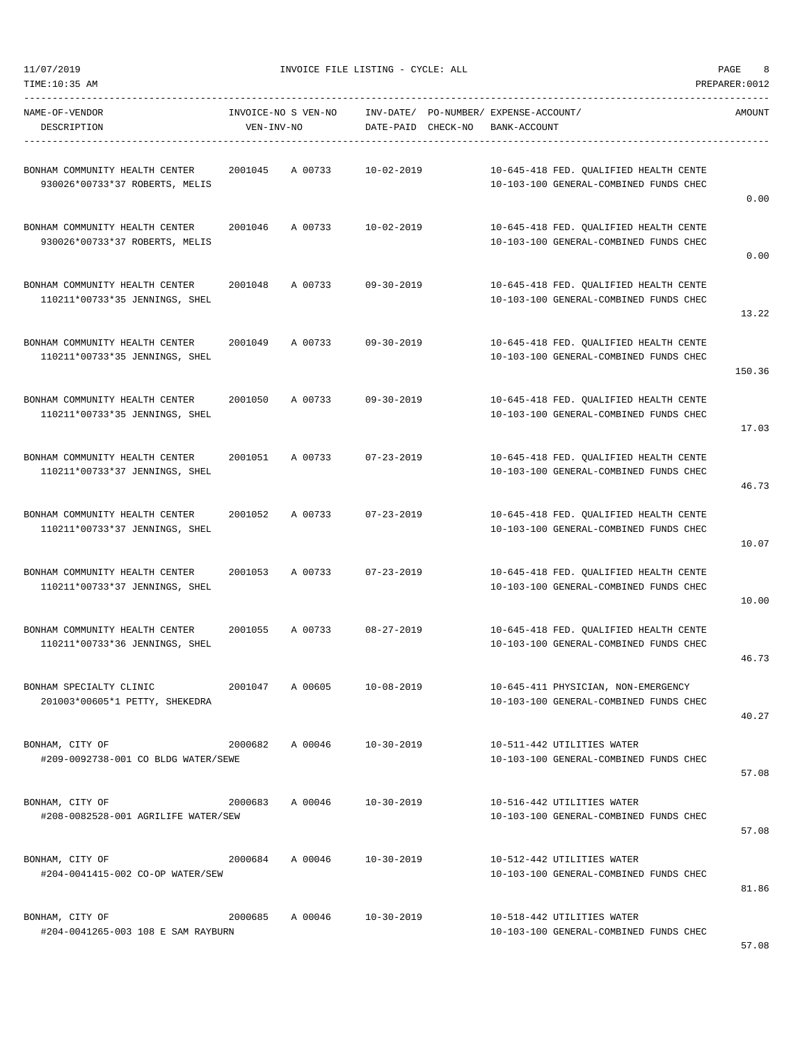11/07/2019 INVOICE FILE LISTING - CYCLE: ALL

TIME:10:35 AM PREPARER:0012

| NAME-OF-VENDOR<br>DESCRIPTION | INVOICE-NO S VEN-NO<br>VEN-INV-NO | | INV-DATE/<br>DATE-PAID | PO-NUMBER/<br>CHECK-NO | EXPENSE-ACCOUNT/<br>BANK-ACCOUNT | AMOUNT |
|---|---|---|---|---|---|---|
| BONHAM COMMUNITY HEALTH CENTER<br>930026*00733*37 ROBERTS, MELIS | 2001045 | A 00733 | 10-02-2019 | | 10-645-418 FED. QUALIFIED HEALTH CENTE<br>10-103-100 GENERAL-COMBINED FUNDS CHEC | 0.00 |
| BONHAM COMMUNITY HEALTH CENTER<br>930026*00733*37 ROBERTS, MELIS | 2001046 | A 00733 | 10-02-2019 | | 10-645-418 FED. QUALIFIED HEALTH CENTE<br>10-103-100 GENERAL-COMBINED FUNDS CHEC | 0.00 |
| BONHAM COMMUNITY HEALTH CENTER<br>110211*00733*35 JENNINGS, SHEL | 2001048 | A 00733 | 09-30-2019 | | 10-645-418 FED. QUALIFIED HEALTH CENTE<br>10-103-100 GENERAL-COMBINED FUNDS CHEC | 13.22 |
| BONHAM COMMUNITY HEALTH CENTER<br>110211*00733*35 JENNINGS, SHEL | 2001049 | A 00733 | 09-30-2019 | | 10-645-418 FED. QUALIFIED HEALTH CENTE<br>10-103-100 GENERAL-COMBINED FUNDS CHEC | 150.36 |
| BONHAM COMMUNITY HEALTH CENTER<br>110211*00733*35 JENNINGS, SHEL | 2001050 | A 00733 | 09-30-2019 | | 10-645-418 FED. QUALIFIED HEALTH CENTE<br>10-103-100 GENERAL-COMBINED FUNDS CHEC | 17.03 |
| BONHAM COMMUNITY HEALTH CENTER<br>110211*00733*37 JENNINGS, SHEL | 2001051 | A 00733 | 07-23-2019 | | 10-645-418 FED. QUALIFIED HEALTH CENTE<br>10-103-100 GENERAL-COMBINED FUNDS CHEC | 46.73 |
| BONHAM COMMUNITY HEALTH CENTER<br>110211*00733*37 JENNINGS, SHEL | 2001052 | A 00733 | 07-23-2019 | | 10-645-418 FED. QUALIFIED HEALTH CENTE<br>10-103-100 GENERAL-COMBINED FUNDS CHEC | 10.07 |
| BONHAM COMMUNITY HEALTH CENTER<br>110211*00733*37 JENNINGS, SHEL | 2001053 | A 00733 | 07-23-2019 | | 10-645-418 FED. QUALIFIED HEALTH CENTE<br>10-103-100 GENERAL-COMBINED FUNDS CHEC | 10.00 |
| BONHAM COMMUNITY HEALTH CENTER<br>110211*00733*36 JENNINGS, SHEL | 2001055 | A 00733 | 08-27-2019 | | 10-645-418 FED. QUALIFIED HEALTH CENTE<br>10-103-100 GENERAL-COMBINED FUNDS CHEC | 46.73 |
| BONHAM SPECIALTY CLINIC<br>201003*00605*1 PETTY, SHEKEDRA | 2001047 | A 00605 | 10-08-2019 | | 10-645-411 PHYSICIAN, NON-EMERGENCY<br>10-103-100 GENERAL-COMBINED FUNDS CHEC | 40.27 |
| BONHAM, CITY OF<br>#209-0092738-001 CO BLDG WATER/SEWE | 2000682 | A 00046 | 10-30-2019 | | 10-511-442 UTILITIES WATER<br>10-103-100 GENERAL-COMBINED FUNDS CHEC | 57.08 |
| BONHAM, CITY OF<br>#208-0082528-001 AGRILIFE WATER/SEW | 2000683 | A 00046 | 10-30-2019 | | 10-516-442 UTILITIES WATER<br>10-103-100 GENERAL-COMBINED FUNDS CHEC | 57.08 |
| BONHAM, CITY OF<br>#204-0041415-002 CO-OP WATER/SEW | 2000684 | A 00046 | 10-30-2019 | | 10-512-442 UTILITIES WATER<br>10-103-100 GENERAL-COMBINED FUNDS CHEC | 81.86 |
| BONHAM, CITY OF<br>#204-0041265-003 108 E SAM RAYBURN | 2000685 | A 00046 | 10-30-2019 | | 10-518-442 UTILITIES WATER<br>10-103-100 GENERAL-COMBINED FUNDS CHEC | 57.08 |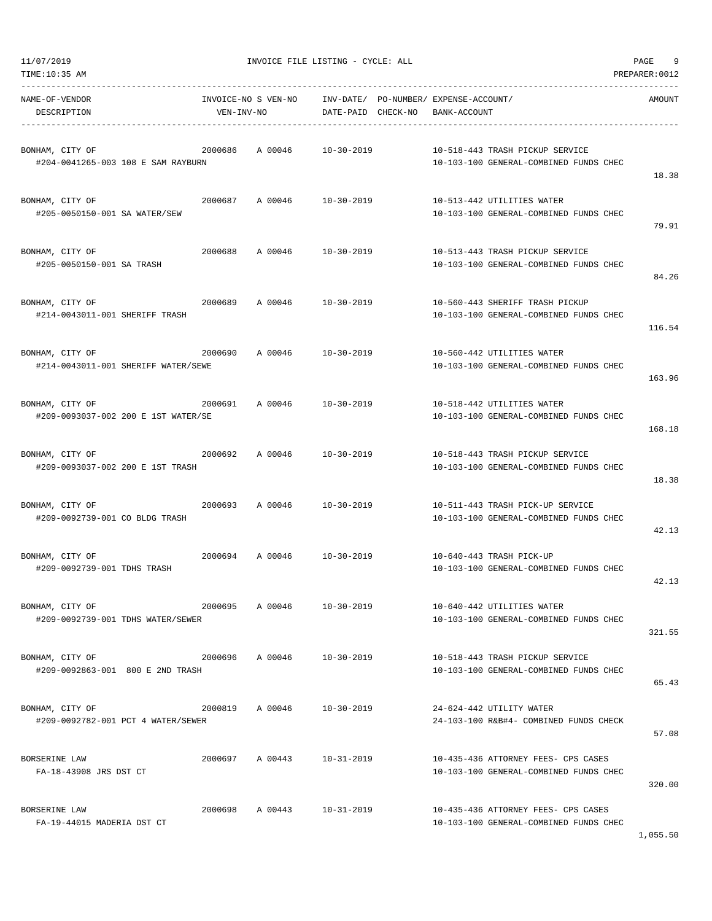11/07/2019 INVOICE FILE LISTING - CYCLE: ALL

TIME:10:35 AM PREPARER:0012

| NAME-OF-VENDOR / DESCRIPTION | INVOICE-NO | S VEN-NO / VEN-INV-NO | INV-DATE/ DATE-PAID | PO-NUMBER/ CHECK-NO | EXPENSE-ACCOUNT/ BANK-ACCOUNT | AMOUNT |
|---|---|---|---|---|---|---|
| BONHAM, CITY OF<br>#204-0041265-003 108 E SAM RAYBURN | 2000686 | A 00046 | 10-30-2019 | | 10-518-443 TRASH PICKUP SERVICE<br>10-103-100 GENERAL-COMBINED FUNDS CHEC | 18.38 |
| BONHAM, CITY OF<br>#205-0050150-001 SA WATER/SEW | 2000687 | A 00046 | 10-30-2019 | | 10-513-442 UTILITIES WATER<br>10-103-100 GENERAL-COMBINED FUNDS CHEC | 79.91 |
| BONHAM, CITY OF<br>#205-0050150-001 SA TRASH | 2000688 | A 00046 | 10-30-2019 | | 10-513-443 TRASH PICKUP SERVICE<br>10-103-100 GENERAL-COMBINED FUNDS CHEC | 84.26 |
| BONHAM, CITY OF<br>#214-0043011-001 SHERIFF TRASH | 2000689 | A 00046 | 10-30-2019 | | 10-560-443 SHERIFF TRASH PICKUP<br>10-103-100 GENERAL-COMBINED FUNDS CHEC | 116.54 |
| BONHAM, CITY OF<br>#214-0043011-001 SHERIFF WATER/SEWE | 2000690 | A 00046 | 10-30-2019 | | 10-560-442 UTILITIES WATER<br>10-103-100 GENERAL-COMBINED FUNDS CHEC | 163.96 |
| BONHAM, CITY OF<br>#209-0093037-002 200 E 1ST WATER/SE | 2000691 | A 00046 | 10-30-2019 | | 10-518-442 UTILITIES WATER<br>10-103-100 GENERAL-COMBINED FUNDS CHEC | 168.18 |
| BONHAM, CITY OF<br>#209-0093037-002 200 E 1ST TRASH | 2000692 | A 00046 | 10-30-2019 | | 10-518-443 TRASH PICKUP SERVICE<br>10-103-100 GENERAL-COMBINED FUNDS CHEC | 18.38 |
| BONHAM, CITY OF<br>#209-0092739-001 CO BLDG TRASH | 2000693 | A 00046 | 10-30-2019 | | 10-511-443 TRASH PICK-UP SERVICE<br>10-103-100 GENERAL-COMBINED FUNDS CHEC | 42.13 |
| BONHAM, CITY OF<br>#209-0092739-001 TDHS TRASH | 2000694 | A 00046 | 10-30-2019 | | 10-640-443 TRASH PICK-UP<br>10-103-100 GENERAL-COMBINED FUNDS CHEC | 42.13 |
| BONHAM, CITY OF<br>#209-0092739-001 TDHS WATER/SEWER | 2000695 | A 00046 | 10-30-2019 | | 10-640-442 UTILITIES WATER<br>10-103-100 GENERAL-COMBINED FUNDS CHEC | 321.55 |
| BONHAM, CITY OF<br>#209-0092863-001 800 E 2ND TRASH | 2000696 | A 00046 | 10-30-2019 | | 10-518-443 TRASH PICKUP SERVICE<br>10-103-100 GENERAL-COMBINED FUNDS CHEC | 65.43 |
| BONHAM, CITY OF<br>#209-0092782-001 PCT 4 WATER/SEWER | 2000819 | A 00046 | 10-30-2019 | | 24-624-442 UTILITY WATER<br>24-103-100 R&B#4- COMBINED FUNDS CHECK | 57.08 |
| BORSERINE LAW<br>FA-18-43908 JRS DST CT | 2000697 | A 00443 | 10-31-2019 | | 10-435-436 ATTORNEY FEES- CPS CASES<br>10-103-100 GENERAL-COMBINED FUNDS CHEC | 320.00 |
| BORSERINE LAW<br>FA-19-44015 MADERIA DST CT | 2000698 | A 00443 | 10-31-2019 | | 10-435-436 ATTORNEY FEES- CPS CASES<br>10-103-100 GENERAL-COMBINED FUNDS CHEC | 1,055.50 |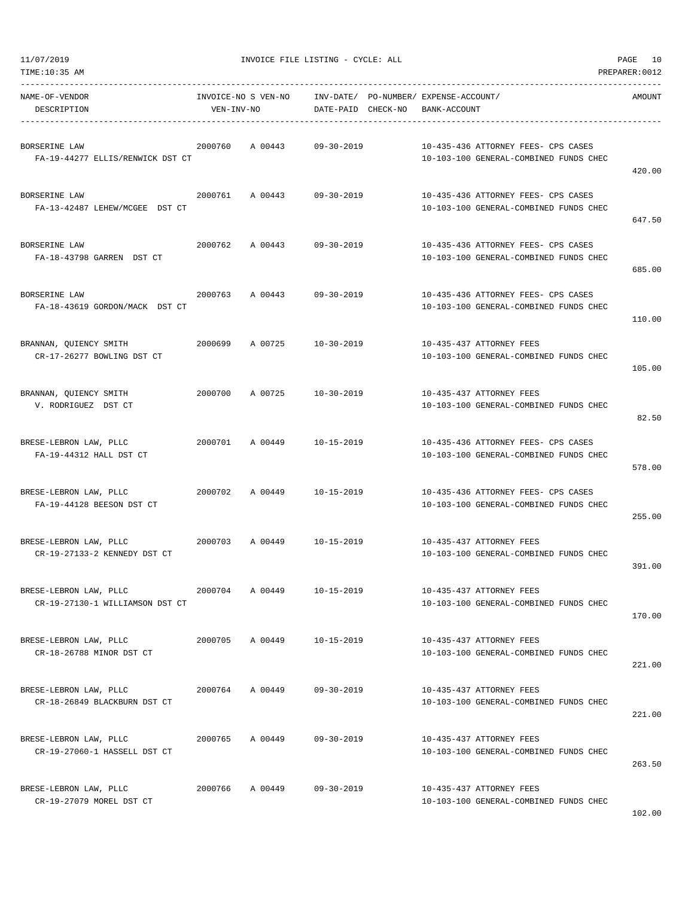11/07/2019 INVOICE FILE LISTING - CYCLE: ALL
TIME:10:35 AM PREPARER:0012

| NAME-OF-VENDOR / DESCRIPTION | INVOICE-NO | S | VEN-NO / VEN-INV-NO | INV-DATE/ DATE-PAID | PO-NUMBER/ CHECK-NO | EXPENSE-ACCOUNT/ BANK-ACCOUNT | AMOUNT |
|---|---|---|---|---|---|---|---|
| BORSERINE LAW<br>FA-19-44277 ELLIS/RENWICK DST CT | 2000760 | A | 00443 | 09-30-2019 | | 10-435-436 ATTORNEY FEES- CPS CASES<br>10-103-100 GENERAL-COMBINED FUNDS CHEC | 420.00 |
| BORSERINE LAW<br>FA-13-42487 LEHEW/MCGEE DST CT | 2000761 | A | 00443 | 09-30-2019 | | 10-435-436 ATTORNEY FEES- CPS CASES<br>10-103-100 GENERAL-COMBINED FUNDS CHEC | 647.50 |
| BORSERINE LAW<br>FA-18-43798 GARREN DST CT | 2000762 | A | 00443 | 09-30-2019 | | 10-435-436 ATTORNEY FEES- CPS CASES<br>10-103-100 GENERAL-COMBINED FUNDS CHEC | 685.00 |
| BORSERINE LAW<br>FA-18-43619 GORDON/MACK DST CT | 2000763 | A | 00443 | 09-30-2019 | | 10-435-436 ATTORNEY FEES- CPS CASES<br>10-103-100 GENERAL-COMBINED FUNDS CHEC | 110.00 |
| BRANNAN, QUIENCY SMITH<br>CR-17-26277 BOWLING DST CT | 2000699 | A | 00725 | 10-30-2019 | | 10-435-437 ATTORNEY FEES<br>10-103-100 GENERAL-COMBINED FUNDS CHEC | 105.00 |
| BRANNAN, QUIENCY SMITH<br>V. RODRIGUEZ DST CT | 2000700 | A | 00725 | 10-30-2019 | | 10-435-437 ATTORNEY FEES<br>10-103-100 GENERAL-COMBINED FUNDS CHEC | 82.50 |
| BRESE-LEBRON LAW, PLLC<br>FA-19-44312 HALL DST CT | 2000701 | A | 00449 | 10-15-2019 | | 10-435-436 ATTORNEY FEES- CPS CASES<br>10-103-100 GENERAL-COMBINED FUNDS CHEC | 578.00 |
| BRESE-LEBRON LAW, PLLC<br>FA-19-44128 BEESON DST CT | 2000702 | A | 00449 | 10-15-2019 | | 10-435-436 ATTORNEY FEES- CPS CASES<br>10-103-100 GENERAL-COMBINED FUNDS CHEC | 255.00 |
| BRESE-LEBRON LAW, PLLC<br>CR-19-27133-2 KENNEDY DST CT | 2000703 | A | 00449 | 10-15-2019 | | 10-435-437 ATTORNEY FEES<br>10-103-100 GENERAL-COMBINED FUNDS CHEC | 391.00 |
| BRESE-LEBRON LAW, PLLC<br>CR-19-27130-1 WILLIAMSON DST CT | 2000704 | A | 00449 | 10-15-2019 | | 10-435-437 ATTORNEY FEES<br>10-103-100 GENERAL-COMBINED FUNDS CHEC | 170.00 |
| BRESE-LEBRON LAW, PLLC<br>CR-18-26788 MINOR DST CT | 2000705 | A | 00449 | 10-15-2019 | | 10-435-437 ATTORNEY FEES<br>10-103-100 GENERAL-COMBINED FUNDS CHEC | 221.00 |
| BRESE-LEBRON LAW, PLLC<br>CR-18-26849 BLACKBURN DST CT | 2000764 | A | 00449 | 09-30-2019 | | 10-435-437 ATTORNEY FEES<br>10-103-100 GENERAL-COMBINED FUNDS CHEC | 221.00 |
| BRESE-LEBRON LAW, PLLC<br>CR-19-27060-1 HASSELL DST CT | 2000765 | A | 00449 | 09-30-2019 | | 10-435-437 ATTORNEY FEES<br>10-103-100 GENERAL-COMBINED FUNDS CHEC | 263.50 |
| BRESE-LEBRON LAW, PLLC<br>CR-19-27079 MOREL DST CT | 2000766 | A | 00449 | 09-30-2019 | | 10-435-437 ATTORNEY FEES<br>10-103-100 GENERAL-COMBINED FUNDS CHEC | 102.00 |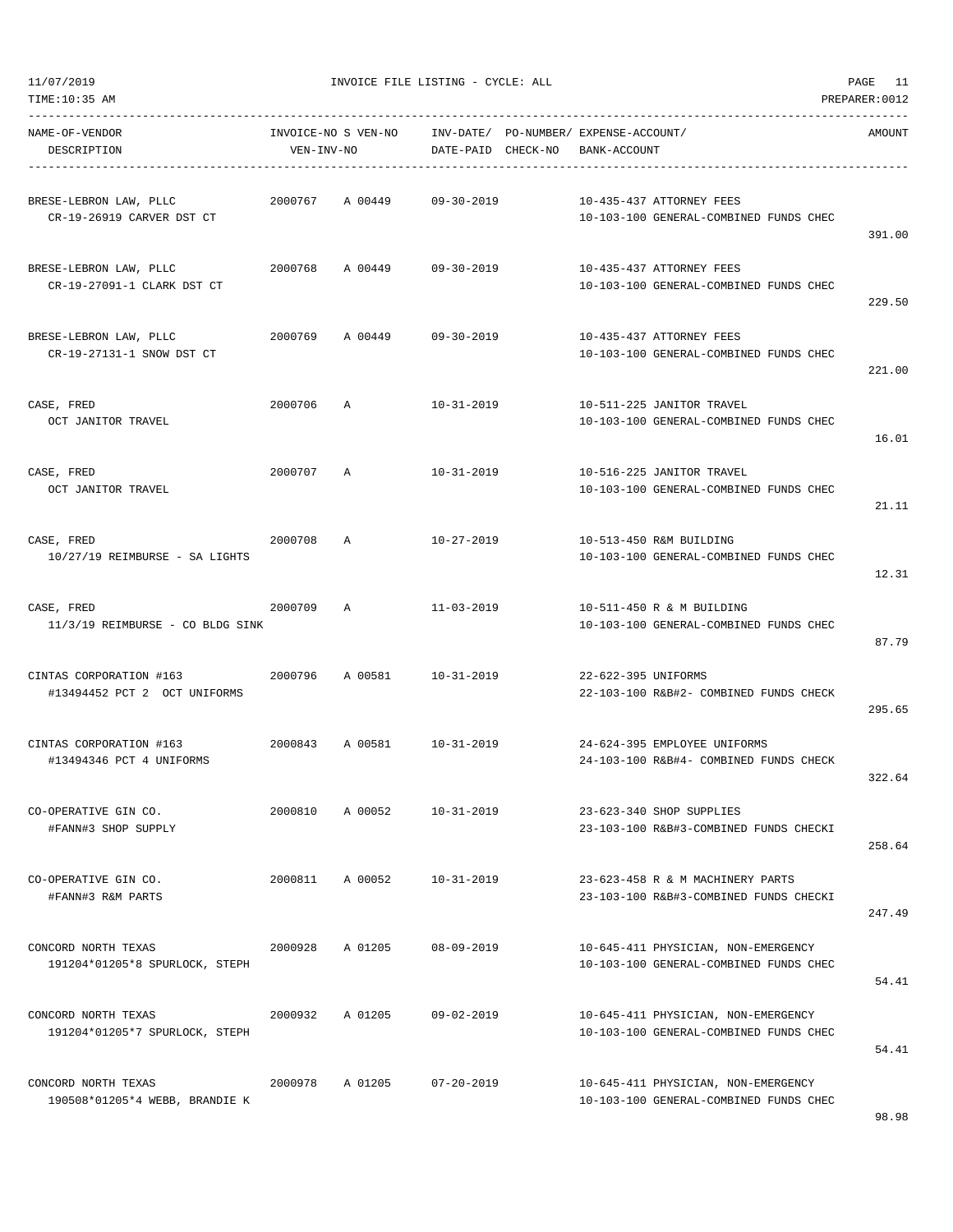11/07/2019 INVOICE FILE LISTING - CYCLE: ALL

TIME:10:35 AM PREPARER:0012

| NAME-OF-VENDOR<br>DESCRIPTION | INVOICE-NO | S | VEN-NO<br>VEN-INV-NO | INV-DATE/<br>DATE-PAID | PO-NUMBER/<br>CHECK-NO | EXPENSE-ACCOUNT/<br>BANK-ACCOUNT | AMOUNT |
|---|---|---|---|---|---|---|---|
| BRESE-LEBRON LAW, PLLC<br>CR-19-26919 CARVER DST CT | 2000767 | A | 00449 | 09-30-2019 | | 10-435-437 ATTORNEY FEES<br>10-103-100 GENERAL-COMBINED FUNDS CHEC | 391.00 |
| BRESE-LEBRON LAW, PLLC<br>CR-19-27091-1 CLARK DST CT | 2000768 | A | 00449 | 09-30-2019 | | 10-435-437 ATTORNEY FEES<br>10-103-100 GENERAL-COMBINED FUNDS CHEC | 229.50 |
| BRESE-LEBRON LAW, PLLC<br>CR-19-27131-1 SNOW DST CT | 2000769 | A | 00449 | 09-30-2019 | | 10-435-437 ATTORNEY FEES<br>10-103-100 GENERAL-COMBINED FUNDS CHEC | 221.00 |
| CASE, FRED<br>OCT JANITOR TRAVEL | 2000706 | A | | 10-31-2019 | | 10-511-225 JANITOR TRAVEL<br>10-103-100 GENERAL-COMBINED FUNDS CHEC | 16.01 |
| CASE, FRED<br>OCT JANITOR TRAVEL | 2000707 | A | | 10-31-2019 | | 10-516-225 JANITOR TRAVEL<br>10-103-100 GENERAL-COMBINED FUNDS CHEC | 21.11 |
| CASE, FRED<br>10/27/19 REIMBURSE - SA LIGHTS | 2000708 | A | | 10-27-2019 | | 10-513-450 R&M BUILDING<br>10-103-100 GENERAL-COMBINED FUNDS CHEC | 12.31 |
| CASE, FRED<br>11/3/19 REIMBURSE - CO BLDG SINK | 2000709 | A | | 11-03-2019 | | 10-511-450 R & M BUILDING<br>10-103-100 GENERAL-COMBINED FUNDS CHEC | 87.79 |
| CINTAS CORPORATION #163<br>#13494452 PCT 2 OCT UNIFORMS | 2000796 | A | 00581 | 10-31-2019 | | 22-622-395 UNIFORMS<br>22-103-100 R&B#2- COMBINED FUNDS CHECK | 295.65 |
| CINTAS CORPORATION #163<br>#13494346 PCT 4 UNIFORMS | 2000843 | A | 00581 | 10-31-2019 | | 24-624-395 EMPLOYEE UNIFORMS<br>24-103-100 R&B#4- COMBINED FUNDS CHECK | 322.64 |
| CO-OPERATIVE GIN CO.<br>#FANN#3 SHOP SUPPLY | 2000810 | A | 00052 | 10-31-2019 | | 23-623-340 SHOP SUPPLIES<br>23-103-100 R&B#3-COMBINED FUNDS CHECKI | 258.64 |
| CO-OPERATIVE GIN CO.<br>#FANN#3 R&M PARTS | 2000811 | A | 00052 | 10-31-2019 | | 23-623-458 R & M MACHINERY PARTS<br>23-103-100 R&B#3-COMBINED FUNDS CHECKI | 247.49 |
| CONCORD NORTH TEXAS<br>191204*01205*8 SPURLOCK, STEPH | 2000928 | A | 01205 | 08-09-2019 | | 10-645-411 PHYSICIAN, NON-EMERGENCY<br>10-103-100 GENERAL-COMBINED FUNDS CHEC | 54.41 |
| CONCORD NORTH TEXAS<br>191204*01205*7 SPURLOCK, STEPH | 2000932 | A | 01205 | 09-02-2019 | | 10-645-411 PHYSICIAN, NON-EMERGENCY<br>10-103-100 GENERAL-COMBINED FUNDS CHEC | 54.41 |
| CONCORD NORTH TEXAS<br>190508*01205*4 WEBB, BRANDIE K | 2000978 | A | 01205 | 07-20-2019 | | 10-645-411 PHYSICIAN, NON-EMERGENCY<br>10-103-100 GENERAL-COMBINED FUNDS CHEC | 98.98 |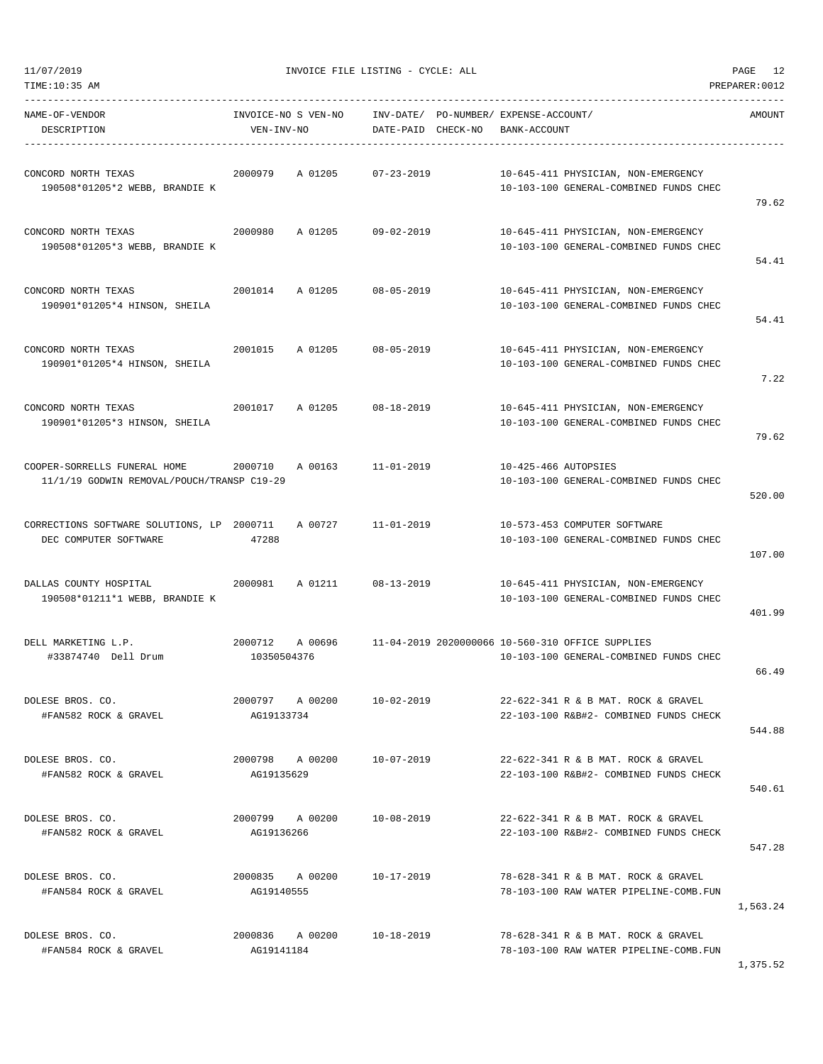11/07/2019 INVOICE FILE LISTING - CYCLE: ALL
TIME:10:35 AM PREPARER:0012

| NAME-OF-VENDOR / DESCRIPTION | INVOICE-NO / VEN-INV-NO | S | VEN-NO | INV-DATE/ DATE-PAID | PO-NUMBER/ CHECK-NO | EXPENSE-ACCOUNT/ BANK-ACCOUNT | AMOUNT |
|---|---|---|---|---|---|---|---|
| CONCORD NORTH TEXAS<br>190508*01205*2 WEBB, BRANDIE K | 2000979 | A | 01205 | 07-23-2019 | | 10-645-411 PHYSICIAN, NON-EMERGENCY<br>10-103-100 GENERAL-COMBINED FUNDS CHEC | 79.62 |
| CONCORD NORTH TEXAS<br>190508*01205*3 WEBB, BRANDIE K | 2000980 | A | 01205 | 09-02-2019 | | 10-645-411 PHYSICIAN, NON-EMERGENCY<br>10-103-100 GENERAL-COMBINED FUNDS CHEC | 54.41 |
| CONCORD NORTH TEXAS<br>190901*01205*4 HINSON, SHEILA | 2001014 | A | 01205 | 08-05-2019 | | 10-645-411 PHYSICIAN, NON-EMERGENCY<br>10-103-100 GENERAL-COMBINED FUNDS CHEC | 54.41 |
| CONCORD NORTH TEXAS<br>190901*01205*4 HINSON, SHEILA | 2001015 | A | 01205 | 08-05-2019 | | 10-645-411 PHYSICIAN, NON-EMERGENCY<br>10-103-100 GENERAL-COMBINED FUNDS CHEC | 7.22 |
| CONCORD NORTH TEXAS<br>190901*01205*3 HINSON, SHEILA | 2001017 | A | 01205 | 08-18-2019 | | 10-645-411 PHYSICIAN, NON-EMERGENCY<br>10-103-100 GENERAL-COMBINED FUNDS CHEC | 79.62 |
| COOPER-SORRELLS FUNERAL HOME<br>11/1/19 GODWIN REMOVAL/POUCH/TRANSP C19-29 | 2000710 | A | 00163 | 11-01-2019 | | 10-425-466 AUTOPSIES<br>10-103-100 GENERAL-COMBINED FUNDS CHEC | 520.00 |
| CORRECTIONS SOFTWARE SOLUTIONS, LP<br>DEC COMPUTER SOFTWARE | 2000711<br>47288 | A | 00727 | 11-01-2019 | | 10-573-453 COMPUTER SOFTWARE<br>10-103-100 GENERAL-COMBINED FUNDS CHEC | 107.00 |
| DALLAS COUNTY HOSPITAL<br>190508*01211*1 WEBB, BRANDIE K | 2000981 | A | 01211 | 08-13-2019 | | 10-645-411 PHYSICIAN, NON-EMERGENCY<br>10-103-100 GENERAL-COMBINED FUNDS CHEC | 401.99 |
| DELL MARKETING L.P.<br>#33874740 Dell Drum | 2000712<br>10350504376 | A | 00696 | 11-04-2019 | 2020000066 | 10-560-310 OFFICE SUPPLIES<br>10-103-100 GENERAL-COMBINED FUNDS CHEC | 66.49 |
| DOLESE BROS. CO.<br>#FAN582 ROCK & GRAVEL | 2000797<br>AG19133734 | A | 00200 | 10-02-2019 | | 22-622-341 R & B MAT. ROCK & GRAVEL<br>22-103-100 R&B#2- COMBINED FUNDS CHECK | 544.88 |
| DOLESE BROS. CO.<br>#FAN582 ROCK & GRAVEL | 2000798<br>AG19135629 | A | 00200 | 10-07-2019 | | 22-622-341 R & B MAT. ROCK & GRAVEL<br>22-103-100 R&B#2- COMBINED FUNDS CHECK | 540.61 |
| DOLESE BROS. CO.<br>#FAN582 ROCK & GRAVEL | 2000799<br>AG19136266 | A | 00200 | 10-08-2019 | | 22-622-341 R & B MAT. ROCK & GRAVEL<br>22-103-100 R&B#2- COMBINED FUNDS CHECK | 547.28 |
| DOLESE BROS. CO.<br>#FAN584 ROCK & GRAVEL | 2000835<br>AG19140555 | A | 00200 | 10-17-2019 | | 78-628-341 R & B MAT. ROCK & GRAVEL<br>78-103-100 RAW WATER PIPELINE-COMB.FUN | 1,563.24 |
| DOLESE BROS. CO.<br>#FAN584 ROCK & GRAVEL | 2000836<br>AG19141184 | A | 00200 | 10-18-2019 | | 78-628-341 R & B MAT. ROCK & GRAVEL<br>78-103-100 RAW WATER PIPELINE-COMB.FUN | 1,375.52 |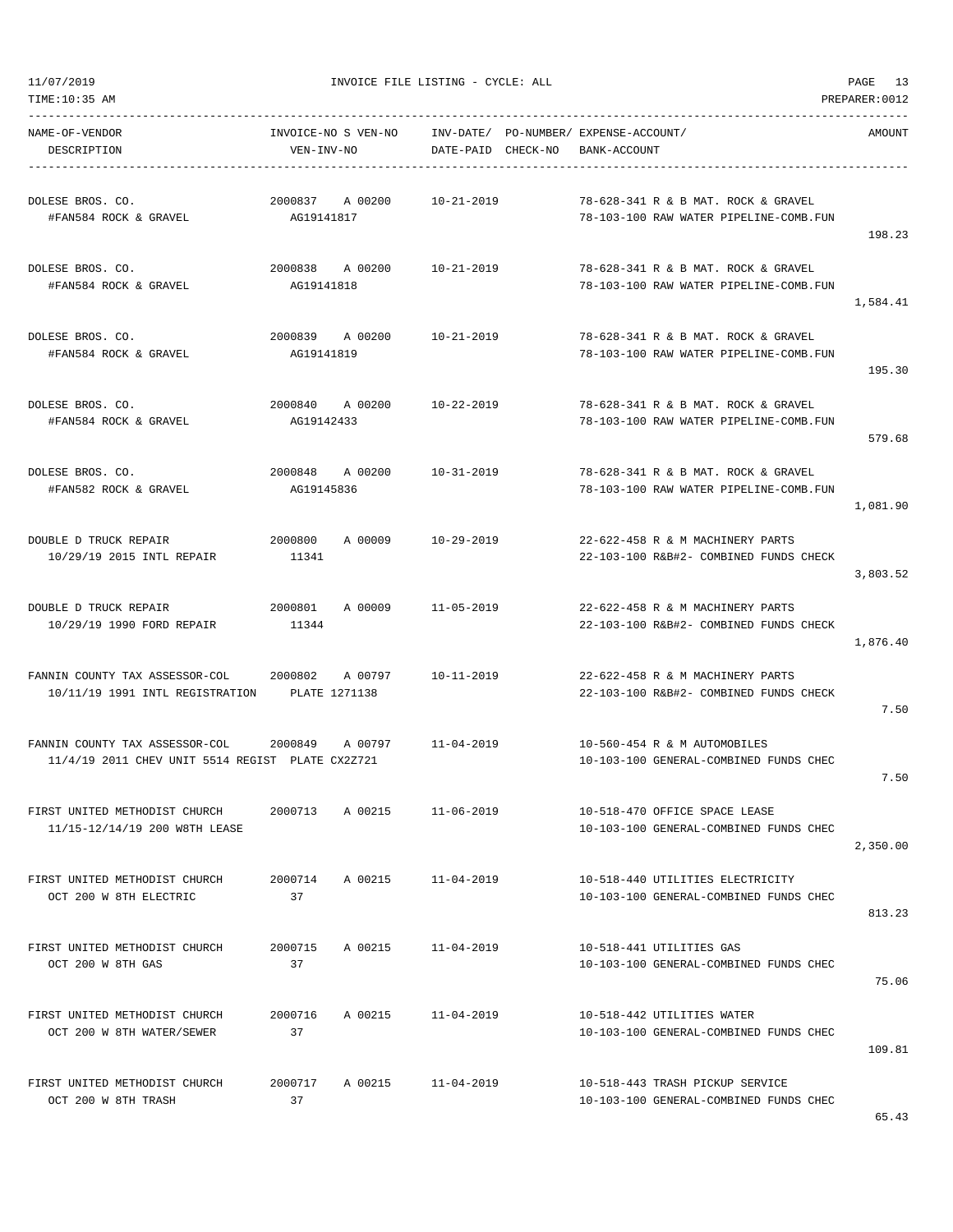11/07/2019 INVOICE FILE LISTING - CYCLE: ALL

TIME:10:35 AM PREPARER:0012

| NAME-OF-VENDOR / DESCRIPTION | INVOICE-NO S VEN-NO / VEN-INV-NO | INV-DATE/ DATE-PAID | PO-NUMBER/ CHECK-NO | EXPENSE-ACCOUNT/ BANK-ACCOUNT | AMOUNT |
|---|---|---|---|---|---|
| DOLESE BROS. CO. / #FAN584 ROCK & GRAVEL | 2000837 A 00200 / AG19141817 | 10-21-2019 | | 78-628-341 R & B MAT. ROCK & GRAVEL / 78-103-100 RAW WATER PIPELINE-COMB.FUN | 198.23 |
| DOLESE BROS. CO. / #FAN584 ROCK & GRAVEL | 2000838 A 00200 / AG19141818 | 10-21-2019 | | 78-628-341 R & B MAT. ROCK & GRAVEL / 78-103-100 RAW WATER PIPELINE-COMB.FUN | 1,584.41 |
| DOLESE BROS. CO. / #FAN584 ROCK & GRAVEL | 2000839 A 00200 / AG19141819 | 10-21-2019 | | 78-628-341 R & B MAT. ROCK & GRAVEL / 78-103-100 RAW WATER PIPELINE-COMB.FUN | 195.30 |
| DOLESE BROS. CO. / #FAN584 ROCK & GRAVEL | 2000840 A 00200 / AG19142433 | 10-22-2019 | | 78-628-341 R & B MAT. ROCK & GRAVEL / 78-103-100 RAW WATER PIPELINE-COMB.FUN | 579.68 |
| DOLESE BROS. CO. / #FAN582 ROCK & GRAVEL | 2000848 A 00200 / AG19145836 | 10-31-2019 | | 78-628-341 R & B MAT. ROCK & GRAVEL / 78-103-100 RAW WATER PIPELINE-COMB.FUN | 1,081.90 |
| DOUBLE D TRUCK REPAIR / 10/29/19 2015 INTL REPAIR | 2000800 A 00009 / 11341 | 10-29-2019 | | 22-622-458 R & M MACHINERY PARTS / 22-103-100 R&B#2- COMBINED FUNDS CHECK | 3,803.52 |
| DOUBLE D TRUCK REPAIR / 10/29/19 1990 FORD REPAIR | 2000801 A 00009 / 11344 | 11-05-2019 | | 22-622-458 R & M MACHINERY PARTS / 22-103-100 R&B#2- COMBINED FUNDS CHECK | 1,876.40 |
| FANNIN COUNTY TAX ASSESSOR-COL / 10/11/19 1991 INTL REGISTRATION | 2000802 A 00797 / PLATE 1271138 | 10-11-2019 | | 22-622-458 R & M MACHINERY PARTS / 22-103-100 R&B#2- COMBINED FUNDS CHECK | 7.50 |
| FANNIN COUNTY TAX ASSESSOR-COL / 11/4/19 2011 CHEV UNIT 5514 REGIST | 2000849 A 00797 / PLATE CX2Z721 | 11-04-2019 | | 10-560-454 R & M AUTOMOBILES / 10-103-100 GENERAL-COMBINED FUNDS CHEC | 7.50 |
| FIRST UNITED METHODIST CHURCH / 11/15-12/14/19 200 W8TH LEASE | 2000713 A 00215 | 11-06-2019 | | 10-518-470 OFFICE SPACE LEASE / 10-103-100 GENERAL-COMBINED FUNDS CHEC | 2,350.00 |
| FIRST UNITED METHODIST CHURCH / OCT 200 W 8TH ELECTRIC | 2000714 A 00215 / 37 | 11-04-2019 | | 10-518-440 UTILITIES ELECTRICITY / 10-103-100 GENERAL-COMBINED FUNDS CHEC | 813.23 |
| FIRST UNITED METHODIST CHURCH / OCT 200 W 8TH GAS | 2000715 A 00215 / 37 | 11-04-2019 | | 10-518-441 UTILITIES GAS / 10-103-100 GENERAL-COMBINED FUNDS CHEC | 75.06 |
| FIRST UNITED METHODIST CHURCH / OCT 200 W 8TH WATER/SEWER | 2000716 A 00215 / 37 | 11-04-2019 | | 10-518-442 UTILITIES WATER / 10-103-100 GENERAL-COMBINED FUNDS CHEC | 109.81 |
| FIRST UNITED METHODIST CHURCH / OCT 200 W 8TH TRASH | 2000717 A 00215 / 37 | 11-04-2019 | | 10-518-443 TRASH PICKUP SERVICE / 10-103-100 GENERAL-COMBINED FUNDS CHEC | 65.43 |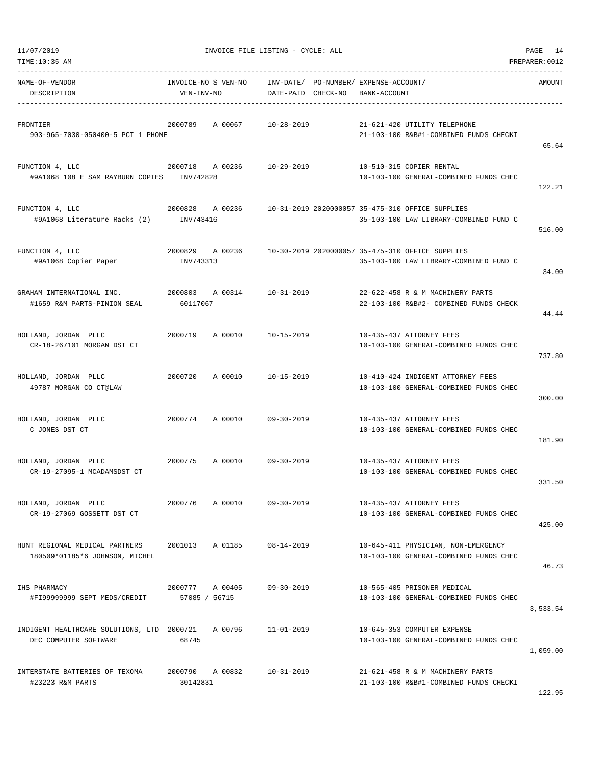11/07/2019 INVOICE FILE LISTING - CYCLE: ALL

TIME:10:35 AM PREPARER:0012

| NAME-OF-VENDOR / DESCRIPTION | INVOICE-NO S VEN-NO / VEN-INV-NO | INV-DATE/ DATE-PAID | PO-NUMBER/ CHECK-NO | EXPENSE-ACCOUNT/ BANK-ACCOUNT | AMOUNT |
|---|---|---|---|---|---|
| FRONTIER<br>903-965-7030-050400-5 PCT 1 PHONE | 2000789 A 00067 | 10-28-2019 | | 21-621-420 UTILITY TELEPHONE<br>21-103-100 R&B#1-COMBINED FUNDS CHECKI | 65.64 |
| FUNCTION 4, LLC<br>#9A1068 108 E SAM RAYBURN COPIES | 2000718 A 00236<br>INV742828 | 10-29-2019 | | 10-510-315 COPIER RENTAL<br>10-103-100 GENERAL-COMBINED FUNDS CHEC | 122.21 |
| FUNCTION 4, LLC<br>#9A1068 Literature Racks (2) | 2000828 A 00236<br>INV743416 | 10-31-2019 | 2020000057 | 35-475-310 OFFICE SUPPLIES<br>35-103-100 LAW LIBRARY-COMBINED FUND C | 516.00 |
| FUNCTION 4, LLC<br>#9A1068 Copier Paper | 2000829 A 00236<br>INV743313 | 10-30-2019 | 2020000057 | 35-475-310 OFFICE SUPPLIES<br>35-103-100 LAW LIBRARY-COMBINED FUND C | 34.00 |
| GRAHAM INTERNATIONAL INC.<br>#1659 R&M PARTS-PINION SEAL | 2000803 A 00314<br>60117067 | 10-31-2019 | | 22-622-458 R & M MACHINERY PARTS<br>22-103-100 R&B#2- COMBINED FUNDS CHECK | 44.44 |
| HOLLAND, JORDAN PLLC<br>CR-18-267101 MORGAN DST CT | 2000719 A 00010 | 10-15-2019 | | 10-435-437 ATTORNEY FEES<br>10-103-100 GENERAL-COMBINED FUNDS CHEC | 737.80 |
| HOLLAND, JORDAN PLLC<br>49787 MORGAN CO CT@LAW | 2000720 A 00010 | 10-15-2019 | | 10-410-424 INDIGENT ATTORNEY FEES<br>10-103-100 GENERAL-COMBINED FUNDS CHEC | 300.00 |
| HOLLAND, JORDAN PLLC<br>C JONES DST CT | 2000774 A 00010 | 09-30-2019 | | 10-435-437 ATTORNEY FEES<br>10-103-100 GENERAL-COMBINED FUNDS CHEC | 181.90 |
| HOLLAND, JORDAN PLLC<br>CR-19-27095-1 MCADAMSDST CT | 2000775 A 00010 | 09-30-2019 | | 10-435-437 ATTORNEY FEES<br>10-103-100 GENERAL-COMBINED FUNDS CHEC | 331.50 |
| HOLLAND, JORDAN PLLC<br>CR-19-27069 GOSSETT DST CT | 2000776 A 00010 | 09-30-2019 | | 10-435-437 ATTORNEY FEES<br>10-103-100 GENERAL-COMBINED FUNDS CHEC | 425.00 |
| HUNT REGIONAL MEDICAL PARTNERS<br>180509*01185*6 JOHNSON, MICHEL | 2001013 A 01185 | 08-14-2019 | | 10-645-411 PHYSICIAN, NON-EMERGENCY<br>10-103-100 GENERAL-COMBINED FUNDS CHEC | 46.73 |
| IHS PHARMACY<br>#FI99999999 SEPT MEDS/CREDIT | 2000777 A 00405<br>57085 / 56715 | 09-30-2019 | | 10-565-405 PRISONER MEDICAL<br>10-103-100 GENERAL-COMBINED FUNDS CHEC | 3,533.54 |
| INDIGENT HEALTHCARE SOLUTIONS, LTD<br>DEC COMPUTER SOFTWARE | 2000721 A 00796<br>68745 | 11-01-2019 | | 10-645-353 COMPUTER EXPENSE<br>10-103-100 GENERAL-COMBINED FUNDS CHEC | 1,059.00 |
| INTERSTATE BATTERIES OF TEXOMA<br>#23223 R&M PARTS | 2000790 A 00832<br>30142831 | 10-31-2019 | | 21-621-458 R & M MACHINERY PARTS<br>21-103-100 R&B#1-COMBINED FUNDS CHECKI | 122.95 |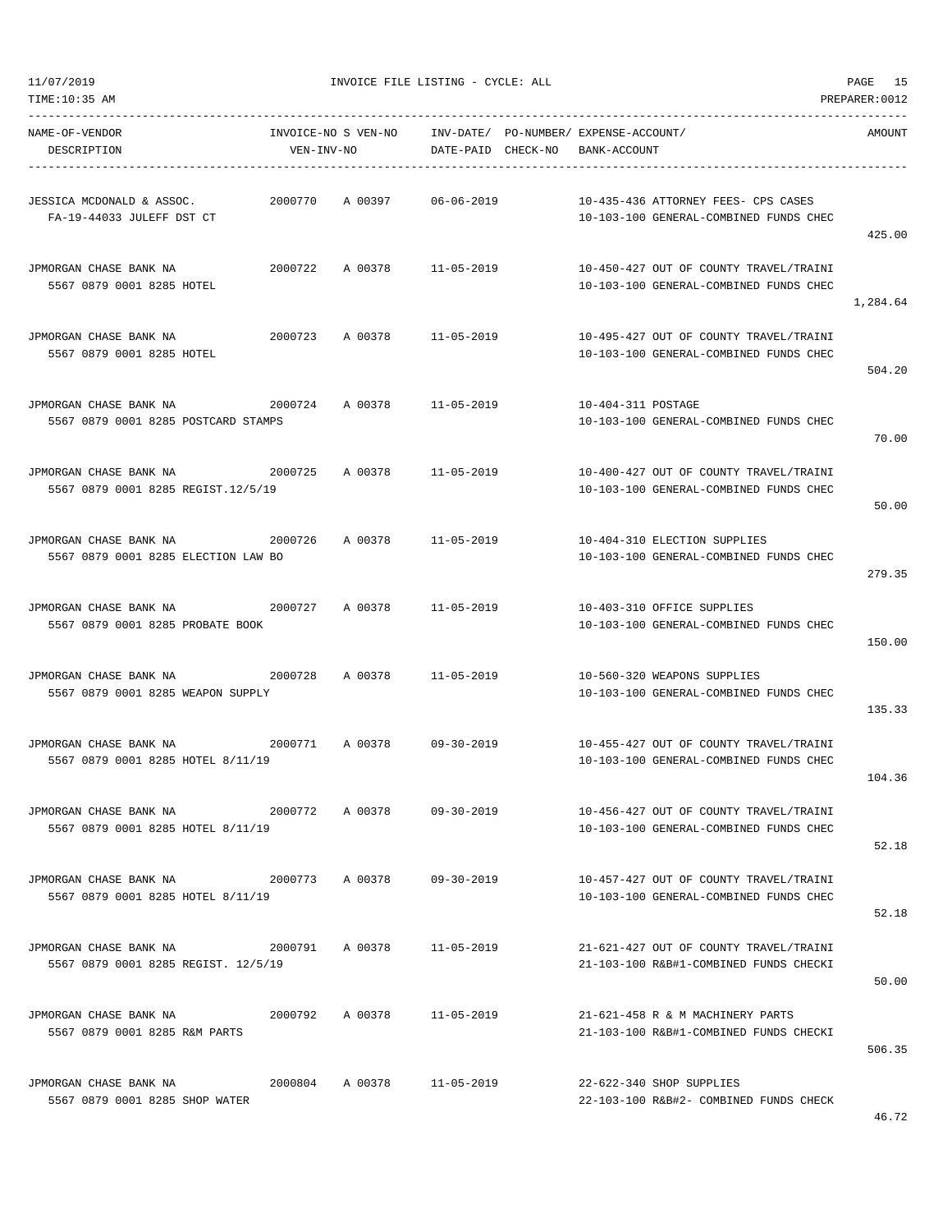11/07/2019 INVOICE FILE LISTING - CYCLE: ALL

TIME:10:35 AM PREPARER:0012

| NAME-OF-VENDOR / DESCRIPTION | INVOICE-NO | S | VEN-NO / VEN-INV-NO | INV-DATE / DATE-PAID | PO-NUMBER / CHECK-NO | EXPENSE-ACCOUNT / BANK-ACCOUNT | AMOUNT |
|---|---|---|---|---|---|---|---|
| JESSICA MCDONALD & ASSOC. / FA-19-44033 JULEFF DST CT | 2000770 | A | 00397 | 06-06-2019 | | 10-435-436 ATTORNEY FEES- CPS CASES / 10-103-100 GENERAL-COMBINED FUNDS CHEC | 425.00 |
| JPMORGAN CHASE BANK NA / 5567 0879 0001 8285 HOTEL | 2000722 | A | 00378 | 11-05-2019 | | 10-450-427 OUT OF COUNTY TRAVEL/TRAINI / 10-103-100 GENERAL-COMBINED FUNDS CHEC | 1,284.64 |
| JPMORGAN CHASE BANK NA / 5567 0879 0001 8285 HOTEL | 2000723 | A | 00378 | 11-05-2019 | | 10-495-427 OUT OF COUNTY TRAVEL/TRAINI / 10-103-100 GENERAL-COMBINED FUNDS CHEC | 504.20 |
| JPMORGAN CHASE BANK NA / 5567 0879 0001 8285 POSTCARD STAMPS | 2000724 | A | 00378 | 11-05-2019 | | 10-404-311 POSTAGE / 10-103-100 GENERAL-COMBINED FUNDS CHEC | 70.00 |
| JPMORGAN CHASE BANK NA / 5567 0879 0001 8285 REGIST.12/5/19 | 2000725 | A | 00378 | 11-05-2019 | | 10-400-427 OUT OF COUNTY TRAVEL/TRAINI / 10-103-100 GENERAL-COMBINED FUNDS CHEC | 50.00 |
| JPMORGAN CHASE BANK NA / 5567 0879 0001 8285 ELECTION LAW BO | 2000726 | A | 00378 | 11-05-2019 | | 10-404-310 ELECTION SUPPLIES / 10-103-100 GENERAL-COMBINED FUNDS CHEC | 279.35 |
| JPMORGAN CHASE BANK NA / 5567 0879 0001 8285 PROBATE BOOK | 2000727 | A | 00378 | 11-05-2019 | | 10-403-310 OFFICE SUPPLIES / 10-103-100 GENERAL-COMBINED FUNDS CHEC | 150.00 |
| JPMORGAN CHASE BANK NA / 5567 0879 0001 8285 WEAPON SUPPLY | 2000728 | A | 00378 | 11-05-2019 | | 10-560-320 WEAPONS SUPPLIES / 10-103-100 GENERAL-COMBINED FUNDS CHEC | 135.33 |
| JPMORGAN CHASE BANK NA / 5567 0879 0001 8285 HOTEL 8/11/19 | 2000771 | A | 00378 | 09-30-2019 | | 10-455-427 OUT OF COUNTY TRAVEL/TRAINI / 10-103-100 GENERAL-COMBINED FUNDS CHEC | 104.36 |
| JPMORGAN CHASE BANK NA / 5567 0879 0001 8285 HOTEL 8/11/19 | 2000772 | A | 00378 | 09-30-2019 | | 10-456-427 OUT OF COUNTY TRAVEL/TRAINI / 10-103-100 GENERAL-COMBINED FUNDS CHEC | 52.18 |
| JPMORGAN CHASE BANK NA / 5567 0879 0001 8285 HOTEL 8/11/19 | 2000773 | A | 00378 | 09-30-2019 | | 10-457-427 OUT OF COUNTY TRAVEL/TRAINI / 10-103-100 GENERAL-COMBINED FUNDS CHEC | 52.18 |
| JPMORGAN CHASE BANK NA / 5567 0879 0001 8285 REGIST. 12/5/19 | 2000791 | A | 00378 | 11-05-2019 | | 21-621-427 OUT OF COUNTY TRAVEL/TRAINI / 21-103-100 R&B#1-COMBINED FUNDS CHECKI | 50.00 |
| JPMORGAN CHASE BANK NA / 5567 0879 0001 8285 R&M PARTS | 2000792 | A | 00378 | 11-05-2019 | | 21-621-458 R & M MACHINERY PARTS / 21-103-100 R&B#1-COMBINED FUNDS CHECKI | 506.35 |
| JPMORGAN CHASE BANK NA / 5567 0879 0001 8285 SHOP WATER | 2000804 | A | 00378 | 11-05-2019 | | 22-622-340 SHOP SUPPLIES / 22-103-100 R&B#2- COMBINED FUNDS CHECK | 46.72 |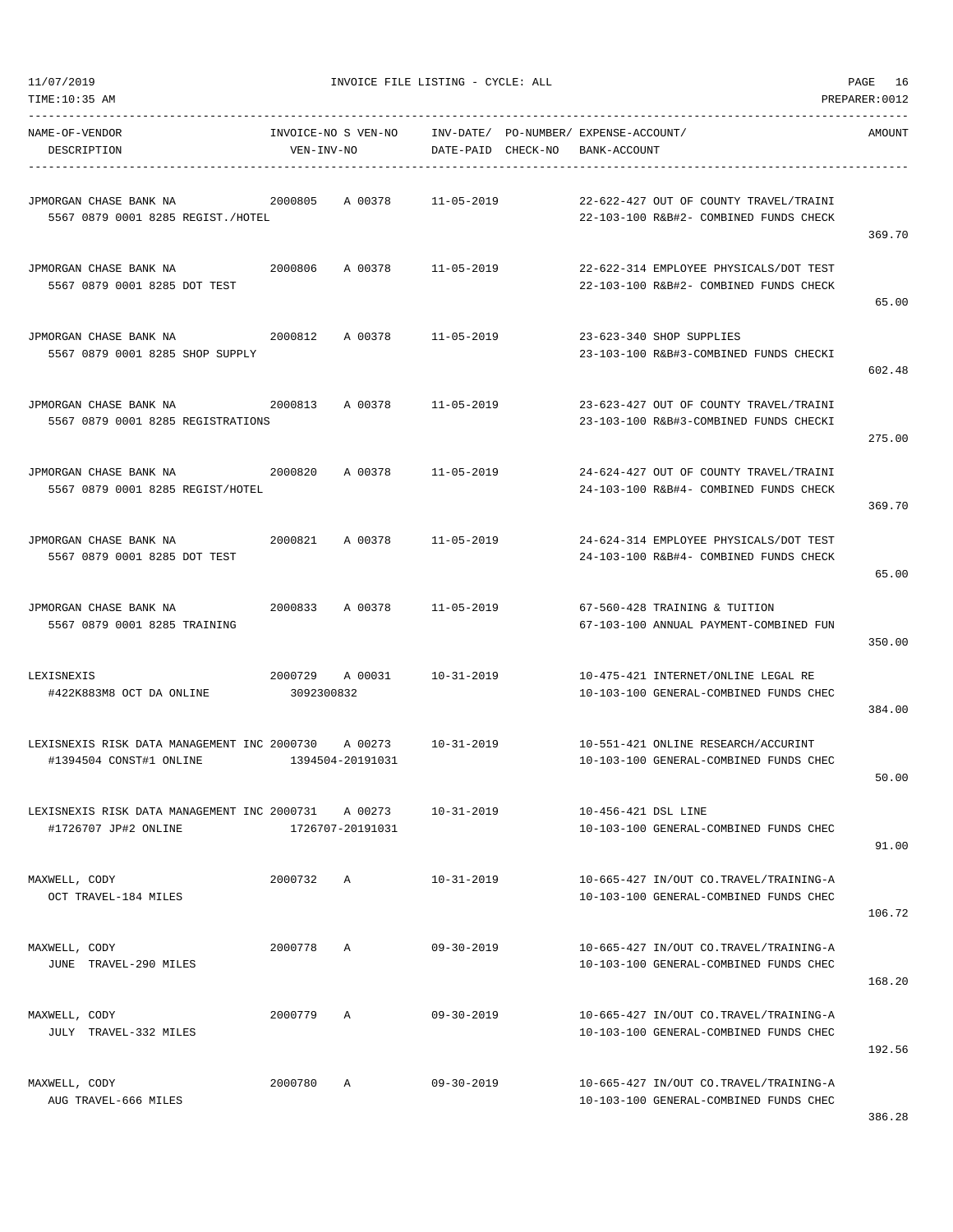11/07/2019 INVOICE FILE LISTING - CYCLE: ALL

TIME:10:35 AM PREPARER:0012

| NAME-OF-VENDOR<br>DESCRIPTION | INVOICE-NO S VEN-NO<br>VEN-INV-NO | INV-DATE/ PO-NUMBER/<br>DATE-PAID CHECK-NO | EXPENSE-ACCOUNT/<br>BANK-ACCOUNT | AMOUNT |
|---|---|---|---|---|
| JPMORGAN CHASE BANK NA<br>5567 0879 0001 8285 REGIST./HOTEL | 2000805 A 00378 | 11-05-2019 | 22-622-427 OUT OF COUNTY TRAVEL/TRAINI<br>22-103-100 R&B#2- COMBINED FUNDS CHECK | 369.70 |
| JPMORGAN CHASE BANK NA<br>5567 0879 0001 8285 DOT TEST | 2000806 A 00378 | 11-05-2019 | 22-622-314 EMPLOYEE PHYSICALS/DOT TEST<br>22-103-100 R&B#2- COMBINED FUNDS CHECK | 65.00 |
| JPMORGAN CHASE BANK NA<br>5567 0879 0001 8285 SHOP SUPPLY | 2000812 A 00378 | 11-05-2019 | 23-623-340 SHOP SUPPLIES<br>23-103-100 R&B#3-COMBINED FUNDS CHECKI | 602.48 |
| JPMORGAN CHASE BANK NA<br>5567 0879 0001 8285 REGISTRATIONS | 2000813 A 00378 | 11-05-2019 | 23-623-427 OUT OF COUNTY TRAVEL/TRAINI<br>23-103-100 R&B#3-COMBINED FUNDS CHECKI | 275.00 |
| JPMORGAN CHASE BANK NA<br>5567 0879 0001 8285 REGIST/HOTEL | 2000820 A 00378 | 11-05-2019 | 24-624-427 OUT OF COUNTY TRAVEL/TRAINI<br>24-103-100 R&B#4- COMBINED FUNDS CHECK | 369.70 |
| JPMORGAN CHASE BANK NA<br>5567 0879 0001 8285 DOT TEST | 2000821 A 00378 | 11-05-2019 | 24-624-314 EMPLOYEE PHYSICALS/DOT TEST<br>24-103-100 R&B#4- COMBINED FUNDS CHECK | 65.00 |
| JPMORGAN CHASE BANK NA<br>5567 0879 0001 8285 TRAINING | 2000833 A 00378 | 11-05-2019 | 67-560-428 TRAINING & TUITION<br>67-103-100 ANNUAL PAYMENT-COMBINED FUN | 350.00 |
| LEXISNEXIS<br>#422K883M8 OCT DA ONLINE | 2000729 A 00031<br>3092300832 | 10-31-2019 | 10-475-421 INTERNET/ONLINE LEGAL RE<br>10-103-100 GENERAL-COMBINED FUNDS CHEC | 384.00 |
| LEXISNEXIS RISK DATA MANAGEMENT INC<br>#1394504 CONST#1 ONLINE | 2000730 A 00273<br>1394504-20191031 | 10-31-2019 | 10-551-421 ONLINE RESEARCH/ACCURINT<br>10-103-100 GENERAL-COMBINED FUNDS CHEC | 50.00 |
| LEXISNEXIS RISK DATA MANAGEMENT INC<br>#1726707 JP#2 ONLINE | 2000731 A 00273<br>1726707-20191031 | 10-31-2019 | 10-456-421 DSL LINE<br>10-103-100 GENERAL-COMBINED FUNDS CHEC | 91.00 |
| MAXWELL, CODY<br>OCT TRAVEL-184 MILES | 2000732 A | 10-31-2019 | 10-665-427 IN/OUT CO.TRAVEL/TRAINING-A<br>10-103-100 GENERAL-COMBINED FUNDS CHEC | 106.72 |
| MAXWELL, CODY<br>JUNE TRAVEL-290 MILES | 2000778 A | 09-30-2019 | 10-665-427 IN/OUT CO.TRAVEL/TRAINING-A<br>10-103-100 GENERAL-COMBINED FUNDS CHEC | 168.20 |
| MAXWELL, CODY<br>JULY TRAVEL-332 MILES | 2000779 A | 09-30-2019 | 10-665-427 IN/OUT CO.TRAVEL/TRAINING-A<br>10-103-100 GENERAL-COMBINED FUNDS CHEC | 192.56 |
| MAXWELL, CODY<br>AUG TRAVEL-666 MILES | 2000780 A | 09-30-2019 | 10-665-427 IN/OUT CO.TRAVEL/TRAINING-A<br>10-103-100 GENERAL-COMBINED FUNDS CHEC | 386.28 |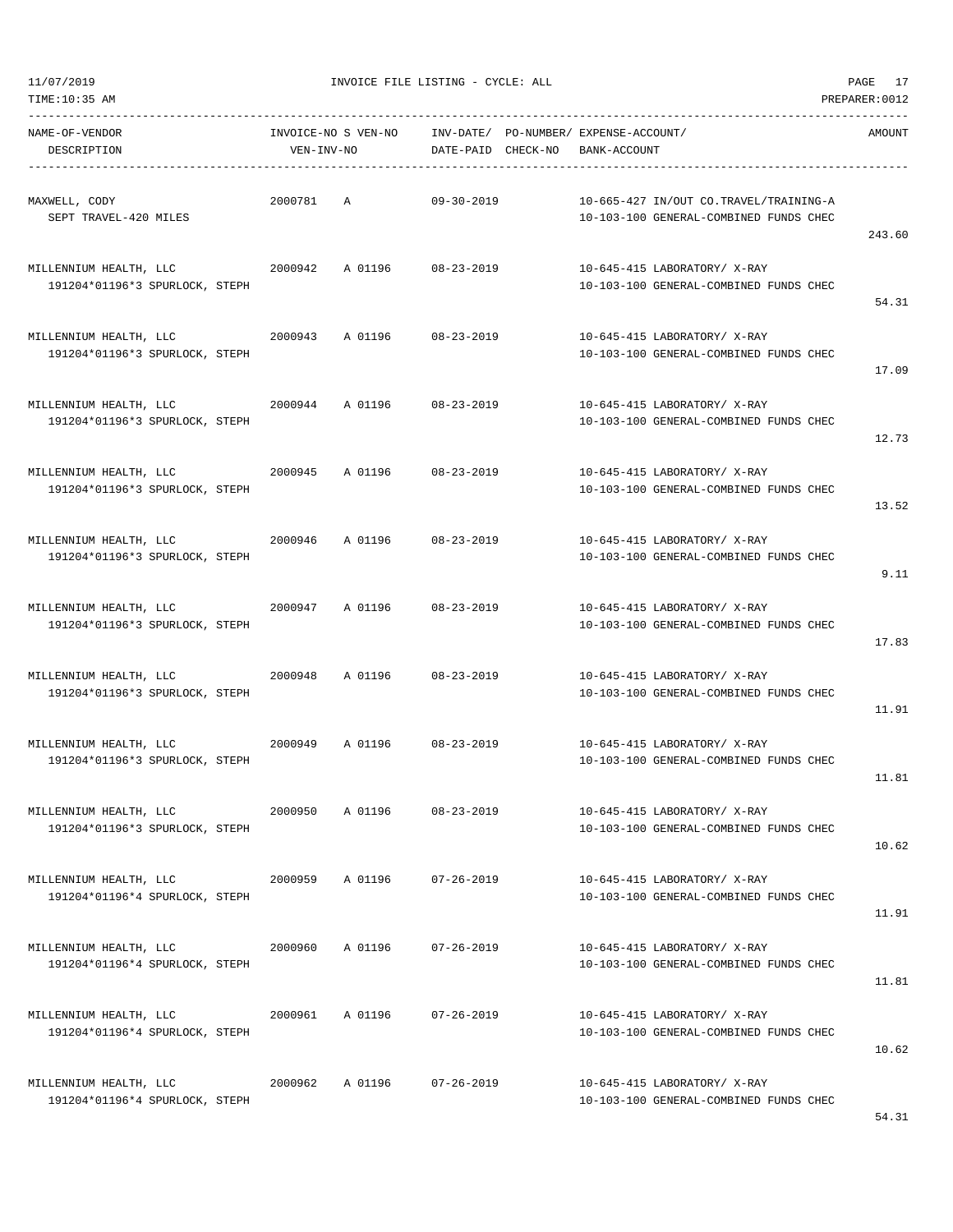11/07/2019 INVOICE FILE LISTING - CYCLE: ALL
TIME:10:35 AM PREPARER:0012

| NAME-OF-VENDOR / DESCRIPTION | INVOICE-NO / VEN-INV-NO | S | VEN-NO | INV-DATE/ DATE-PAID | PO-NUMBER/ CHECK-NO | EXPENSE-ACCOUNT/ BANK-ACCOUNT | AMOUNT |
|---|---|---|---|---|---|---|---|
| MAXWELL, CODY<br>SEPT TRAVEL-420 MILES | 2000781 | A | | 09-30-2019 | | 10-665-427 IN/OUT CO.TRAVEL/TRAINING-A<br>10-103-100 GENERAL-COMBINED FUNDS CHEC | 243.60 |
| MILLENNIUM HEALTH, LLC<br>191204*01196*3 SPURLOCK, STEPH | 2000942 | A | 01196 | 08-23-2019 | | 10-645-415 LABORATORY/ X-RAY<br>10-103-100 GENERAL-COMBINED FUNDS CHEC | 54.31 |
| MILLENNIUM HEALTH, LLC<br>191204*01196*3 SPURLOCK, STEPH | 2000943 | A | 01196 | 08-23-2019 | | 10-645-415 LABORATORY/ X-RAY<br>10-103-100 GENERAL-COMBINED FUNDS CHEC | 17.09 |
| MILLENNIUM HEALTH, LLC<br>191204*01196*3 SPURLOCK, STEPH | 2000944 | A | 01196 | 08-23-2019 | | 10-645-415 LABORATORY/ X-RAY<br>10-103-100 GENERAL-COMBINED FUNDS CHEC | 12.73 |
| MILLENNIUM HEALTH, LLC<br>191204*01196*3 SPURLOCK, STEPH | 2000945 | A | 01196 | 08-23-2019 | | 10-645-415 LABORATORY/ X-RAY<br>10-103-100 GENERAL-COMBINED FUNDS CHEC | 13.52 |
| MILLENNIUM HEALTH, LLC<br>191204*01196*3 SPURLOCK, STEPH | 2000946 | A | 01196 | 08-23-2019 | | 10-645-415 LABORATORY/ X-RAY<br>10-103-100 GENERAL-COMBINED FUNDS CHEC | 9.11 |
| MILLENNIUM HEALTH, LLC<br>191204*01196*3 SPURLOCK, STEPH | 2000947 | A | 01196 | 08-23-2019 | | 10-645-415 LABORATORY/ X-RAY<br>10-103-100 GENERAL-COMBINED FUNDS CHEC | 17.83 |
| MILLENNIUM HEALTH, LLC<br>191204*01196*3 SPURLOCK, STEPH | 2000948 | A | 01196 | 08-23-2019 | | 10-645-415 LABORATORY/ X-RAY<br>10-103-100 GENERAL-COMBINED FUNDS CHEC | 11.91 |
| MILLENNIUM HEALTH, LLC<br>191204*01196*3 SPURLOCK, STEPH | 2000949 | A | 01196 | 08-23-2019 | | 10-645-415 LABORATORY/ X-RAY<br>10-103-100 GENERAL-COMBINED FUNDS CHEC | 11.81 |
| MILLENNIUM HEALTH, LLC<br>191204*01196*3 SPURLOCK, STEPH | 2000950 | A | 01196 | 08-23-2019 | | 10-645-415 LABORATORY/ X-RAY<br>10-103-100 GENERAL-COMBINED FUNDS CHEC | 10.62 |
| MILLENNIUM HEALTH, LLC<br>191204*01196*4 SPURLOCK, STEPH | 2000959 | A | 01196 | 07-26-2019 | | 10-645-415 LABORATORY/ X-RAY<br>10-103-100 GENERAL-COMBINED FUNDS CHEC | 11.91 |
| MILLENNIUM HEALTH, LLC<br>191204*01196*4 SPURLOCK, STEPH | 2000960 | A | 01196 | 07-26-2019 | | 10-645-415 LABORATORY/ X-RAY<br>10-103-100 GENERAL-COMBINED FUNDS CHEC | 11.81 |
| MILLENNIUM HEALTH, LLC<br>191204*01196*4 SPURLOCK, STEPH | 2000961 | A | 01196 | 07-26-2019 | | 10-645-415 LABORATORY/ X-RAY<br>10-103-100 GENERAL-COMBINED FUNDS CHEC | 10.62 |
| MILLENNIUM HEALTH, LLC<br>191204*01196*4 SPURLOCK, STEPH | 2000962 | A | 01196 | 07-26-2019 | | 10-645-415 LABORATORY/ X-RAY<br>10-103-100 GENERAL-COMBINED FUNDS CHEC | 54.31 |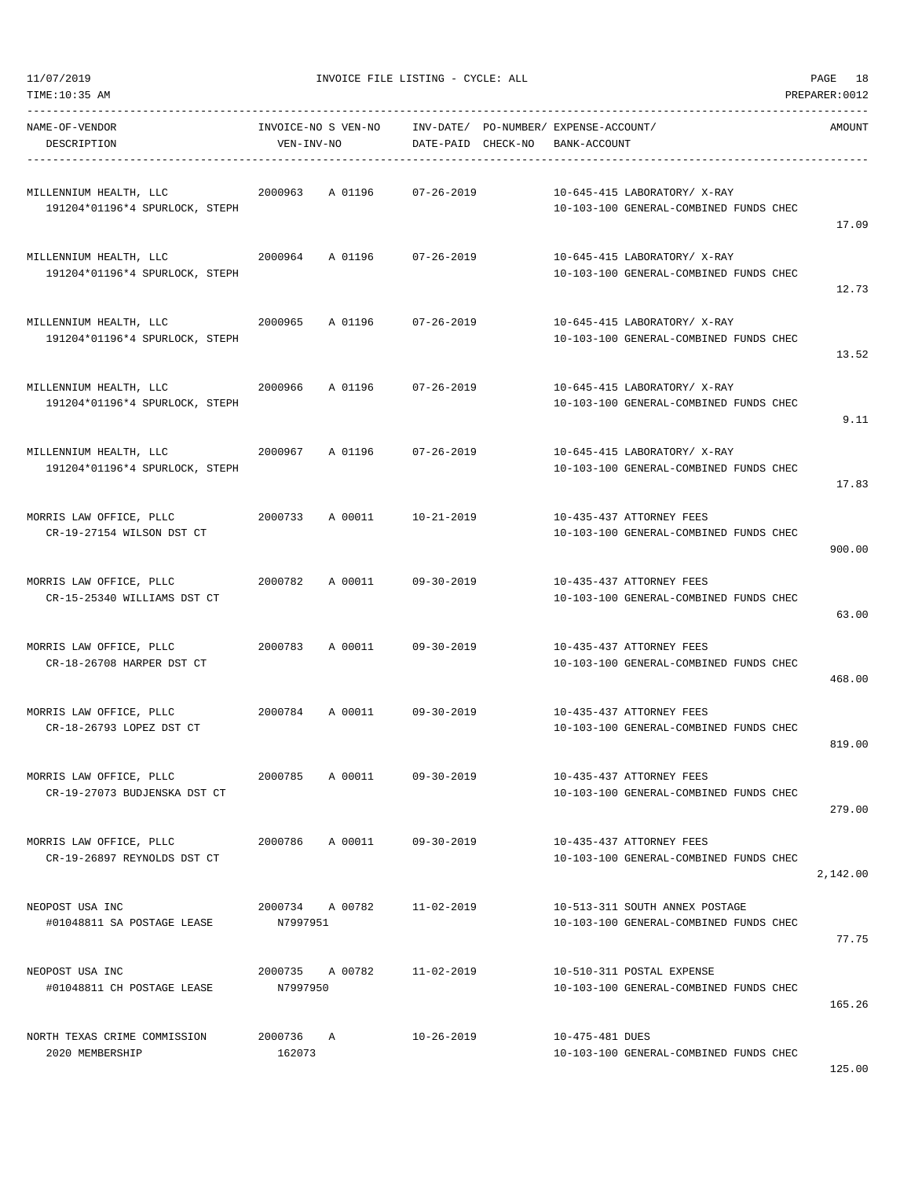11/07/2019 INVOICE FILE LISTING - CYCLE: ALL

TIME:10:35 AM PREPARER:0012

| NAME-OF-VENDOR / DESCRIPTION | INVOICE-NO S VEN-NO / VEN-INV-NO | INV-DATE/ DATE-PAID | PO-NUMBER/ CHECK-NO | EXPENSE-ACCOUNT/ BANK-ACCOUNT | AMOUNT |
|---|---|---|---|---|---|
| MILLENNIUM HEALTH, LLC<br>191204*01196*4 SPURLOCK, STEPH | 2000963 A 01196 | 07-26-2019 | | 10-645-415 LABORATORY/ X-RAY<br>10-103-100 GENERAL-COMBINED FUNDS CHEC | 17.09 |
| MILLENNIUM HEALTH, LLC<br>191204*01196*4 SPURLOCK, STEPH | 2000964 A 01196 | 07-26-2019 | | 10-645-415 LABORATORY/ X-RAY<br>10-103-100 GENERAL-COMBINED FUNDS CHEC | 12.73 |
| MILLENNIUM HEALTH, LLC<br>191204*01196*4 SPURLOCK, STEPH | 2000965 A 01196 | 07-26-2019 | | 10-645-415 LABORATORY/ X-RAY<br>10-103-100 GENERAL-COMBINED FUNDS CHEC | 13.52 |
| MILLENNIUM HEALTH, LLC<br>191204*01196*4 SPURLOCK, STEPH | 2000966 A 01196 | 07-26-2019 | | 10-645-415 LABORATORY/ X-RAY<br>10-103-100 GENERAL-COMBINED FUNDS CHEC | 9.11 |
| MILLENNIUM HEALTH, LLC<br>191204*01196*4 SPURLOCK, STEPH | 2000967 A 01196 | 07-26-2019 | | 10-645-415 LABORATORY/ X-RAY<br>10-103-100 GENERAL-COMBINED FUNDS CHEC | 17.83 |
| MORRIS LAW OFFICE, PLLC<br>CR-19-27154 WILSON DST CT | 2000733 A 00011 | 10-21-2019 | | 10-435-437 ATTORNEY FEES<br>10-103-100 GENERAL-COMBINED FUNDS CHEC | 900.00 |
| MORRIS LAW OFFICE, PLLC<br>CR-15-25340 WILLIAMS DST CT | 2000782 A 00011 | 09-30-2019 | | 10-435-437 ATTORNEY FEES<br>10-103-100 GENERAL-COMBINED FUNDS CHEC | 63.00 |
| MORRIS LAW OFFICE, PLLC<br>CR-18-26708 HARPER DST CT | 2000783 A 00011 | 09-30-2019 | | 10-435-437 ATTORNEY FEES<br>10-103-100 GENERAL-COMBINED FUNDS CHEC | 468.00 |
| MORRIS LAW OFFICE, PLLC<br>CR-18-26793 LOPEZ DST CT | 2000784 A 00011 | 09-30-2019 | | 10-435-437 ATTORNEY FEES<br>10-103-100 GENERAL-COMBINED FUNDS CHEC | 819.00 |
| MORRIS LAW OFFICE, PLLC<br>CR-19-27073 BUDJENSKA DST CT | 2000785 A 00011 | 09-30-2019 | | 10-435-437 ATTORNEY FEES<br>10-103-100 GENERAL-COMBINED FUNDS CHEC | 279.00 |
| MORRIS LAW OFFICE, PLLC<br>CR-19-26897 REYNOLDS DST CT | 2000786 A 00011 | 09-30-2019 | | 10-435-437 ATTORNEY FEES<br>10-103-100 GENERAL-COMBINED FUNDS CHEC | 2,142.00 |
| NEOPOST USA INC<br>#01048811 SA POSTAGE LEASE | 2000734 A 00782<br>N7997951 | 11-02-2019 | | 10-513-311 SOUTH ANNEX POSTAGE<br>10-103-100 GENERAL-COMBINED FUNDS CHEC | 77.75 |
| NEOPOST USA INC<br>#01048811 CH POSTAGE LEASE | 2000735 A 00782<br>N7997950 | 11-02-2019 | | 10-510-311 POSTAL EXPENSE<br>10-103-100 GENERAL-COMBINED FUNDS CHEC | 165.26 |
| NORTH TEXAS CRIME COMMISSION<br>2020 MEMBERSHIP | 2000736 A<br>162073 | 10-26-2019 | | 10-475-481 DUES<br>10-103-100 GENERAL-COMBINED FUNDS CHEC | 125.00 |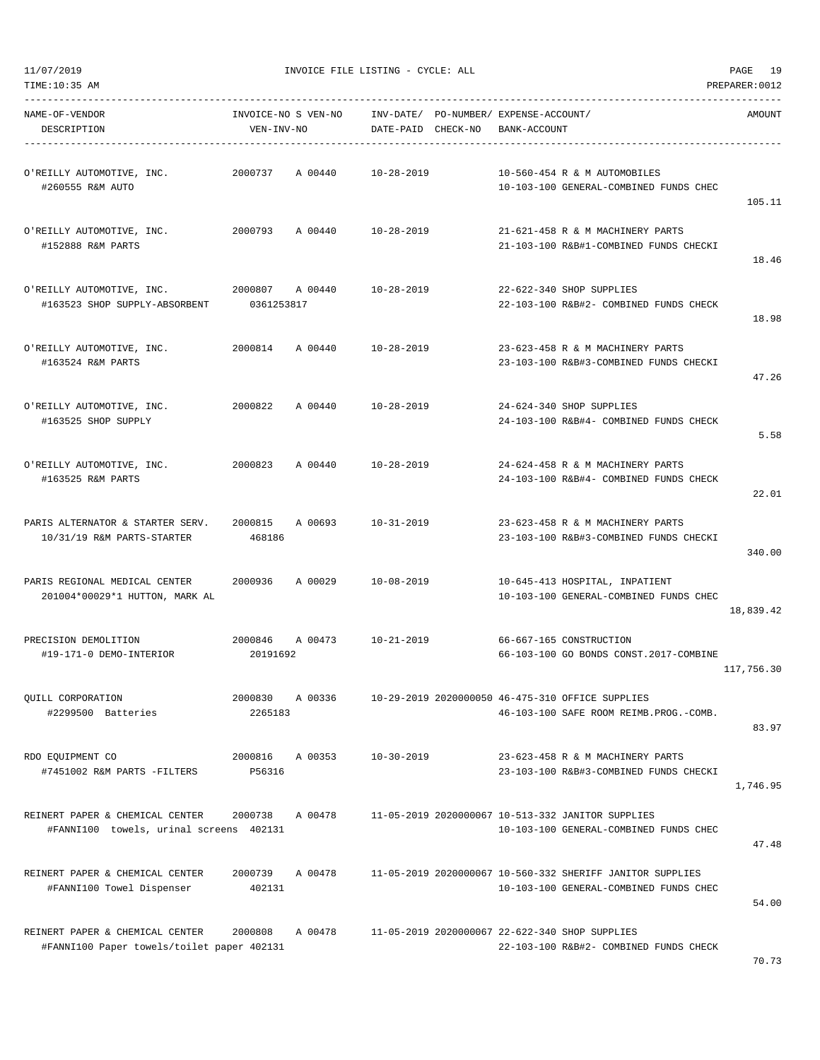11/07/2019 INVOICE FILE LISTING - CYCLE: ALL
TIME:10:35 AM PREPARER:0012

| NAME-OF-VENDOR / DESCRIPTION | INVOICE-NO S VEN-NO / VEN-INV-NO | INV-DATE/ DATE-PAID | PO-NUMBER/ CHECK-NO | EXPENSE-ACCOUNT/ BANK-ACCOUNT | AMOUNT |
|---|---|---|---|---|---|
| O'REILLY AUTOMOTIVE, INC. #260555 R&M AUTO | 2000737 A 00440 | 10-28-2019 | | 10-560-454 R & M AUTOMOBILES 10-103-100 GENERAL-COMBINED FUNDS CHEC | 105.11 |
| O'REILLY AUTOMOTIVE, INC. #152888 R&M PARTS | 2000793 A 00440 | 10-28-2019 | | 21-621-458 R & M MACHINERY PARTS 21-103-100 R&B#1-COMBINED FUNDS CHECKI | 18.46 |
| O'REILLY AUTOMOTIVE, INC. #163523 SHOP SUPPLY-ABSORBENT | 2000807 A 00440 0361253817 | 10-28-2019 | | 22-622-340 SHOP SUPPLIES 22-103-100 R&B#2- COMBINED FUNDS CHECK | 18.98 |
| O'REILLY AUTOMOTIVE, INC. #163524 R&M PARTS | 2000814 A 00440 | 10-28-2019 | | 23-623-458 R & M MACHINERY PARTS 23-103-100 R&B#3-COMBINED FUNDS CHECKI | 47.26 |
| O'REILLY AUTOMOTIVE, INC. #163525 SHOP SUPPLY | 2000822 A 00440 | 10-28-2019 | | 24-624-340 SHOP SUPPLIES 24-103-100 R&B#4- COMBINED FUNDS CHECK | 5.58 |
| O'REILLY AUTOMOTIVE, INC. #163525 R&M PARTS | 2000823 A 00440 | 10-28-2019 | | 24-624-458 R & M MACHINERY PARTS 24-103-100 R&B#4- COMBINED FUNDS CHECK | 22.01 |
| PARIS ALTERNATOR & STARTER SERV. 10/31/19 R&M PARTS-STARTER | 2000815 A 00693 468186 | 10-31-2019 | | 23-623-458 R & M MACHINERY PARTS 23-103-100 R&B#3-COMBINED FUNDS CHECKI | 340.00 |
| PARIS REGIONAL MEDICAL CENTER 201004*00029*1 HUTTON, MARK AL | 2000936 A 00029 | 10-08-2019 | | 10-645-413 HOSPITAL, INPATIENT 10-103-100 GENERAL-COMBINED FUNDS CHEC | 18,839.42 |
| PRECISION DEMOLITION #19-171-0 DEMO-INTERIOR | 2000846 A 00473 20191692 | 10-21-2019 | | 66-667-165 CONSTRUCTION 66-103-100 GO BONDS CONST.2017-COMBINE | 117,756.30 |
| QUILL CORPORATION #2299500 Batteries | 2000830 A 00336 2265183 | 10-29-2019 | 2020000050 | 46-475-310 OFFICE SUPPLIES 46-103-100 SAFE ROOM REIMB.PROG.-COMB. | 83.97 |
| RDO EQUIPMENT CO #7451002 R&M PARTS -FILTERS | 2000816 A 00353 P56316 | 10-30-2019 | | 23-623-458 R & M MACHINERY PARTS 23-103-100 R&B#3-COMBINED FUNDS CHECKI | 1,746.95 |
| REINERT PAPER & CHEMICAL CENTER #FANNI100 towels, urinal screens | 2000738 A 00478 402131 | 11-05-2019 | 2020000067 | 10-513-332 JANITOR SUPPLIES 10-103-100 GENERAL-COMBINED FUNDS CHEC | 47.48 |
| REINERT PAPER & CHEMICAL CENTER #FANNI100 Towel Dispenser | 2000739 A 00478 402131 | 11-05-2019 | 2020000067 | 10-560-332 SHERIFF JANITOR SUPPLIES 10-103-100 GENERAL-COMBINED FUNDS CHEC | 54.00 |
| REINERT PAPER & CHEMICAL CENTER #FANNI100 Paper towels/toilet paper | 2000808 A 00478 402131 | 11-05-2019 | 2020000067 | 22-622-340 SHOP SUPPLIES 22-103-100 R&B#2- COMBINED FUNDS CHECK | 70.73 |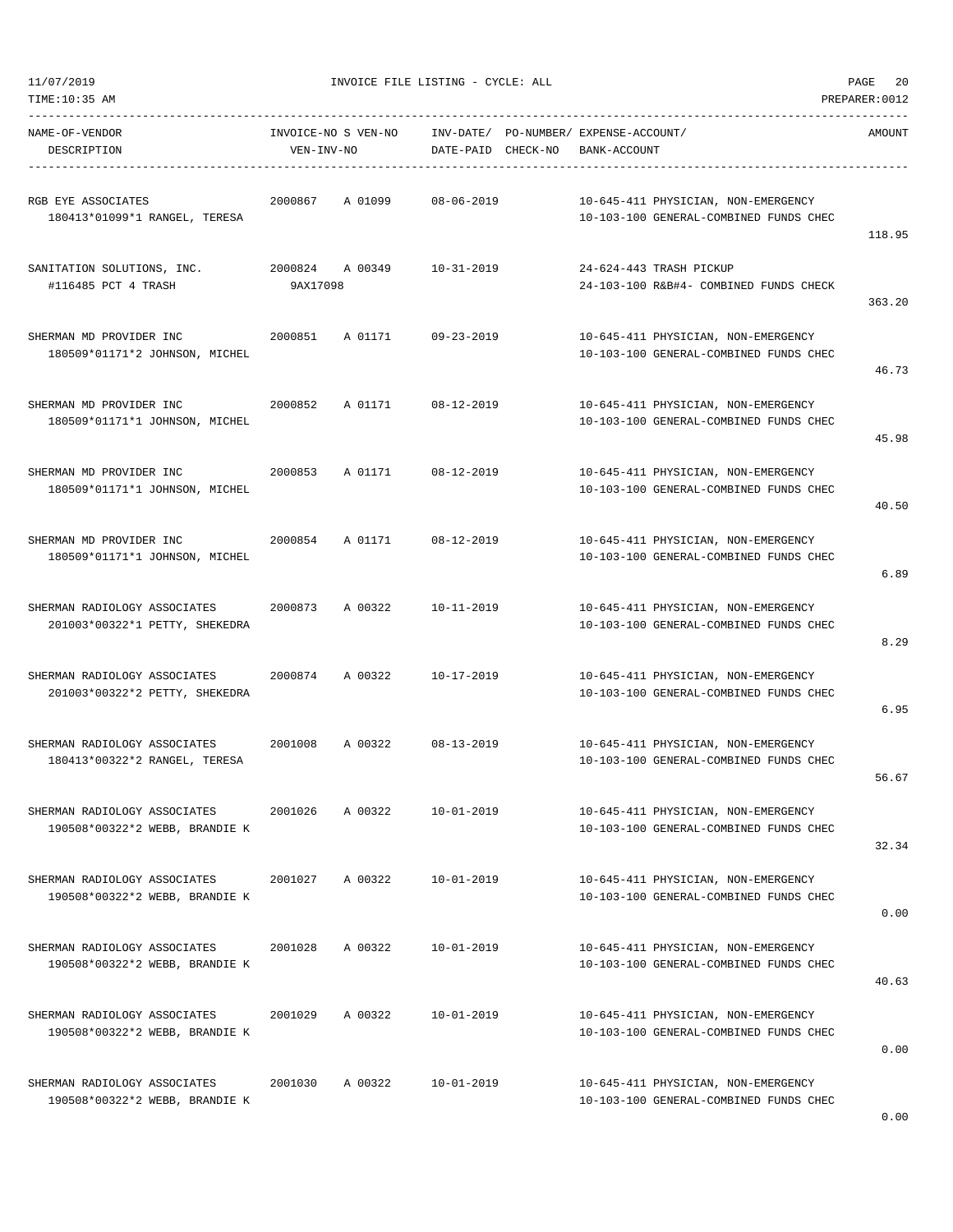11/07/2019 INVOICE FILE LISTING - CYCLE: ALL

TIME:10:35 AM PREPARER:0012

| NAME-OF-VENDOR / DESCRIPTION | INVOICE-NO S VEN-NO / VEN-INV-NO | INV-DATE/ DATE-PAID | PO-NUMBER/ CHECK-NO | EXPENSE-ACCOUNT/ BANK-ACCOUNT | AMOUNT |
|---|---|---|---|---|---|
| RGB EYE ASSOCIATES<br>180413*01099*1 RANGEL, TERESA | 2000867 A 01099 | 08-06-2019 | | 10-645-411 PHYSICIAN, NON-EMERGENCY<br>10-103-100 GENERAL-COMBINED FUNDS CHEC | 118.95 |
| SANITATION SOLUTIONS, INC.<br>#116485 PCT 4 TRASH | 2000824 A 00349<br>9AX17098 | 10-31-2019 | | 24-624-443 TRASH PICKUP<br>24-103-100 R&B#4- COMBINED FUNDS CHECK | 363.20 |
| SHERMAN MD PROVIDER INC<br>180509*01171*2 JOHNSON, MICHEL | 2000851 A 01171 | 09-23-2019 | | 10-645-411 PHYSICIAN, NON-EMERGENCY<br>10-103-100 GENERAL-COMBINED FUNDS CHEC | 46.73 |
| SHERMAN MD PROVIDER INC<br>180509*01171*1 JOHNSON, MICHEL | 2000852 A 01171 | 08-12-2019 | | 10-645-411 PHYSICIAN, NON-EMERGENCY<br>10-103-100 GENERAL-COMBINED FUNDS CHEC | 45.98 |
| SHERMAN MD PROVIDER INC<br>180509*01171*1 JOHNSON, MICHEL | 2000853 A 01171 | 08-12-2019 | | 10-645-411 PHYSICIAN, NON-EMERGENCY<br>10-103-100 GENERAL-COMBINED FUNDS CHEC | 40.50 |
| SHERMAN MD PROVIDER INC<br>180509*01171*1 JOHNSON, MICHEL | 2000854 A 01171 | 08-12-2019 | | 10-645-411 PHYSICIAN, NON-EMERGENCY<br>10-103-100 GENERAL-COMBINED FUNDS CHEC | 6.89 |
| SHERMAN RADIOLOGY ASSOCIATES<br>201003*00322*1 PETTY, SHEKEDRA | 2000873 A 00322 | 10-11-2019 | | 10-645-411 PHYSICIAN, NON-EMERGENCY<br>10-103-100 GENERAL-COMBINED FUNDS CHEC | 8.29 |
| SHERMAN RADIOLOGY ASSOCIATES<br>201003*00322*2 PETTY, SHEKEDRA | 2000874 A 00322 | 10-17-2019 | | 10-645-411 PHYSICIAN, NON-EMERGENCY<br>10-103-100 GENERAL-COMBINED FUNDS CHEC | 6.95 |
| SHERMAN RADIOLOGY ASSOCIATES<br>180413*00322*2 RANGEL, TERESA | 2001008 A 00322 | 08-13-2019 | | 10-645-411 PHYSICIAN, NON-EMERGENCY<br>10-103-100 GENERAL-COMBINED FUNDS CHEC | 56.67 |
| SHERMAN RADIOLOGY ASSOCIATES<br>190508*00322*2 WEBB, BRANDIE K | 2001026 A 00322 | 10-01-2019 | | 10-645-411 PHYSICIAN, NON-EMERGENCY<br>10-103-100 GENERAL-COMBINED FUNDS CHEC | 32.34 |
| SHERMAN RADIOLOGY ASSOCIATES<br>190508*00322*2 WEBB, BRANDIE K | 2001027 A 00322 | 10-01-2019 | | 10-645-411 PHYSICIAN, NON-EMERGENCY<br>10-103-100 GENERAL-COMBINED FUNDS CHEC | 0.00 |
| SHERMAN RADIOLOGY ASSOCIATES<br>190508*00322*2 WEBB, BRANDIE K | 2001028 A 00322 | 10-01-2019 | | 10-645-411 PHYSICIAN, NON-EMERGENCY<br>10-103-100 GENERAL-COMBINED FUNDS CHEC | 40.63 |
| SHERMAN RADIOLOGY ASSOCIATES<br>190508*00322*2 WEBB, BRANDIE K | 2001029 A 00322 | 10-01-2019 | | 10-645-411 PHYSICIAN, NON-EMERGENCY<br>10-103-100 GENERAL-COMBINED FUNDS CHEC | 0.00 |
| SHERMAN RADIOLOGY ASSOCIATES<br>190508*00322*2 WEBB, BRANDIE K | 2001030 A 00322 | 10-01-2019 | | 10-645-411 PHYSICIAN, NON-EMERGENCY<br>10-103-100 GENERAL-COMBINED FUNDS CHEC | 0.00 |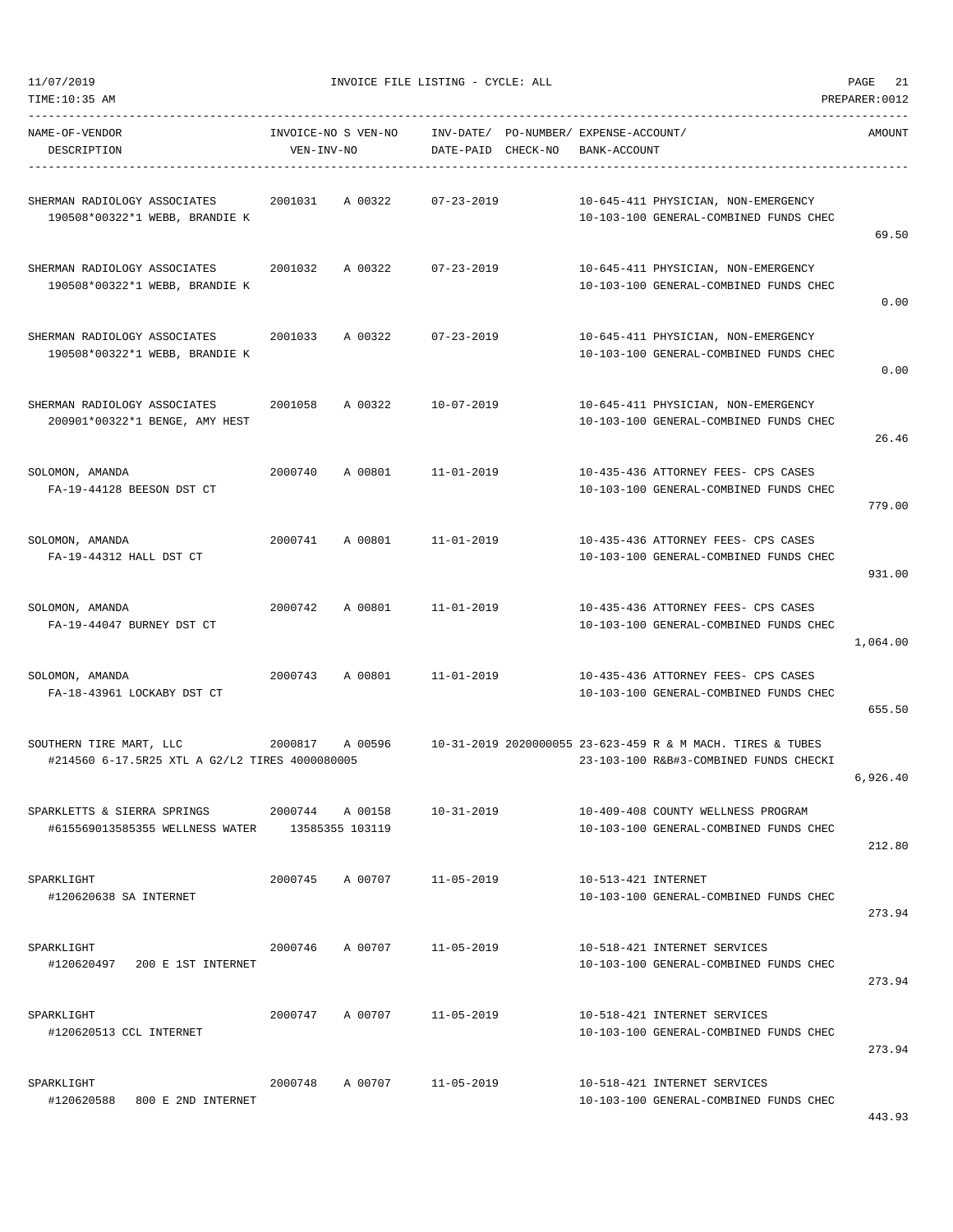11/07/2019 INVOICE FILE LISTING - CYCLE: ALL

TIME:10:35 AM PREPARER:0012

| NAME-OF-VENDOR / DESCRIPTION | INVOICE-NO | S VEN-NO / VEN-INV-NO | INV-DATE/ DATE-PAID | PO-NUMBER/ CHECK-NO | EXPENSE-ACCOUNT/ BANK-ACCOUNT | AMOUNT |
|---|---|---|---|---|---|---|
| SHERMAN RADIOLOGY ASSOCIATES<br>190508*00322*1 WEBB, BRANDIE K | 2001031 | A 00322 | 07-23-2019 | | 10-645-411 PHYSICIAN, NON-EMERGENCY<br>10-103-100 GENERAL-COMBINED FUNDS CHEC | 69.50 |
| SHERMAN RADIOLOGY ASSOCIATES<br>190508*00322*1 WEBB, BRANDIE K | 2001032 | A 00322 | 07-23-2019 | | 10-645-411 PHYSICIAN, NON-EMERGENCY<br>10-103-100 GENERAL-COMBINED FUNDS CHEC | 0.00 |
| SHERMAN RADIOLOGY ASSOCIATES<br>190508*00322*1 WEBB, BRANDIE K | 2001033 | A 00322 | 07-23-2019 | | 10-645-411 PHYSICIAN, NON-EMERGENCY<br>10-103-100 GENERAL-COMBINED FUNDS CHEC | 0.00 |
| SHERMAN RADIOLOGY ASSOCIATES<br>200901*00322*1 BENGE, AMY HEST | 2001058 | A 00322 | 10-07-2019 | | 10-645-411 PHYSICIAN, NON-EMERGENCY<br>10-103-100 GENERAL-COMBINED FUNDS CHEC | 26.46 |
| SOLOMON, AMANDA<br>FA-19-44128 BEESON DST CT | 2000740 | A 00801 | 11-01-2019 | | 10-435-436 ATTORNEY FEES- CPS CASES<br>10-103-100 GENERAL-COMBINED FUNDS CHEC | 779.00 |
| SOLOMON, AMANDA<br>FA-19-44312 HALL DST CT | 2000741 | A 00801 | 11-01-2019 | | 10-435-436 ATTORNEY FEES- CPS CASES<br>10-103-100 GENERAL-COMBINED FUNDS CHEC | 931.00 |
| SOLOMON, AMANDA<br>FA-19-44047 BURNEY DST CT | 2000742 | A 00801 | 11-01-2019 | | 10-435-436 ATTORNEY FEES- CPS CASES<br>10-103-100 GENERAL-COMBINED FUNDS CHEC | 1,064.00 |
| SOLOMON, AMANDA<br>FA-18-43961 LOCKABY DST CT | 2000743 | A 00801 | 11-01-2019 | | 10-435-436 ATTORNEY FEES- CPS CASES<br>10-103-100 GENERAL-COMBINED FUNDS CHEC | 655.50 |
| SOUTHERN TIRE MART, LLC<br>#214560 6-17.5R25 XTL A G2/L2 TIRES 4000080005 | 2000817 | A 00596 | 10-31-2019 | 2020000055 | 23-623-459 R & M MACH. TIRES & TUBES<br>23-103-100 R&B#3-COMBINED FUNDS CHECKI | 6,926.40 |
| SPARKLETTS & SIERRA SPRINGS<br>#615569013585355 WELLNESS WATER | 2000744 | A 00158<br>13585355 103119 | 10-31-2019 | | 10-409-408 COUNTY WELLNESS PROGRAM<br>10-103-100 GENERAL-COMBINED FUNDS CHEC | 212.80 |
| SPARKLIGHT<br>#120620638 SA INTERNET | 2000745 | A 00707 | 11-05-2019 | | 10-513-421 INTERNET<br>10-103-100 GENERAL-COMBINED FUNDS CHEC | 273.94 |
| SPARKLIGHT<br>#120620497 200 E 1ST INTERNET | 2000746 | A 00707 | 11-05-2019 | | 10-518-421 INTERNET SERVICES<br>10-103-100 GENERAL-COMBINED FUNDS CHEC | 273.94 |
| SPARKLIGHT<br>#120620513 CCL INTERNET | 2000747 | A 00707 | 11-05-2019 | | 10-518-421 INTERNET SERVICES<br>10-103-100 GENERAL-COMBINED FUNDS CHEC | 273.94 |
| SPARKLIGHT<br>#120620588 800 E 2ND INTERNET | 2000748 | A 00707 | 11-05-2019 | | 10-518-421 INTERNET SERVICES<br>10-103-100 GENERAL-COMBINED FUNDS CHEC | 443.93 |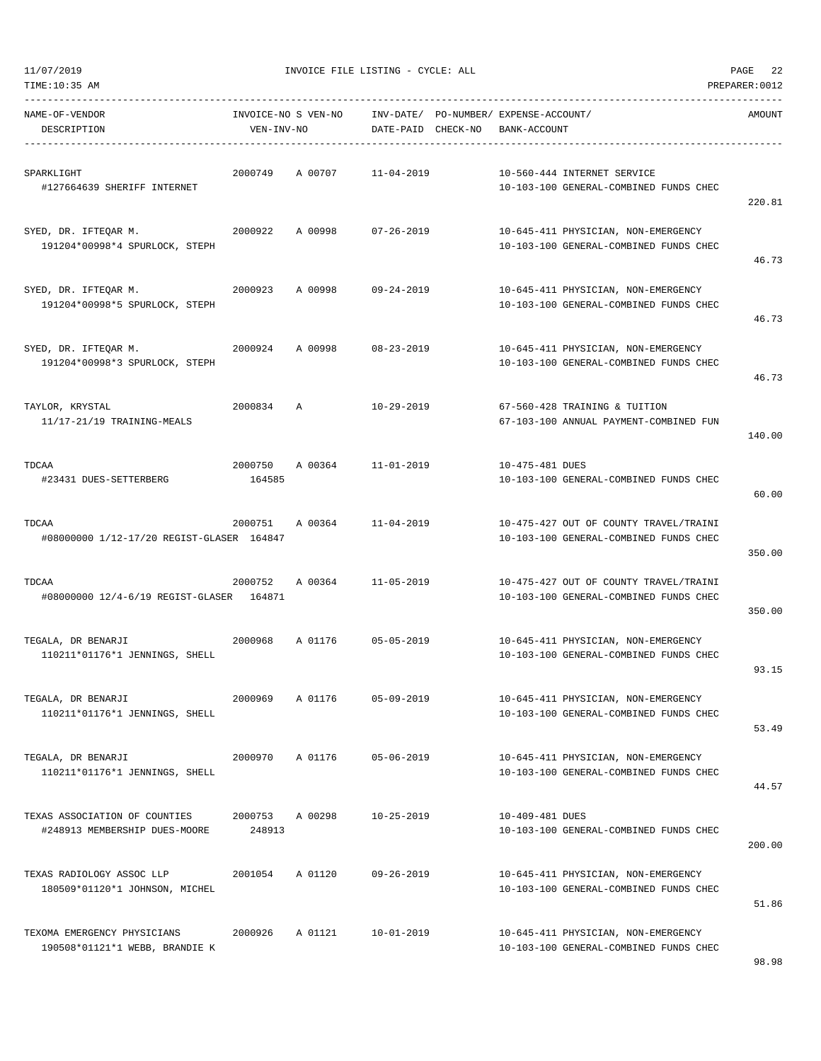11/07/2019 INVOICE FILE LISTING - CYCLE: ALL

TIME:10:35 AM PREPARER:0012

| NAME-OF-VENDOR<br>DESCRIPTION | INVOICE-NO S VEN-NO<br>VEN-INV-NO | INV-DATE/ PO-NUMBER/<br>DATE-PAID CHECK-NO | EXPENSE-ACCOUNT/<br>BANK-ACCOUNT | AMOUNT |
|---|---|---|---|---|
| SPARKLIGHT<br>#127664639 SHERIFF INTERNET | 2000749 A 00707 | 11-04-2019 | 10-560-444 INTERNET SERVICE<br>10-103-100 GENERAL-COMBINED FUNDS CHEC | 220.81 |
| SYED, DR. IFTEQAR M.<br>191204*00998*4 SPURLOCK, STEPH | 2000922 A 00998 | 07-26-2019 | 10-645-411 PHYSICIAN, NON-EMERGENCY<br>10-103-100 GENERAL-COMBINED FUNDS CHEC | 46.73 |
| SYED, DR. IFTEQAR M.<br>191204*00998*5 SPURLOCK, STEPH | 2000923 A 00998 | 09-24-2019 | 10-645-411 PHYSICIAN, NON-EMERGENCY<br>10-103-100 GENERAL-COMBINED FUNDS CHEC | 46.73 |
| SYED, DR. IFTEQAR M.<br>191204*00998*3 SPURLOCK, STEPH | 2000924 A 00998 | 08-23-2019 | 10-645-411 PHYSICIAN, NON-EMERGENCY<br>10-103-100 GENERAL-COMBINED FUNDS CHEC | 46.73 |
| TAYLOR, KRYSTAL<br>11/17-21/19 TRAINING-MEALS | 2000834 A | 10-29-2019 | 67-560-428 TRAINING & TUITION<br>67-103-100 ANNUAL PAYMENT-COMBINED FUN | 140.00 |
| TDCAA<br>#23431 DUES-SETTERBERG | 2000750 A 00364<br>164585 | 11-01-2019 | 10-475-481 DUES<br>10-103-100 GENERAL-COMBINED FUNDS CHEC | 60.00 |
| TDCAA<br>#08000000 1/12-17/20 REGIST-GLASER | 2000751 A 00364<br>164847 | 11-04-2019 | 10-475-427 OUT OF COUNTY TRAVEL/TRAINI<br>10-103-100 GENERAL-COMBINED FUNDS CHEC | 350.00 |
| TDCAA<br>#08000000 12/4-6/19 REGIST-GLASER | 2000752 A 00364<br>164871 | 11-05-2019 | 10-475-427 OUT OF COUNTY TRAVEL/TRAINI<br>10-103-100 GENERAL-COMBINED FUNDS CHEC | 350.00 |
| TEGALA, DR BENARJI<br>110211*01176*1 JENNINGS, SHELL | 2000968 A 01176 | 05-05-2019 | 10-645-411 PHYSICIAN, NON-EMERGENCY<br>10-103-100 GENERAL-COMBINED FUNDS CHEC | 93.15 |
| TEGALA, DR BENARJI<br>110211*01176*1 JENNINGS, SHELL | 2000969 A 01176 | 05-09-2019 | 10-645-411 PHYSICIAN, NON-EMERGENCY<br>10-103-100 GENERAL-COMBINED FUNDS CHEC | 53.49 |
| TEGALA, DR BENARJI<br>110211*01176*1 JENNINGS, SHELL | 2000970 A 01176 | 05-06-2019 | 10-645-411 PHYSICIAN, NON-EMERGENCY<br>10-103-100 GENERAL-COMBINED FUNDS CHEC | 44.57 |
| TEXAS ASSOCIATION OF COUNTIES<br>#248913 MEMBERSHIP DUES-MOORE | 2000753 A 00298<br>248913 | 10-25-2019 | 10-409-481 DUES<br>10-103-100 GENERAL-COMBINED FUNDS CHEC | 200.00 |
| TEXAS RADIOLOGY ASSOC LLP<br>180509*01120*1 JOHNSON, MICHEL | 2001054 A 01120 | 09-26-2019 | 10-645-411 PHYSICIAN, NON-EMERGENCY<br>10-103-100 GENERAL-COMBINED FUNDS CHEC | 51.86 |
| TEXOMA EMERGENCY PHYSICIANS<br>190508*01121*1 WEBB, BRANDIE K | 2000926 A 01121 | 10-01-2019 | 10-645-411 PHYSICIAN, NON-EMERGENCY<br>10-103-100 GENERAL-COMBINED FUNDS CHEC | 98.98 |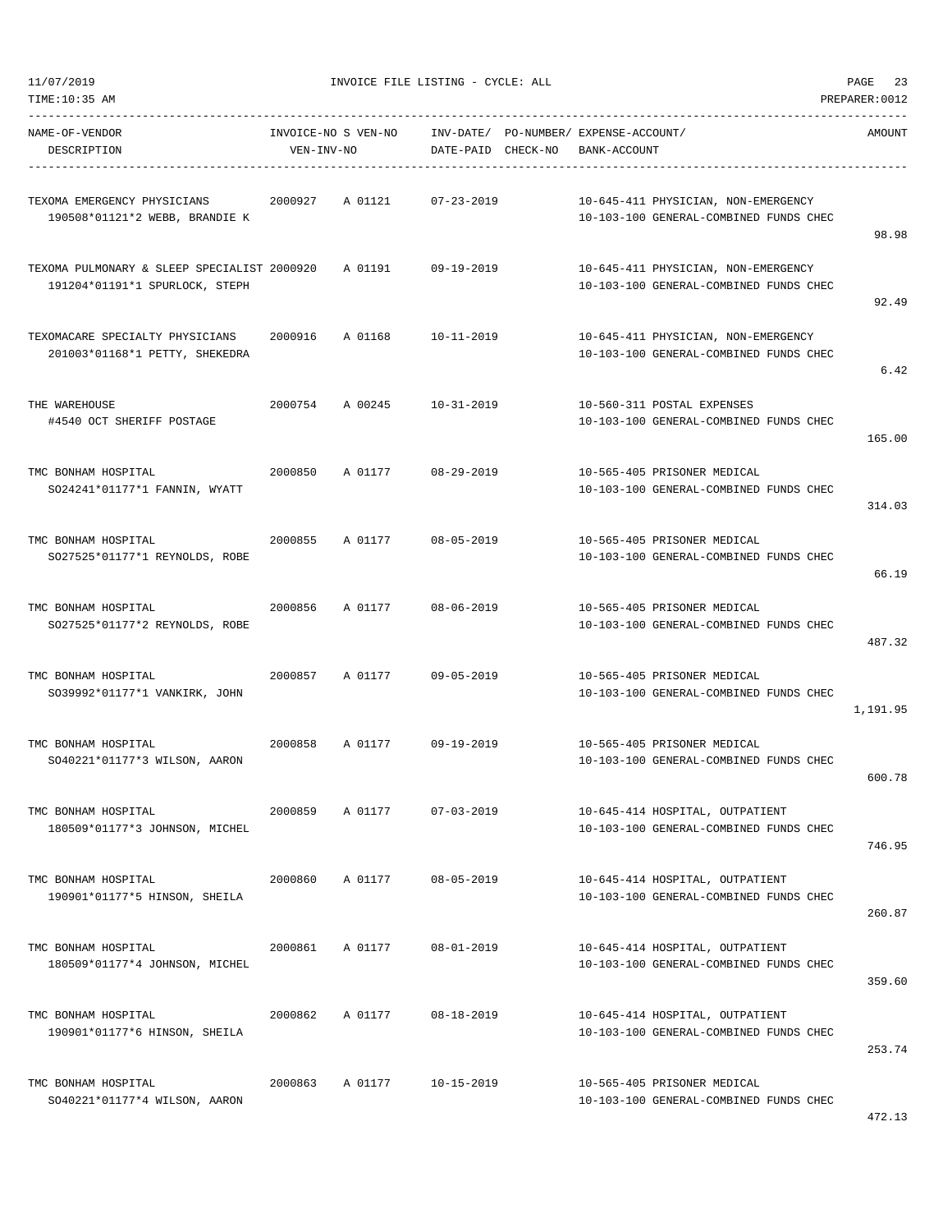11/07/2019 INVOICE FILE LISTING - CYCLE: ALL

TIME:10:35 AM PREPARER:0012

| NAME-OF-VENDOR DESCRIPTION | INVOICE-NO VEN-INV-NO | S VEN-NO | INV-DATE/ DATE-PAID | PO-NUMBER/ CHECK-NO | EXPENSE-ACCOUNT/ BANK-ACCOUNT | AMOUNT |
|---|---|---|---|---|---|---|
| TEXOMA EMERGENCY PHYSICIANS<br>190508*01121*2 WEBB, BRANDIE K | 2000927 | A 01121 | 07-23-2019 | | 10-645-411 PHYSICIAN, NON-EMERGENCY<br>10-103-100 GENERAL-COMBINED FUNDS CHEC | 98.98 |
| TEXOMA PULMONARY & SLEEP SPECIALIST<br>191204*01191*1 SPURLOCK, STEPH | 2000920 | A 01191 | 09-19-2019 | | 10-645-411 PHYSICIAN, NON-EMERGENCY<br>10-103-100 GENERAL-COMBINED FUNDS CHEC | 92.49 |
| TEXOMACARE SPECIALTY PHYSICIANS<br>201003*01168*1 PETTY, SHEKEDRA | 2000916 | A 01168 | 10-11-2019 | | 10-645-411 PHYSICIAN, NON-EMERGENCY<br>10-103-100 GENERAL-COMBINED FUNDS CHEC | 6.42 |
| THE WAREHOUSE<br>#4540 OCT SHERIFF POSTAGE | 2000754 | A 00245 | 10-31-2019 | | 10-560-311 POSTAL EXPENSES<br>10-103-100 GENERAL-COMBINED FUNDS CHEC | 165.00 |
| TMC BONHAM HOSPITAL<br>SO24241*01177*1 FANNIN, WYATT | 2000850 | A 01177 | 08-29-2019 | | 10-565-405 PRISONER MEDICAL<br>10-103-100 GENERAL-COMBINED FUNDS CHEC | 314.03 |
| TMC BONHAM HOSPITAL<br>SO27525*01177*1 REYNOLDS, ROBE | 2000855 | A 01177 | 08-05-2019 | | 10-565-405 PRISONER MEDICAL<br>10-103-100 GENERAL-COMBINED FUNDS CHEC | 66.19 |
| TMC BONHAM HOSPITAL<br>SO27525*01177*2 REYNOLDS, ROBE | 2000856 | A 01177 | 08-06-2019 | | 10-565-405 PRISONER MEDICAL<br>10-103-100 GENERAL-COMBINED FUNDS CHEC | 487.32 |
| TMC BONHAM HOSPITAL<br>SO39992*01177*1 VANKIRK, JOHN | 2000857 | A 01177 | 09-05-2019 | | 10-565-405 PRISONER MEDICAL<br>10-103-100 GENERAL-COMBINED FUNDS CHEC | 1,191.95 |
| TMC BONHAM HOSPITAL<br>SO40221*01177*3 WILSON, AARON | 2000858 | A 01177 | 09-19-2019 | | 10-565-405 PRISONER MEDICAL<br>10-103-100 GENERAL-COMBINED FUNDS CHEC | 600.78 |
| TMC BONHAM HOSPITAL<br>180509*01177*3 JOHNSON, MICHEL | 2000859 | A 01177 | 07-03-2019 | | 10-645-414 HOSPITAL, OUTPATIENT<br>10-103-100 GENERAL-COMBINED FUNDS CHEC | 746.95 |
| TMC BONHAM HOSPITAL<br>190901*01177*5 HINSON, SHEILA | 2000860 | A 01177 | 08-05-2019 | | 10-645-414 HOSPITAL, OUTPATIENT<br>10-103-100 GENERAL-COMBINED FUNDS CHEC | 260.87 |
| TMC BONHAM HOSPITAL<br>180509*01177*4 JOHNSON, MICHEL | 2000861 | A 01177 | 08-01-2019 | | 10-645-414 HOSPITAL, OUTPATIENT<br>10-103-100 GENERAL-COMBINED FUNDS CHEC | 359.60 |
| TMC BONHAM HOSPITAL<br>190901*01177*6 HINSON, SHEILA | 2000862 | A 01177 | 08-18-2019 | | 10-645-414 HOSPITAL, OUTPATIENT<br>10-103-100 GENERAL-COMBINED FUNDS CHEC | 253.74 |
| TMC BONHAM HOSPITAL<br>SO40221*01177*4 WILSON, AARON | 2000863 | A 01177 | 10-15-2019 | | 10-565-405 PRISONER MEDICAL<br>10-103-100 GENERAL-COMBINED FUNDS CHEC | 472.13 |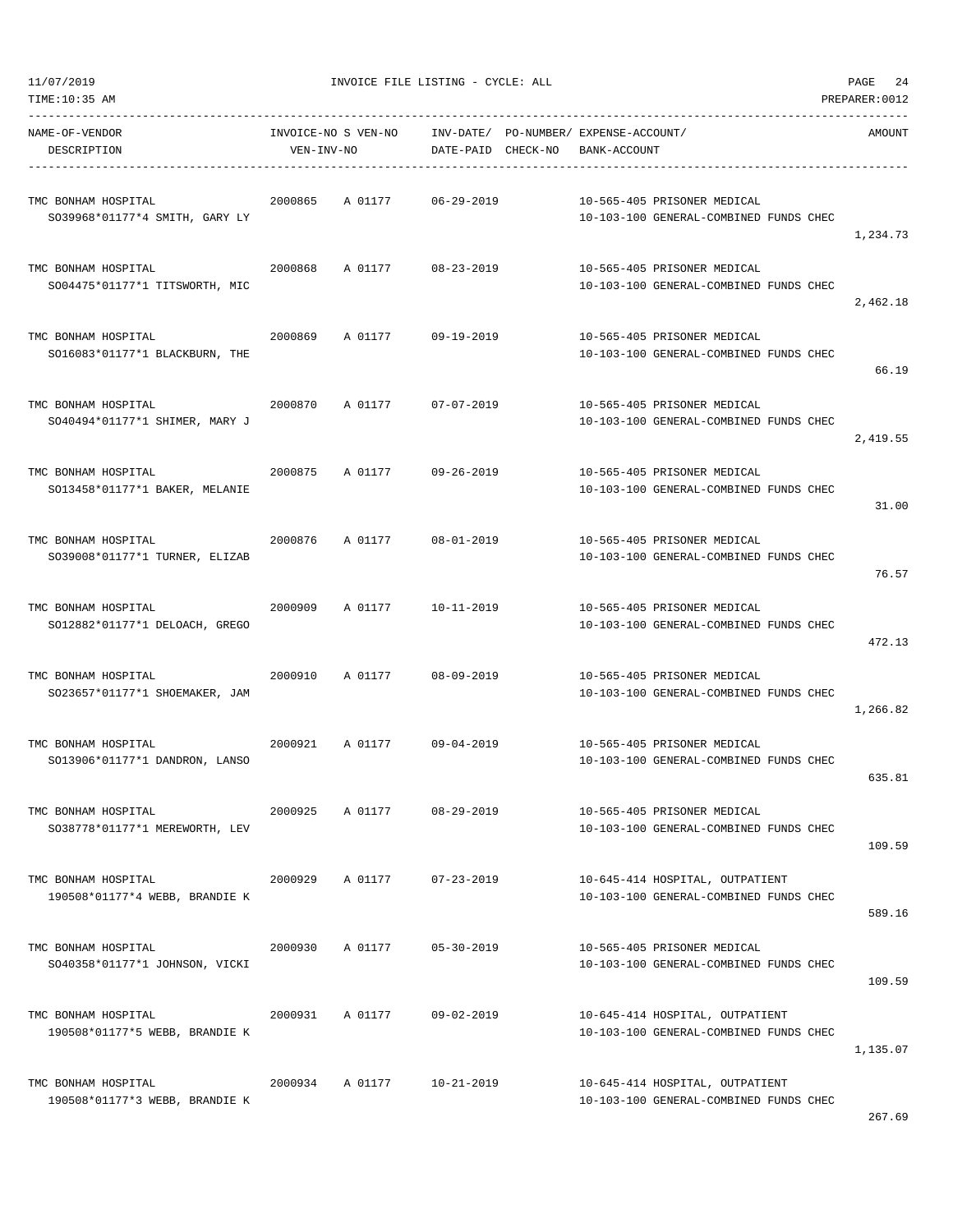| NAME-OF-VENDOR DESCRIPTION | INVOICE-NO S VEN-NO VEN-INV-NO | INV-DATE/ DATE-PAID | PO-NUMBER/ CHECK-NO | EXPENSE-ACCOUNT/ BANK-ACCOUNT | AMOUNT |
|---|---|---|---|---|---|
| TMC BONHAM HOSPITAL SO39968*01177*4 SMITH, GARY LY | 2000865 A 01177 | 06-29-2019 | | 10-565-405 PRISONER MEDICAL 10-103-100 GENERAL-COMBINED FUNDS CHEC | 1,234.73 |
| TMC BONHAM HOSPITAL SO04475*01177*1 TITSWORTH, MIC | 2000868 A 01177 | 08-23-2019 | | 10-565-405 PRISONER MEDICAL 10-103-100 GENERAL-COMBINED FUNDS CHEC | 2,462.18 |
| TMC BONHAM HOSPITAL SO16083*01177*1 BLACKBURN, THE | 2000869 A 01177 | 09-19-2019 | | 10-565-405 PRISONER MEDICAL 10-103-100 GENERAL-COMBINED FUNDS CHEC | 66.19 |
| TMC BONHAM HOSPITAL SO40494*01177*1 SHIMER, MARY J | 2000870 A 01177 | 07-07-2019 | | 10-565-405 PRISONER MEDICAL 10-103-100 GENERAL-COMBINED FUNDS CHEC | 2,419.55 |
| TMC BONHAM HOSPITAL SO13458*01177*1 BAKER, MELANIE | 2000875 A 01177 | 09-26-2019 | | 10-565-405 PRISONER MEDICAL 10-103-100 GENERAL-COMBINED FUNDS CHEC | 31.00 |
| TMC BONHAM HOSPITAL SO39008*01177*1 TURNER, ELIZAB | 2000876 A 01177 | 08-01-2019 | | 10-565-405 PRISONER MEDICAL 10-103-100 GENERAL-COMBINED FUNDS CHEC | 76.57 |
| TMC BONHAM HOSPITAL SO12882*01177*1 DELOACH, GREGO | 2000909 A 01177 | 10-11-2019 | | 10-565-405 PRISONER MEDICAL 10-103-100 GENERAL-COMBINED FUNDS CHEC | 472.13 |
| TMC BONHAM HOSPITAL SO23657*01177*1 SHOEMAKER, JAM | 2000910 A 01177 | 08-09-2019 | | 10-565-405 PRISONER MEDICAL 10-103-100 GENERAL-COMBINED FUNDS CHEC | 1,266.82 |
| TMC BONHAM HOSPITAL SO13906*01177*1 DANDRON, LANSO | 2000921 A 01177 | 09-04-2019 | | 10-565-405 PRISONER MEDICAL 10-103-100 GENERAL-COMBINED FUNDS CHEC | 635.81 |
| TMC BONHAM HOSPITAL SO38778*01177*1 MEREWORTH, LEV | 2000925 A 01177 | 08-29-2019 | | 10-565-405 PRISONER MEDICAL 10-103-100 GENERAL-COMBINED FUNDS CHEC | 109.59 |
| TMC BONHAM HOSPITAL 190508*01177*4 WEBB, BRANDIE K | 2000929 A 01177 | 07-23-2019 | | 10-645-414 HOSPITAL, OUTPATIENT 10-103-100 GENERAL-COMBINED FUNDS CHEC | 589.16 |
| TMC BONHAM HOSPITAL SO40358*01177*1 JOHNSON, VICKI | 2000930 A 01177 | 05-30-2019 | | 10-565-405 PRISONER MEDICAL 10-103-100 GENERAL-COMBINED FUNDS CHEC | 109.59 |
| TMC BONHAM HOSPITAL 190508*01177*5 WEBB, BRANDIE K | 2000931 A 01177 | 09-02-2019 | | 10-645-414 HOSPITAL, OUTPATIENT 10-103-100 GENERAL-COMBINED FUNDS CHEC | 1,135.07 |
| TMC BONHAM HOSPITAL 190508*01177*3 WEBB, BRANDIE K | 2000934 A 01177 | 10-21-2019 | | 10-645-414 HOSPITAL, OUTPATIENT 10-103-100 GENERAL-COMBINED FUNDS CHEC | 267.69 |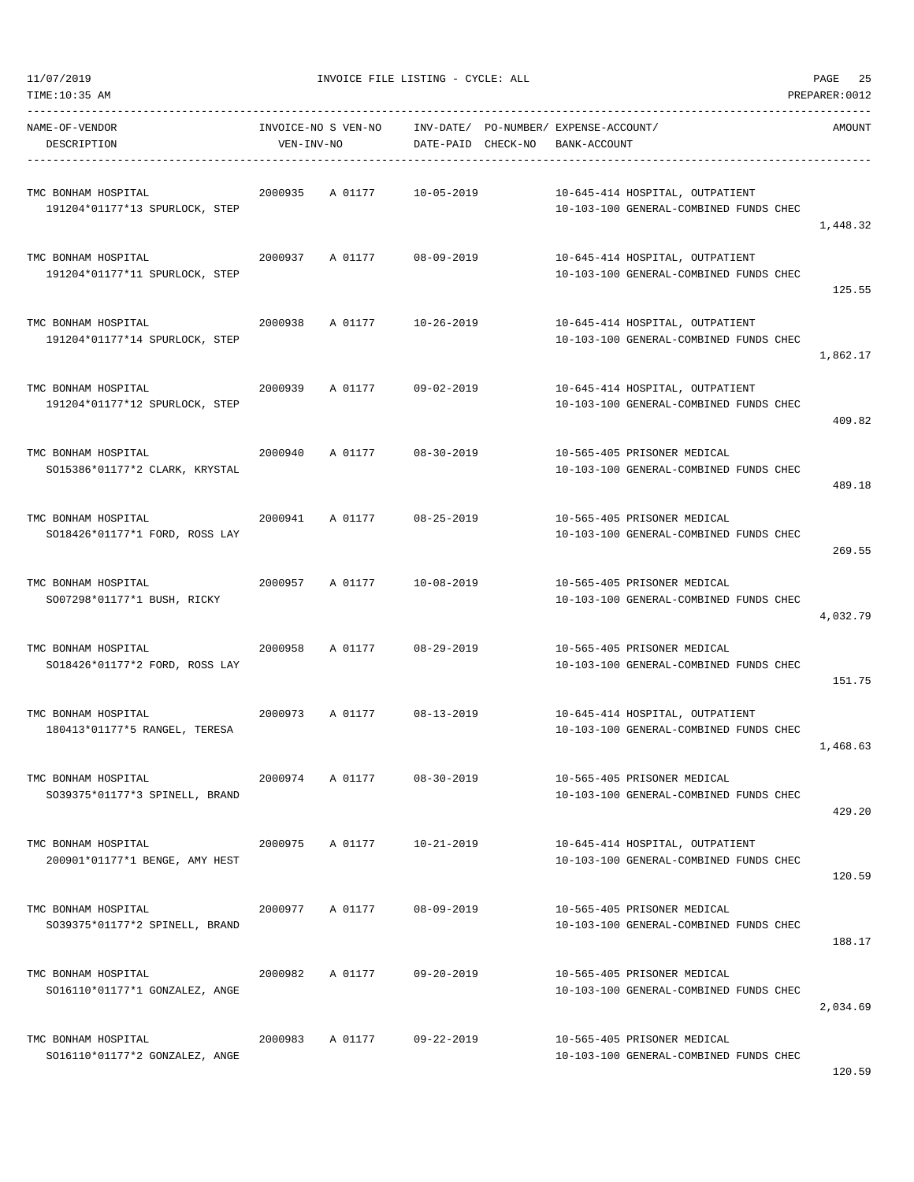11/07/2019 INVOICE FILE LISTING - CYCLE: ALL

TIME:10:35 AM PREPARER:0012

| NAME-OF-VENDOR / DESCRIPTION | INVOICE-NO | S VEN-NO / VEN-INV-NO | INV-DATE/ DATE-PAID | PO-NUMBER/ CHECK-NO | EXPENSE-ACCOUNT/ BANK-ACCOUNT | AMOUNT |
|---|---|---|---|---|---|---|
| TMC BONHAM HOSPITAL<br>191204*01177*13 SPURLOCK, STEP | 2000935 | A 01177 | 10-05-2019 | | 10-645-414 HOSPITAL, OUTPATIENT<br>10-103-100 GENERAL-COMBINED FUNDS CHEC | 1,448.32 |
| TMC BONHAM HOSPITAL<br>191204*01177*11 SPURLOCK, STEP | 2000937 | A 01177 | 08-09-2019 | | 10-645-414 HOSPITAL, OUTPATIENT<br>10-103-100 GENERAL-COMBINED FUNDS CHEC | 125.55 |
| TMC BONHAM HOSPITAL<br>191204*01177*14 SPURLOCK, STEP | 2000938 | A 01177 | 10-26-2019 | | 10-645-414 HOSPITAL, OUTPATIENT<br>10-103-100 GENERAL-COMBINED FUNDS CHEC | 1,862.17 |
| TMC BONHAM HOSPITAL<br>191204*01177*12 SPURLOCK, STEP | 2000939 | A 01177 | 09-02-2019 | | 10-645-414 HOSPITAL, OUTPATIENT<br>10-103-100 GENERAL-COMBINED FUNDS CHEC | 409.82 |
| TMC BONHAM HOSPITAL<br>SO15386*01177*2 CLARK, KRYSTAL | 2000940 | A 01177 | 08-30-2019 | | 10-565-405 PRISONER MEDICAL<br>10-103-100 GENERAL-COMBINED FUNDS CHEC | 489.18 |
| TMC BONHAM HOSPITAL<br>SO18426*01177*1 FORD, ROSS LAY | 2000941 | A 01177 | 08-25-2019 | | 10-565-405 PRISONER MEDICAL<br>10-103-100 GENERAL-COMBINED FUNDS CHEC | 269.55 |
| TMC BONHAM HOSPITAL<br>SO07298*01177*1 BUSH, RICKY | 2000957 | A 01177 | 10-08-2019 | | 10-565-405 PRISONER MEDICAL<br>10-103-100 GENERAL-COMBINED FUNDS CHEC | 4,032.79 |
| TMC BONHAM HOSPITAL<br>SO18426*01177*2 FORD, ROSS LAY | 2000958 | A 01177 | 08-29-2019 | | 10-565-405 PRISONER MEDICAL<br>10-103-100 GENERAL-COMBINED FUNDS CHEC | 151.75 |
| TMC BONHAM HOSPITAL<br>180413*01177*5 RANGEL, TERESA | 2000973 | A 01177 | 08-13-2019 | | 10-645-414 HOSPITAL, OUTPATIENT<br>10-103-100 GENERAL-COMBINED FUNDS CHEC | 1,468.63 |
| TMC BONHAM HOSPITAL<br>SO39375*01177*3 SPINELL, BRAND | 2000974 | A 01177 | 08-30-2019 | | 10-565-405 PRISONER MEDICAL<br>10-103-100 GENERAL-COMBINED FUNDS CHEC | 429.20 |
| TMC BONHAM HOSPITAL<br>200901*01177*1 BENGE, AMY HEST | 2000975 | A 01177 | 10-21-2019 | | 10-645-414 HOSPITAL, OUTPATIENT<br>10-103-100 GENERAL-COMBINED FUNDS CHEC | 120.59 |
| TMC BONHAM HOSPITAL<br>SO39375*01177*2 SPINELL, BRAND | 2000977 | A 01177 | 08-09-2019 | | 10-565-405 PRISONER MEDICAL<br>10-103-100 GENERAL-COMBINED FUNDS CHEC | 188.17 |
| TMC BONHAM HOSPITAL<br>SO16110*01177*1 GONZALEZ, ANGE | 2000982 | A 01177 | 09-20-2019 | | 10-565-405 PRISONER MEDICAL<br>10-103-100 GENERAL-COMBINED FUNDS CHEC | 2,034.69 |
| TMC BONHAM HOSPITAL<br>SO16110*01177*2 GONZALEZ, ANGE | 2000983 | A 01177 | 09-22-2019 | | 10-565-405 PRISONER MEDICAL<br>10-103-100 GENERAL-COMBINED FUNDS CHEC | 120.59 |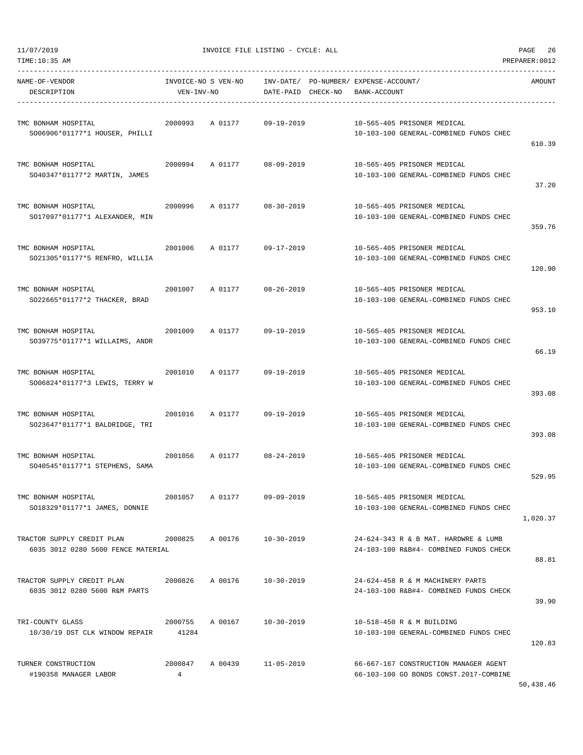11/07/2019 INVOICE FILE LISTING - CYCLE: ALL

TIME:10:35 AM PREPARER:0012

| NAME-OF-VENDOR / DESCRIPTION | INVOICE-NO / VEN-INV-NO | S VEN-NO | INV-DATE/ DATE-PAID | PO-NUMBER/ CHECK-NO | EXPENSE-ACCOUNT/ BANK-ACCOUNT | AMOUNT |
|---|---|---|---|---|---|---|
| TMC BONHAM HOSPITAL<br>SO06906*01177*1 HOUSER, PHILLI | 2000993 | A 01177 | 09-19-2019 | | 10-565-405 PRISONER MEDICAL<br>10-103-100 GENERAL-COMBINED FUNDS CHEC | 610.39 |
| TMC BONHAM HOSPITAL<br>SO40347*01177*2 MARTIN, JAMES | 2000994 | A 01177 | 08-09-2019 | | 10-565-405 PRISONER MEDICAL<br>10-103-100 GENERAL-COMBINED FUNDS CHEC | 37.20 |
| TMC BONHAM HOSPITAL<br>SO17097*01177*1 ALEXANDER, MIN | 2000996 | A 01177 | 08-30-2019 | | 10-565-405 PRISONER MEDICAL<br>10-103-100 GENERAL-COMBINED FUNDS CHEC | 359.76 |
| TMC BONHAM HOSPITAL<br>SO21305*01177*5 RENFRO, WILLIA | 2001006 | A 01177 | 09-17-2019 | | 10-565-405 PRISONER MEDICAL<br>10-103-100 GENERAL-COMBINED FUNDS CHEC | 120.90 |
| TMC BONHAM HOSPITAL<br>SO22665*01177*2 THACKER, BRAD | 2001007 | A 01177 | 08-26-2019 | | 10-565-405 PRISONER MEDICAL<br>10-103-100 GENERAL-COMBINED FUNDS CHEC | 953.10 |
| TMC BONHAM HOSPITAL<br>SO39775*01177*1 WILLAIMS, ANDR | 2001009 | A 01177 | 09-19-2019 | | 10-565-405 PRISONER MEDICAL<br>10-103-100 GENERAL-COMBINED FUNDS CHEC | 66.19 |
| TMC BONHAM HOSPITAL<br>SO06824*01177*3 LEWIS, TERRY W | 2001010 | A 01177 | 09-19-2019 | | 10-565-405 PRISONER MEDICAL<br>10-103-100 GENERAL-COMBINED FUNDS CHEC | 393.08 |
| TMC BONHAM HOSPITAL<br>SO23647*01177*1 BALDRIDGE, TRI | 2001016 | A 01177 | 09-19-2019 | | 10-565-405 PRISONER MEDICAL<br>10-103-100 GENERAL-COMBINED FUNDS CHEC | 393.08 |
| TMC BONHAM HOSPITAL<br>SO40545*01177*1 STEPHENS, SAMA | 2001056 | A 01177 | 08-24-2019 | | 10-565-405 PRISONER MEDICAL<br>10-103-100 GENERAL-COMBINED FUNDS CHEC | 529.95 |
| TMC BONHAM HOSPITAL<br>SO18329*01177*1 JAMES, DONNIE | 2001057 | A 01177 | 09-09-2019 | | 10-565-405 PRISONER MEDICAL<br>10-103-100 GENERAL-COMBINED FUNDS CHEC | 1,020.37 |
| TRACTOR SUPPLY CREDIT PLAN<br>6035 3012 0280 5600 FENCE MATERIAL | 2000825 | A 00176 | 10-30-2019 | | 24-624-343 R & B MAT. HARDWRE & LUMB<br>24-103-100 R&B#4- COMBINED FUNDS CHECK | 88.81 |
| TRACTOR SUPPLY CREDIT PLAN<br>6035 3012 0280 5600 R&M PARTS | 2000826 | A 00176 | 10-30-2019 | | 24-624-458 R & M MACHINERY PARTS<br>24-103-100 R&B#4- COMBINED FUNDS CHECK | 39.90 |
| TRI-COUNTY GLASS<br>10/30/19 DST CLK WINDOW REPAIR | 2000755<br>41284 | A 00167 | 10-30-2019 | | 10-518-450 R & M BUILDING<br>10-103-100 GENERAL-COMBINED FUNDS CHEC | 120.83 |
| TURNER CONSTRUCTION<br>#190358 MANAGER LABOR | 2000847<br>4 | A 00439 | 11-05-2019 | | 66-667-167 CONSTRUCTION MANAGER AGENT<br>66-103-100 GO BONDS CONST.2017-COMBINE | 50,438.46 |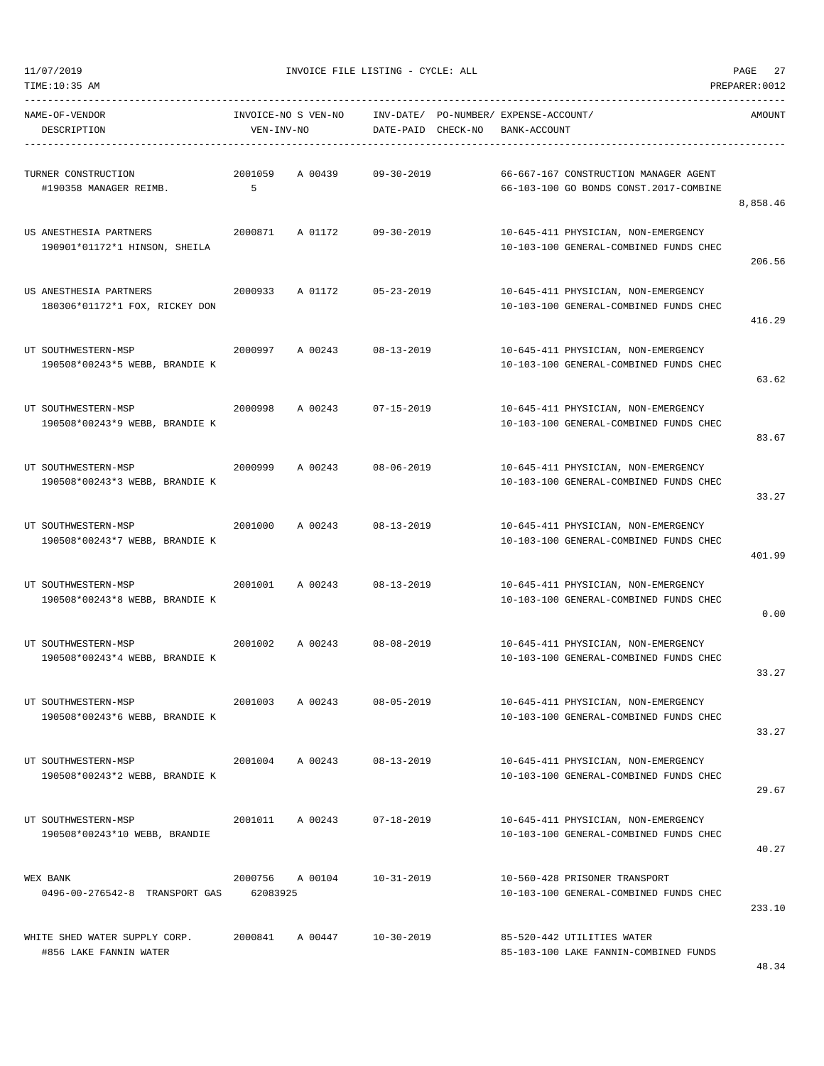# INVOICE FILE LISTING - CYCLE: ALL

11/07/2019
TIME:10:35 AM
PREPARER:0012

| NAME-OF-VENDOR / DESCRIPTION | INVOICE-NO / VEN-INV-NO | S | VEN-NO | INV-DATE/ DATE-PAID | PO-NUMBER/ CHECK-NO | EXPENSE-ACCOUNT/ BANK-ACCOUNT | AMOUNT |
|---|---|---|---|---|---|---|---|
| TURNER CONSTRUCTION<br>#190358 MANAGER REIMB. | 2001059<br>5 | A | 00439 | 09-30-2019 | | 66-667-167 CONSTRUCTION MANAGER AGENT<br>66-103-100 GO BONDS CONST.2017-COMBINE | 8,858.46 |
| US ANESTHESIA PARTNERS<br>190901*01172*1 HINSON, SHEILA | 2000871 | A | 01172 | 09-30-2019 | | 10-645-411 PHYSICIAN, NON-EMERGENCY<br>10-103-100 GENERAL-COMBINED FUNDS CHEC | 206.56 |
| US ANESTHESIA PARTNERS<br>180306*01172*1 FOX, RICKEY DON | 2000933 | A | 01172 | 05-23-2019 | | 10-645-411 PHYSICIAN, NON-EMERGENCY<br>10-103-100 GENERAL-COMBINED FUNDS CHEC | 416.29 |
| UT SOUTHWESTERN-MSP<br>190508*00243*5 WEBB, BRANDIE K | 2000997 | A | 00243 | 08-13-2019 | | 10-645-411 PHYSICIAN, NON-EMERGENCY<br>10-103-100 GENERAL-COMBINED FUNDS CHEC | 63.62 |
| UT SOUTHWESTERN-MSP<br>190508*00243*9 WEBB, BRANDIE K | 2000998 | A | 00243 | 07-15-2019 | | 10-645-411 PHYSICIAN, NON-EMERGENCY<br>10-103-100 GENERAL-COMBINED FUNDS CHEC | 83.67 |
| UT SOUTHWESTERN-MSP<br>190508*00243*3 WEBB, BRANDIE K | 2000999 | A | 00243 | 08-06-2019 | | 10-645-411 PHYSICIAN, NON-EMERGENCY<br>10-103-100 GENERAL-COMBINED FUNDS CHEC | 33.27 |
| UT SOUTHWESTERN-MSP<br>190508*00243*7 WEBB, BRANDIE K | 2001000 | A | 00243 | 08-13-2019 | | 10-645-411 PHYSICIAN, NON-EMERGENCY<br>10-103-100 GENERAL-COMBINED FUNDS CHEC | 401.99 |
| UT SOUTHWESTERN-MSP<br>190508*00243*8 WEBB, BRANDIE K | 2001001 | A | 00243 | 08-13-2019 | | 10-645-411 PHYSICIAN, NON-EMERGENCY<br>10-103-100 GENERAL-COMBINED FUNDS CHEC | 0.00 |
| UT SOUTHWESTERN-MSP<br>190508*00243*4 WEBB, BRANDIE K | 2001002 | A | 00243 | 08-08-2019 | | 10-645-411 PHYSICIAN, NON-EMERGENCY<br>10-103-100 GENERAL-COMBINED FUNDS CHEC | 33.27 |
| UT SOUTHWESTERN-MSP<br>190508*00243*6 WEBB, BRANDIE K | 2001003 | A | 00243 | 08-05-2019 | | 10-645-411 PHYSICIAN, NON-EMERGENCY<br>10-103-100 GENERAL-COMBINED FUNDS CHEC | 33.27 |
| UT SOUTHWESTERN-MSP<br>190508*00243*2 WEBB, BRANDIE K | 2001004 | A | 00243 | 08-13-2019 | | 10-645-411 PHYSICIAN, NON-EMERGENCY<br>10-103-100 GENERAL-COMBINED FUNDS CHEC | 29.67 |
| UT SOUTHWESTERN-MSP<br>190508*00243*10 WEBB, BRANDIE | 2001011 | A | 00243 | 07-18-2019 | | 10-645-411 PHYSICIAN, NON-EMERGENCY<br>10-103-100 GENERAL-COMBINED FUNDS CHEC | 40.27 |
| WEX BANK<br>0496-00-276542-8 TRANSPORT GAS | 2000756<br>62083925 | A | 00104 | 10-31-2019 | | 10-560-428 PRISONER TRANSPORT<br>10-103-100 GENERAL-COMBINED FUNDS CHEC | 233.10 |
| WHITE SHED WATER SUPPLY CORP.<br>#856 LAKE FANNIN WATER | 2000841 | A | 00447 | 10-30-2019 | | 85-520-442 UTILITIES WATER<br>85-103-100 LAKE FANNIN-COMBINED FUNDS | 48.34 |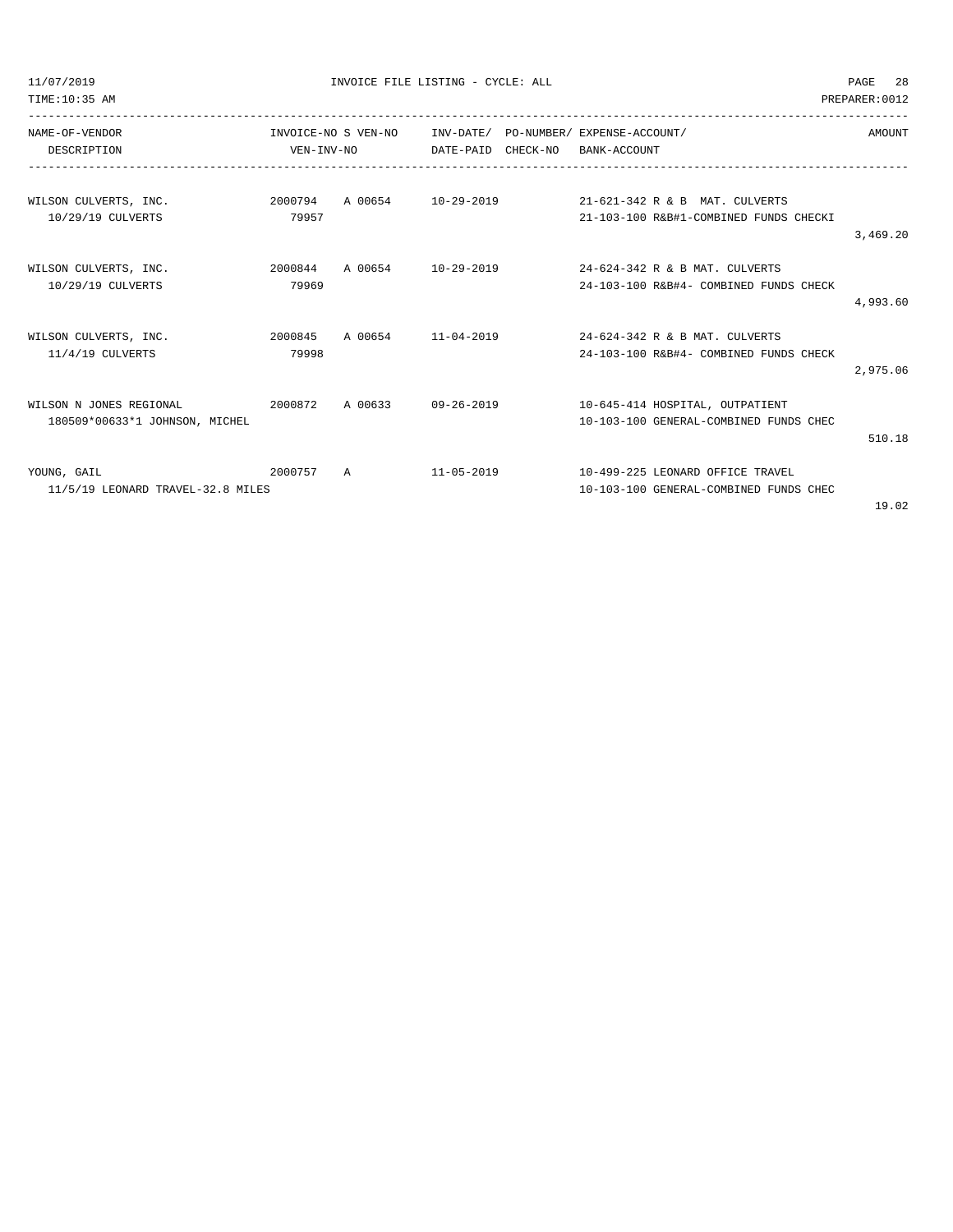INVOICE FILE LISTING - CYCLE: ALL

| NAME-OF-VENDOR<br>DESCRIPTION | INVOICE-NO<br>VEN-INV-NO | S | VEN-NO | INV-DATE/<br>DATE-PAID | PO-NUMBER/<br>CHECK-NO | EXPENSE-ACCOUNT/<br>BANK-ACCOUNT | AMOUNT |
|---|---|---|---|---|---|---|---|
| WILSON CULVERTS, INC.<br>10/29/19 CULVERTS | 2000794<br>79957 | A | 00654 | 10-29-2019 | | 21-621-342 R & B MAT. CULVERTS<br>21-103-100 R&B#1-COMBINED FUNDS CHECKI | 3,469.20 |
| WILSON CULVERTS, INC.<br>10/29/19 CULVERTS | 2000844<br>79969 | A | 00654 | 10-29-2019 | | 24-624-342 R & B MAT. CULVERTS<br>24-103-100 R&B#4- COMBINED FUNDS CHECK | 4,993.60 |
| WILSON CULVERTS, INC.<br>11/4/19 CULVERTS | 2000845<br>79998 | A | 00654 | 11-04-2019 | | 24-624-342 R & B MAT. CULVERTS<br>24-103-100 R&B#4- COMBINED FUNDS CHECK | 2,975.06 |
| WILSON N JONES REGIONAL<br>180509*00633*1 JOHNSON, MICHEL | 2000872 | A | 00633 | 09-26-2019 | | 10-645-414 HOSPITAL, OUTPATIENT<br>10-103-100 GENERAL-COMBINED FUNDS CHEC | 510.18 |
| YOUNG, GAIL<br>11/5/19 LEONARD TRAVEL-32.8 MILES | 2000757 | A | | 11-05-2019 | | 10-499-225 LEONARD OFFICE TRAVEL<br>10-103-100 GENERAL-COMBINED FUNDS CHEC | 19.02 |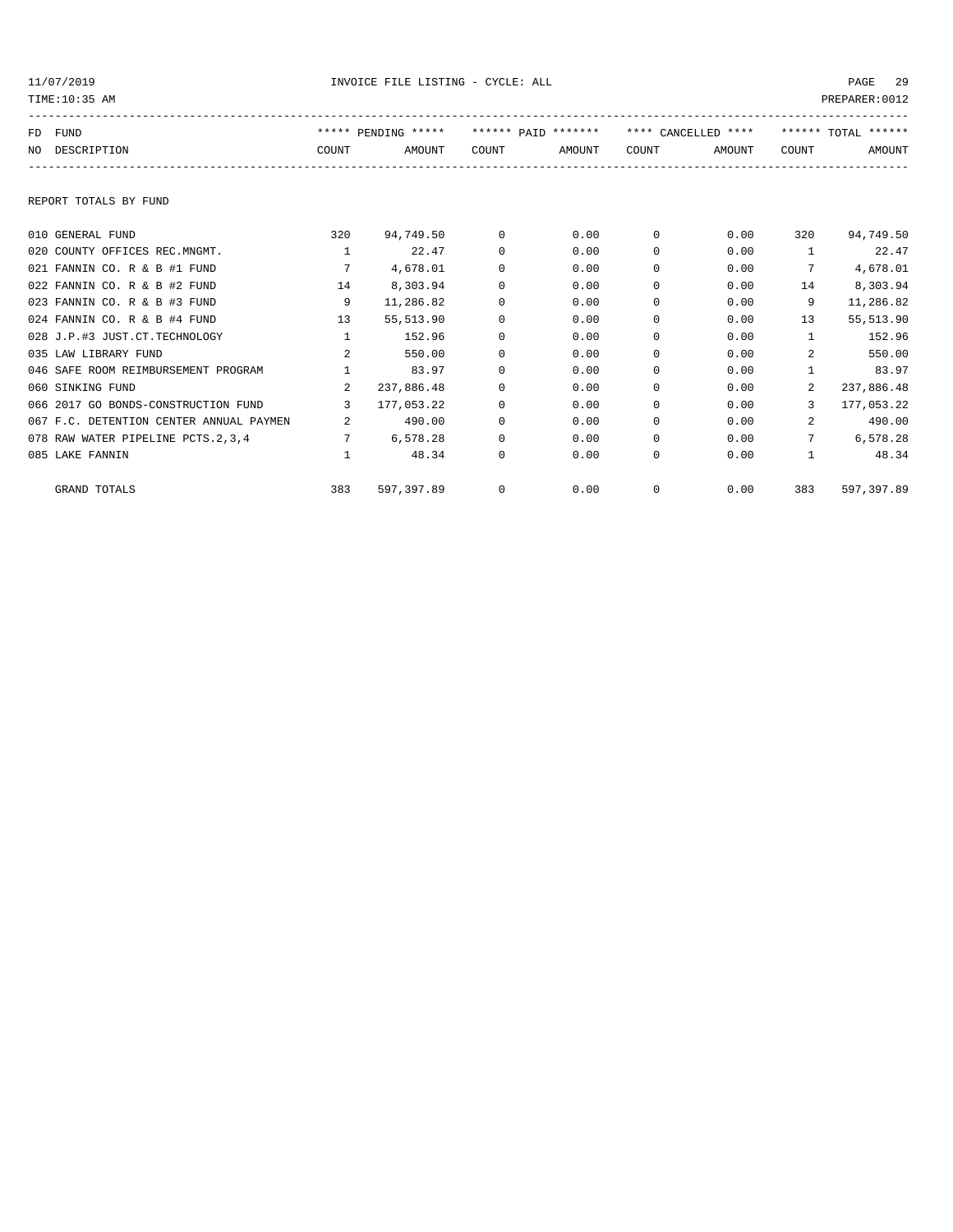11/07/2019 INVOICE FILE LISTING - CYCLE: ALL

TIME:10:35 AM PREPARER:0012

| FD NO | FUND DESCRIPTION | ***** PENDING ***** COUNT | AMOUNT | ****** PAID ******* COUNT | AMOUNT | **** CANCELLED **** COUNT | AMOUNT | ****** TOTAL ****** COUNT | AMOUNT |
|---|---|---|---|---|---|---|---|---|---|

REPORT TOTALS BY FUND

| FD NO | FUND DESCRIPTION | PENDING COUNT | PENDING AMOUNT | PAID COUNT | PAID AMOUNT | CANCELLED COUNT | CANCELLED AMOUNT | TOTAL COUNT | TOTAL AMOUNT |
|---|---|---|---|---|---|---|---|---|---|
| 010 | GENERAL FUND | 320 | 94,749.50 | 0 | 0.00 | 0 | 0.00 | 320 | 94,749.50 |
| 020 | COUNTY OFFICES REC.MNGMT. | 1 | 22.47 | 0 | 0.00 | 0 | 0.00 | 1 | 22.47 |
| 021 | FANNIN CO. R & B #1 FUND | 7 | 4,678.01 | 0 | 0.00 | 0 | 0.00 | 7 | 4,678.01 |
| 022 | FANNIN CO. R & B #2 FUND | 14 | 8,303.94 | 0 | 0.00 | 0 | 0.00 | 14 | 8,303.94 |
| 023 | FANNIN CO. R & B #3 FUND | 9 | 11,286.82 | 0 | 0.00 | 0 | 0.00 | 9 | 11,286.82 |
| 024 | FANNIN CO. R & B #4 FUND | 13 | 55,513.90 | 0 | 0.00 | 0 | 0.00 | 13 | 55,513.90 |
| 028 | J.P.#3 JUST.CT.TECHNOLOGY | 1 | 152.96 | 0 | 0.00 | 0 | 0.00 | 1 | 152.96 |
| 035 | LAW LIBRARY FUND | 2 | 550.00 | 0 | 0.00 | 0 | 0.00 | 2 | 550.00 |
| 046 | SAFE ROOM REIMBURSEMENT PROGRAM | 1 | 83.97 | 0 | 0.00 | 0 | 0.00 | 1 | 83.97 |
| 060 | SINKING FUND | 2 | 237,886.48 | 0 | 0.00 | 0 | 0.00 | 2 | 237,886.48 |
| 066 | 2017 GO BONDS-CONSTRUCTION FUND | 3 | 177,053.22 | 0 | 0.00 | 0 | 0.00 | 3 | 177,053.22 |
| 067 | F.C. DETENTION CENTER ANNUAL PAYMEN | 2 | 490.00 | 0 | 0.00 | 0 | 0.00 | 2 | 490.00 |
| 078 | RAW WATER PIPELINE PCTS.2,3,4 | 7 | 6,578.28 | 0 | 0.00 | 0 | 0.00 | 7 | 6,578.28 |
| 085 | LAKE FANNIN | 1 | 48.34 | 0 | 0.00 | 0 | 0.00 | 1 | 48.34 |
| | GRAND TOTALS | 383 | 597,397.89 | 0 | 0.00 | 0 | 0.00 | 383 | 597,397.89 |